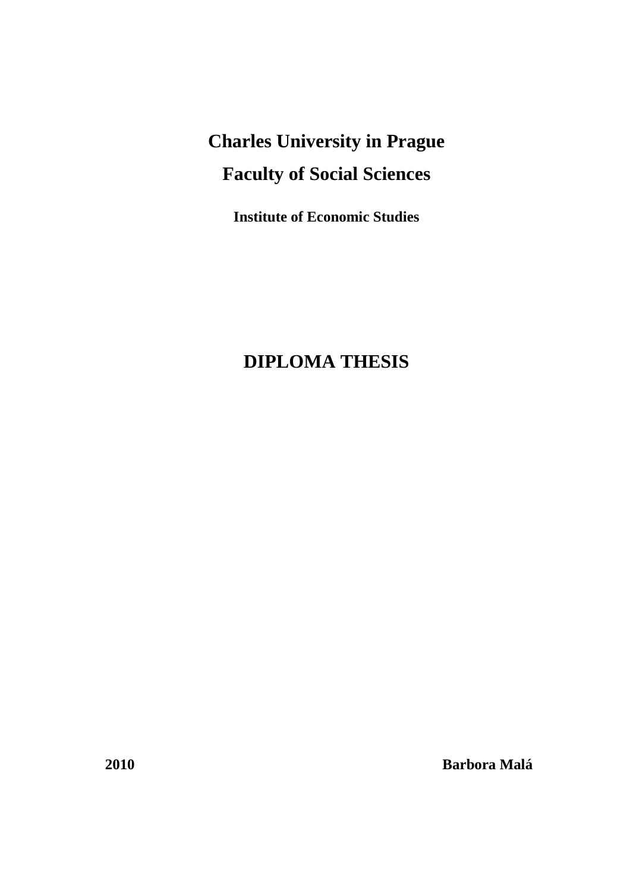# Charles University in Prague

# Faculty of Social Sciences

**Institute of Economic Studies**

# DIPLOMA THESIS

**2010** **Barbora Malá**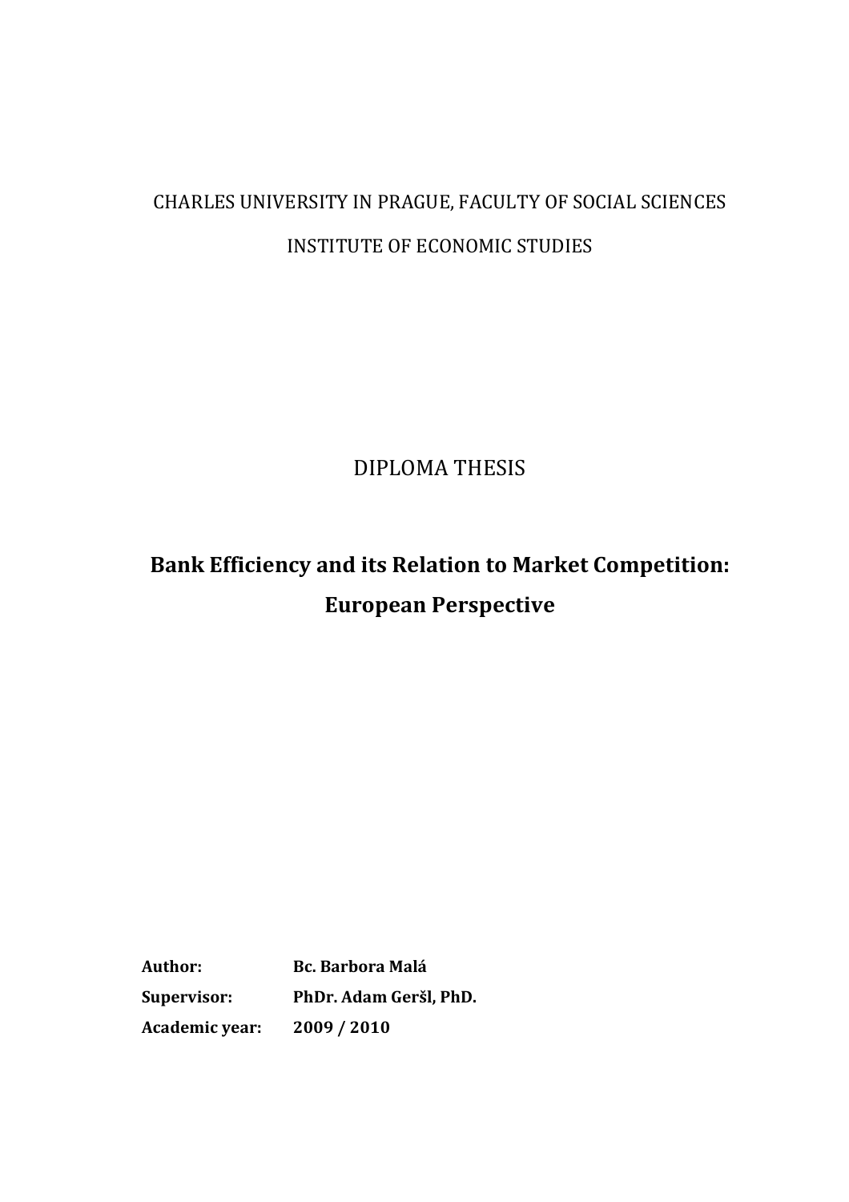CHARLES UNIVERSITY IN PRAGUE, FACULTY OF SOCIAL SCIENCES

INSTITUTE OF ECONOMIC STUDIES

DIPLOMA THESIS

# Bank Efficiency and its Relation to Market Competition: European Perspective

**Author:** **Bc. Barbora Malá**

**Supervisor:** **PhDr. Adam Geršl, PhD.**

**Academic year:** **2009 / 2010**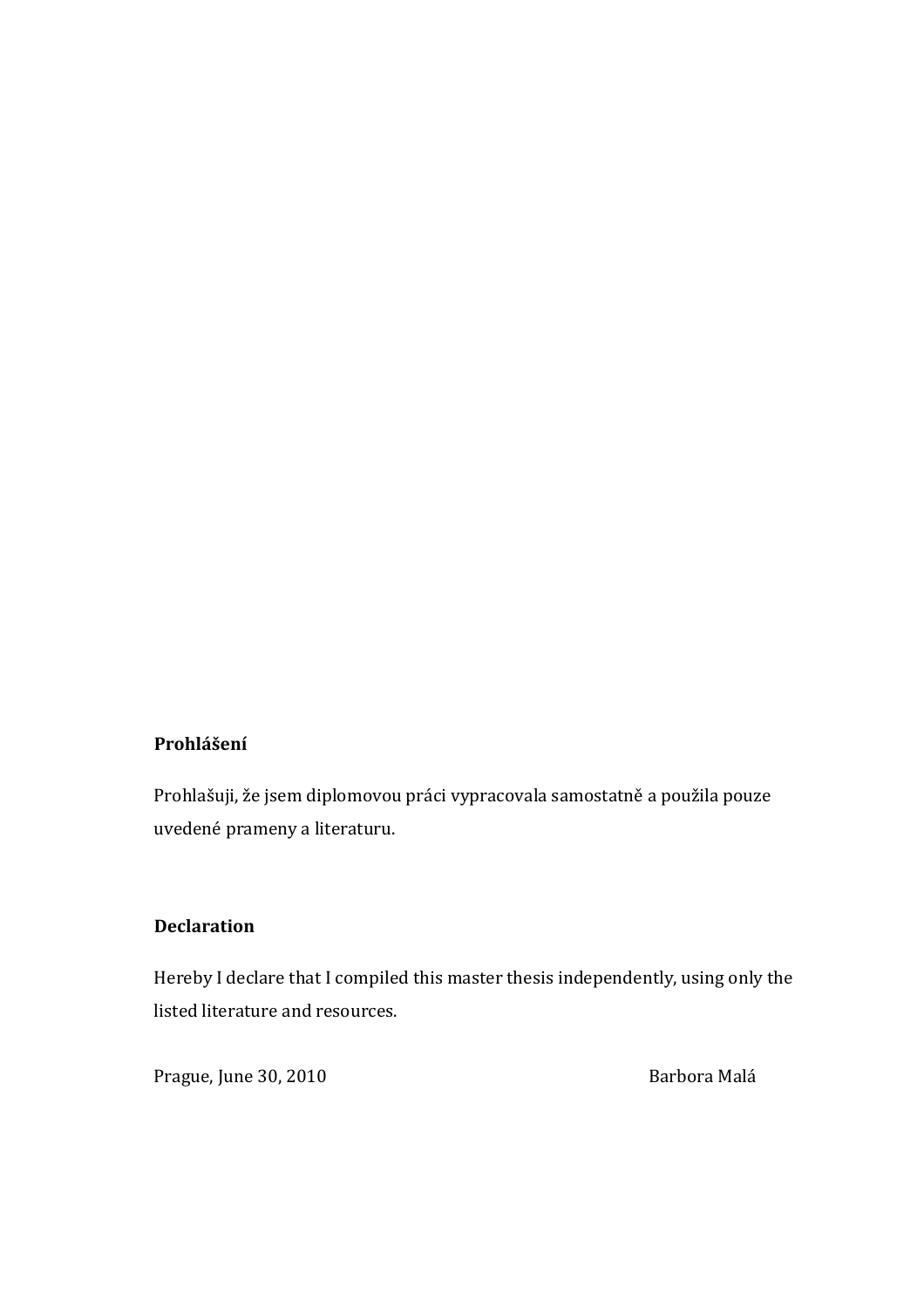**Prohlášení**

Prohlašuji, že jsem diplomovou práci vypracovala samostatně a použila pouze uvedené prameny a literaturu.

**Declaration**

Hereby I declare that I compiled this master thesis independently, using only the listed literature and resources.

Prague, June 30, 2010 Barbora Malá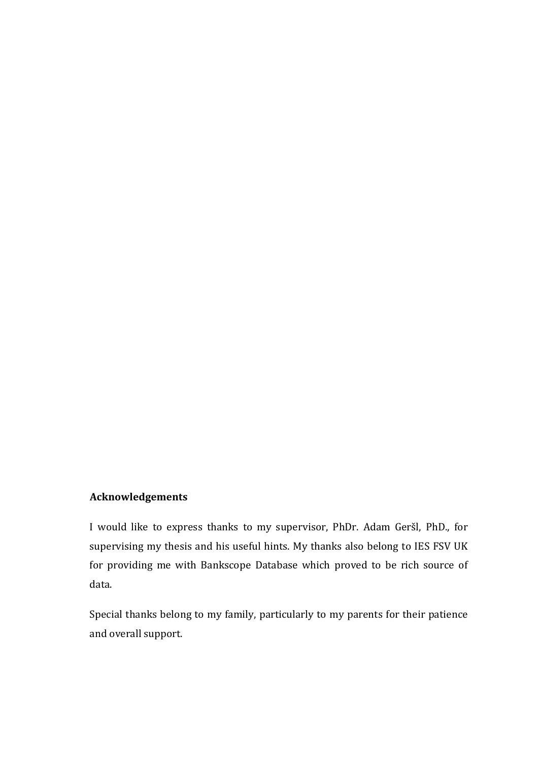**Acknowledgements**

I would like to express thanks to my supervisor, PhDr. Adam Geršl, PhD., for supervising my thesis and his useful hints. My thanks also belong to IES FSV UK for providing me with Bankscope Database which proved to be rich source of data.

Special thanks belong to my family, particularly to my parents for their patience and overall support.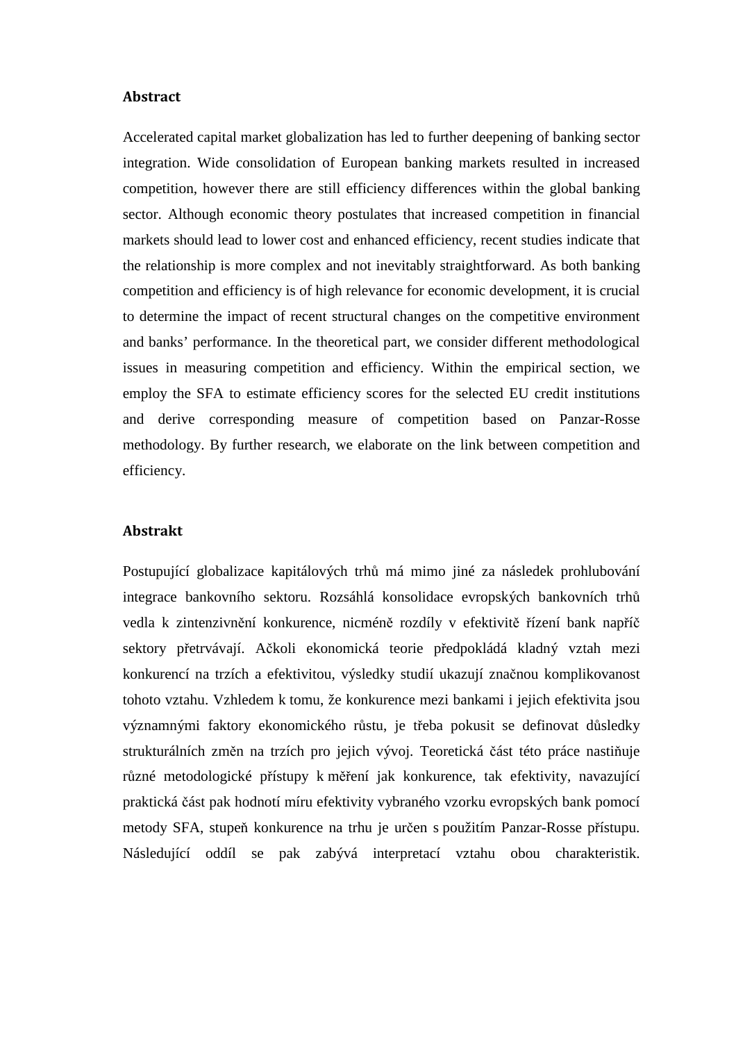## Abstract

Accelerated capital market globalization has led to further deepening of banking sector integration. Wide consolidation of European banking markets resulted in increased competition, however there are still efficiency differences within the global banking sector. Although economic theory postulates that increased competition in financial markets should lead to lower cost and enhanced efficiency, recent studies indicate that the relationship is more complex and not inevitably straightforward. As both banking competition and efficiency is of high relevance for economic development, it is crucial to determine the impact of recent structural changes on the competitive environment and banks' performance. In the theoretical part, we consider different methodological issues in measuring competition and efficiency. Within the empirical section, we employ the SFA to estimate efficiency scores for the selected EU credit institutions and derive corresponding measure of competition based on Panzar-Rosse methodology. By further research, we elaborate on the link between competition and efficiency.

## Abstrakt

Postupující globalizace kapitálových trhů má mimo jiné za následek prohlubování integrace bankovního sektoru. Rozsáhlá konsolidace evropských bankovních trhů vedla k zintenzivnění konkurence, nicméně rozdíly v efektivitě řízení bank napříč sektory přetrvávají. Ačkoli ekonomická teorie předpokládá kladný vztah mezi konkurencí na trzích a efektivitou, výsledky studií ukazují značnou komplikovanost tohoto vztahu. Vzhledem k tomu, že konkurence mezi bankami i jejich efektivita jsou významnými faktory ekonomického růstu, je třeba pokusit se definovat důsledky strukturálních změn na trzích pro jejich vývoj. Teoretická část této práce nastiňuje různé metodologické přístupy k měření jak konkurence, tak efektivity, navazující praktická část pak hodnotí míru efektivity vybraného vzorku evropských bank pomocí metody SFA, stupeň konkurence na trhu je určen s použitím Panzar-Rosse přístupu. Následující oddíl se pak zabývá interpretací vztahu obou charakteristik.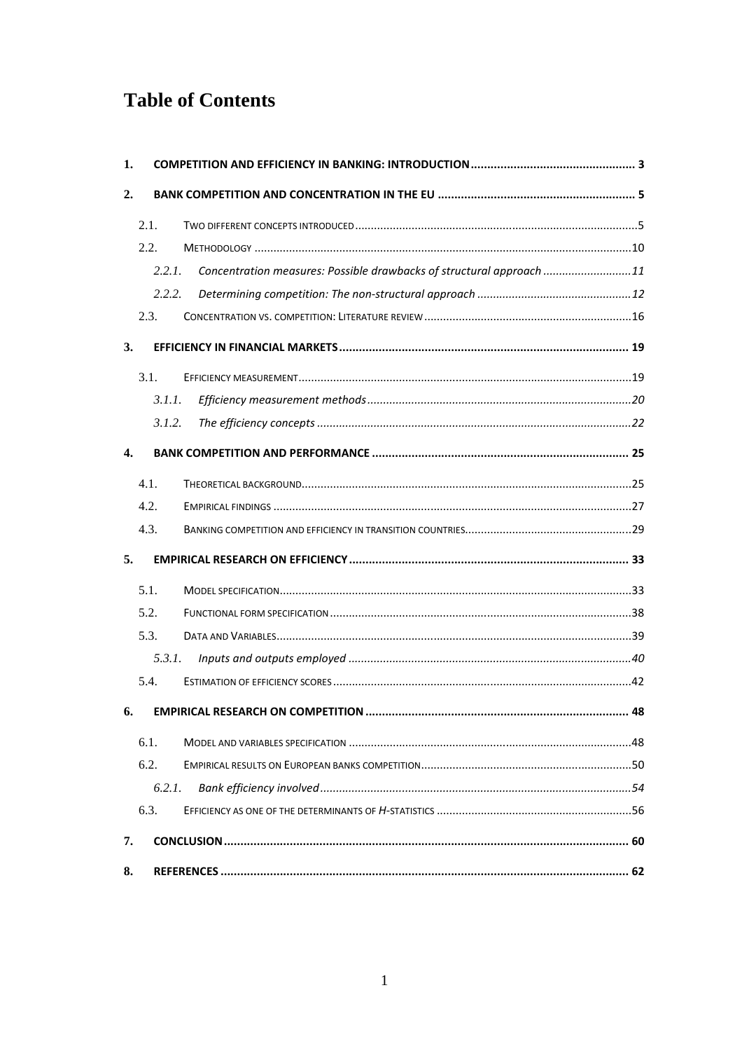# Table of Contents

1. **COMPETITION AND EFFICIENCY IN BANKING: INTRODUCTION** .................................................. 3
2. **BANK COMPETITION AND CONCENTRATION IN THE EU** ............................................................ 5
   - 2.1. TWO DIFFERENT CONCEPTS INTRODUCED ........................................................................................5
   - 2.2. METHODOLOGY ......................................................................................................................10
     - 2.2.1. *Concentration measures: Possible drawbacks of structural approach* ...........................11
     - 2.2.2. *Determining competition: The non-structural approach* ................................................12
   - 2.3. CONCENTRATION VS. COMPETITION: LITERATURE REVIEW .................................................................16
3. **EFFICIENCY IN FINANCIAL MARKETS** ....................................................................................... 19
   - 3.1. EFFICIENCY MEASUREMENT..........................................................................................................19
     - 3.1.1. *Efficiency measurement methods* ...................................................................................20
     - 3.1.2. *The efficiency concepts* ..................................................................................................22
4. **BANK COMPETITION AND PERFORMANCE** ............................................................................. 25
   - 4.1. THEORETICAL BACKGROUND.........................................................................................................25
   - 4.2. EMPIRICAL FINDINGS .................................................................................................................27
   - 4.3. BANKING COMPETITION AND EFFICIENCY IN TRANSITION COUNTRIES....................................................29
5. **EMPIRICAL RESEARCH ON EFFICIENCY** .................................................................................... 33
   - 5.1. MODEL SPECIFICATION...............................................................................................................33
   - 5.2. FUNCTIONAL FORM SPECIFICATION ...............................................................................................38
   - 5.3. DATA AND VARIABLES.................................................................................................................39
     - 5.3.1. *Inputs and outputs employed* .........................................................................................40
   - 5.4. ESTIMATION OF EFFICIENCY SCORES ..............................................................................................42
6. **EMPIRICAL RESEARCH ON COMPETITION** ................................................................................ 48
   - 6.1. MODEL AND VARIABLES SPECIFICATION .........................................................................................48
   - 6.2. EMPIRICAL RESULTS ON EUROPEAN BANKS COMPETITION..................................................................50
     - 6.2.1. *Bank efficiency involved* .................................................................................................54
   - 6.3. EFFICIENCY AS ONE OF THE DETERMINANTS OF *H*-STATISTICS .............................................................56
7. **CONCLUSION** .......................................................................................................................... 60
8. **REFERENCES** .......................................................................................................................... 62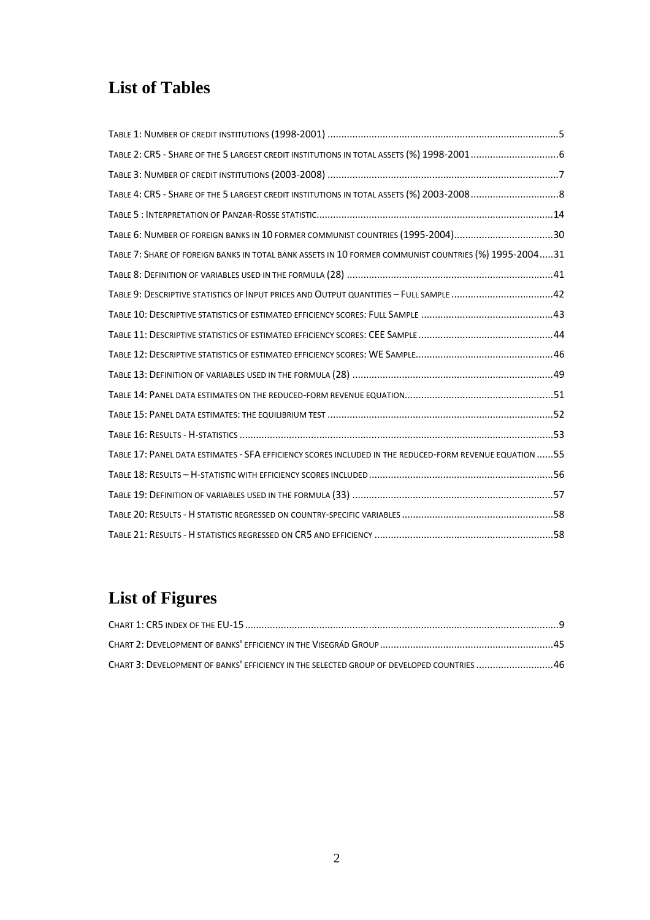# List of Tables

Table 1: Number of credit institutions (1998-2001) ....................................................................................5

Table 2: CR5 - Share of the 5 largest credit institutions in total assets (%) 1998-2001 ................................6

Table 3: Number of credit institutions (2003-2008) ....................................................................................7

Table 4: CR5 - Share of the 5 largest credit institutions in total assets (%) 2003-2008 ................................8

Table 5 : Interpretation of Panzar-Rosse statistic......................................................................................14

Table 6: Number of foreign banks in 10 former communist countries (1995-2004)....................................30

Table 7: Share of foreign banks in total bank assets in 10 former communist countries (%) 1995-2004.....31

Table 8: Definition of variables used in the formula (28) ...........................................................................41

Table 9: Descriptive statistics of Input prices and Output quantities – Full sample .....................................42

Table 10: Descriptive statistics of estimated efficiency scores: Full Sample ................................................43

Table 11: Descriptive statistics of estimated efficiency scores: CEE Sample .................................................44

Table 12: Descriptive statistics of estimated efficiency scores: WE Sample..................................................46

Table 13: Definition of variables used in the formula (28) .........................................................................49

Table 14: Panel data estimates on the reduced-form revenue equation......................................................51

Table 15: Panel data estimates: the equilibrium test ..................................................................................52

Table 16: Results - H-statistics ..................................................................................................................53

Table 17: Panel data estimates - SFA efficiency scores included in the reduced-form revenue equation ......55

Table 18: Results – H-statistic with efficiency scores included ...................................................................56

Table 19: Definition of variables used in the formula (33) .........................................................................57

Table 20: Results - H statistic regressed on country-specific variables .......................................................58

Table 21: Results - H statistics regressed on CR5 and efficiency .................................................................58

# List of Figures

Chart 1: CR5 index of the EU-15 ..................................................................................................................9

Chart 2: Development of banks' efficiency in the Visegrád Group ...............................................................45

Chart 3: Development of banks' efficiency in the selected group of developed countries ............................46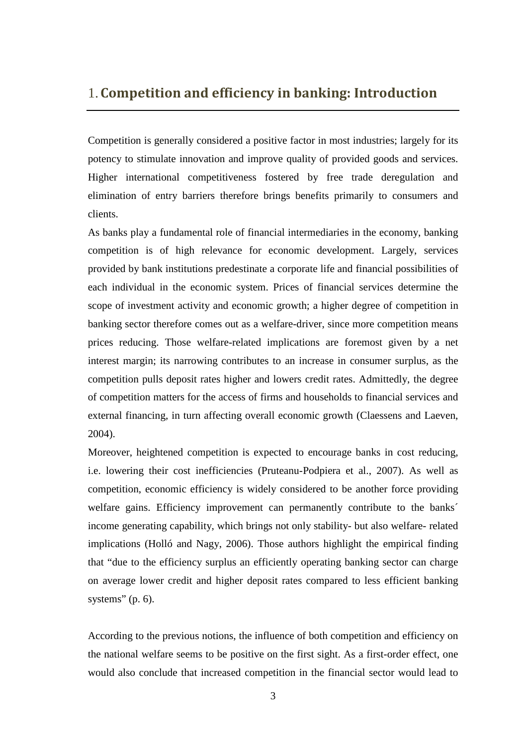# 1. Competition and efficiency in banking: Introduction

Competition is generally considered a positive factor in most industries; largely for its potency to stimulate innovation and improve quality of provided goods and services. Higher international competitiveness fostered by free trade deregulation and elimination of entry barriers therefore brings benefits primarily to consumers and clients.

As banks play a fundamental role of financial intermediaries in the economy, banking competition is of high relevance for economic development. Largely, services provided by bank institutions predestinate a corporate life and financial possibilities of each individual in the economic system. Prices of financial services determine the scope of investment activity and economic growth; a higher degree of competition in banking sector therefore comes out as a welfare-driver, since more competition means prices reducing. Those welfare-related implications are foremost given by a net interest margin; its narrowing contributes to an increase in consumer surplus, as the competition pulls deposit rates higher and lowers credit rates. Admittedly, the degree of competition matters for the access of firms and households to financial services and external financing, in turn affecting overall economic growth (Claessens and Laeven, 2004).

Moreover, heightened competition is expected to encourage banks in cost reducing, i.e. lowering their cost inefficiencies (Pruteanu-Podpiera et al., 2007). As well as competition, economic efficiency is widely considered to be another force providing welfare gains. Efficiency improvement can permanently contribute to the banks´ income generating capability, which brings not only stability- but also welfare- related implications (Holló and Nagy, 2006). Those authors highlight the empirical finding that "due to the efficiency surplus an efficiently operating banking sector can charge on average lower credit and higher deposit rates compared to less efficient banking systems" (p. 6).

According to the previous notions, the influence of both competition and efficiency on the national welfare seems to be positive on the first sight. As a first-order effect, one would also conclude that increased competition in the financial sector would lead to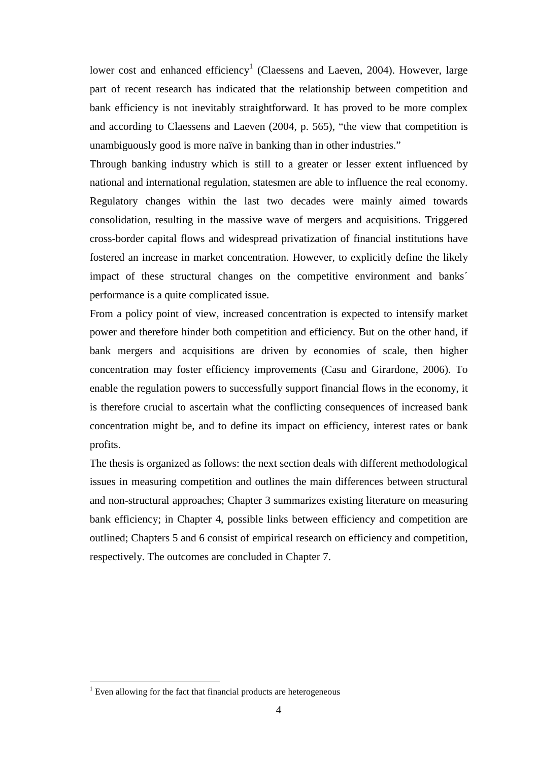lower cost and enhanced efficiency[1] (Claessens and Laeven, 2004). However, large part of recent research has indicated that the relationship between competition and bank efficiency is not inevitably straightforward. It has proved to be more complex and according to Claessens and Laeven (2004, p. 565), "the view that competition is unambiguously good is more naïve in banking than in other industries."

Through banking industry which is still to a greater or lesser extent influenced by national and international regulation, statesmen are able to influence the real economy. Regulatory changes within the last two decades were mainly aimed towards consolidation, resulting in the massive wave of mergers and acquisitions. Triggered cross-border capital flows and widespread privatization of financial institutions have fostered an increase in market concentration. However, to explicitly define the likely impact of these structural changes on the competitive environment and banks´ performance is a quite complicated issue.

From a policy point of view, increased concentration is expected to intensify market power and therefore hinder both competition and efficiency. But on the other hand, if bank mergers and acquisitions are driven by economies of scale, then higher concentration may foster efficiency improvements (Casu and Girardone, 2006). To enable the regulation powers to successfully support financial flows in the economy, it is therefore crucial to ascertain what the conflicting consequences of increased bank concentration might be, and to define its impact on efficiency, interest rates or bank profits.

The thesis is organized as follows: the next section deals with different methodological issues in measuring competition and outlines the main differences between structural and non-structural approaches; Chapter 3 summarizes existing literature on measuring bank efficiency; in Chapter 4, possible links between efficiency and competition are outlined; Chapters 5 and 6 consist of empirical research on efficiency and competition, respectively. The outcomes are concluded in Chapter 7.

---

[1] Even allowing for the fact that financial products are heterogeneous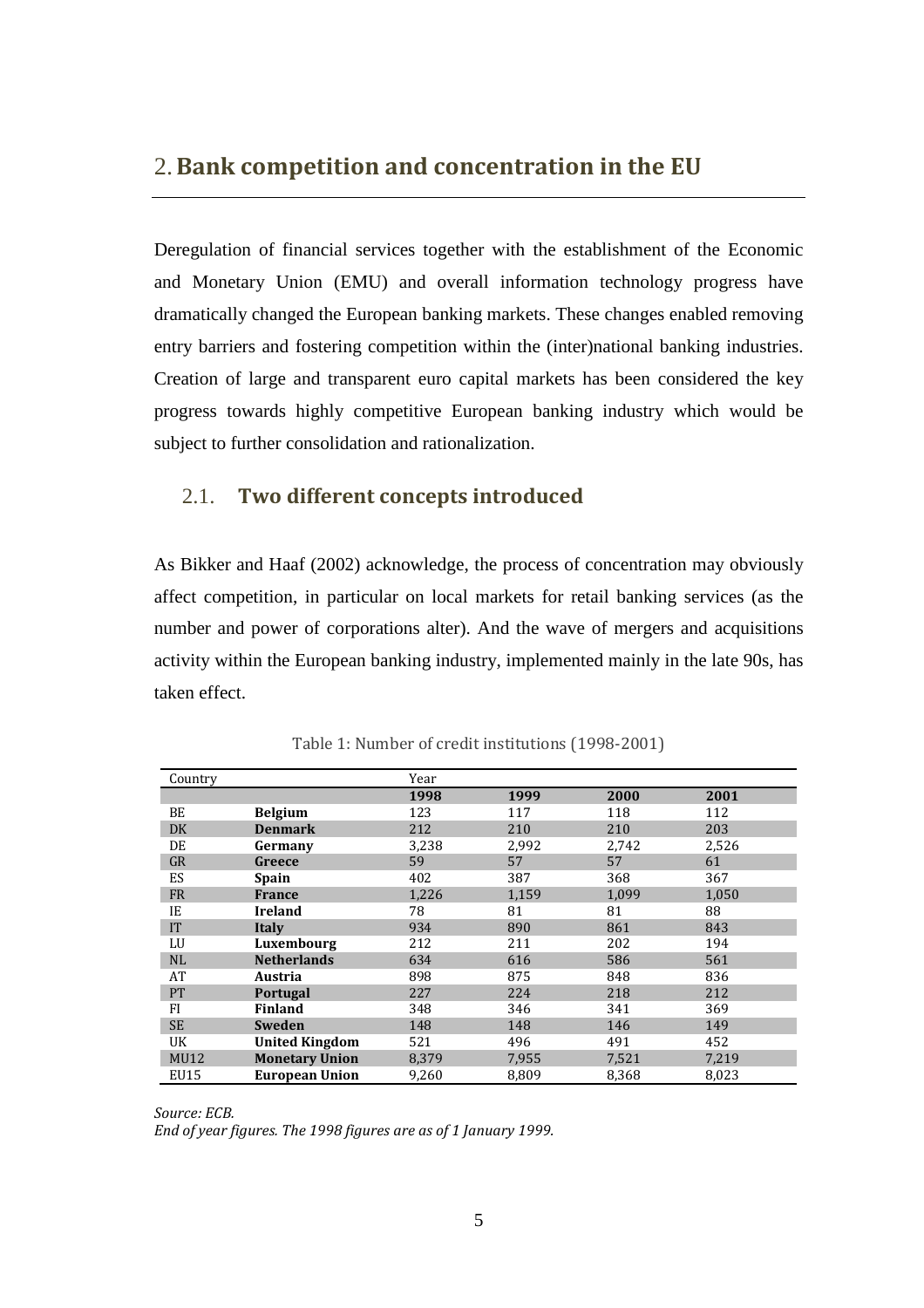## 2. Bank competition and concentration in the EU

Deregulation of financial services together with the establishment of the Economic and Monetary Union (EMU) and overall information technology progress have dramatically changed the European banking markets. These changes enabled removing entry barriers and fostering competition within the (inter)national banking industries. Creation of large and transparent euro capital markets has been considered the key progress towards highly competitive European banking industry which would be subject to further consolidation and rationalization.

### 2.1. Two different concepts introduced

As Bikker and Haaf (2002) acknowledge, the process of concentration may obviously affect competition, in particular on local markets for retail banking services (as the number and power of corporations alter). And the wave of mergers and acquisitions activity within the European banking industry, implemented mainly in the late 90s, has taken effect.

Table 1: Number of credit institutions (1998-2001)

| Country | | Year | | | |
|---|---|---|---|---|---|
| | | **1998** | **1999** | **2000** | **2001** |
| BE | **Belgium** | 123 | 117 | 118 | 112 |
| DK | **Denmark** | 212 | 210 | 210 | 203 |
| DE | **Germany** | 3,238 | 2,992 | 2,742 | 2,526 |
| GR | **Greece** | 59 | 57 | 57 | 61 |
| ES | **Spain** | 402 | 387 | 368 | 367 |
| FR | **France** | 1,226 | 1,159 | 1,099 | 1,050 |
| IE | **Ireland** | 78 | 81 | 81 | 88 |
| IT | **Italy** | 934 | 890 | 861 | 843 |
| LU | **Luxembourg** | 212 | 211 | 202 | 194 |
| NL | **Netherlands** | 634 | 616 | 586 | 561 |
| AT | **Austria** | 898 | 875 | 848 | 836 |
| PT | **Portugal** | 227 | 224 | 218 | 212 |
| FI | **Finland** | 348 | 346 | 341 | 369 |
| SE | **Sweden** | 148 | 148 | 146 | 149 |
| UK | **United Kingdom** | 521 | 496 | 491 | 452 |
| MU12 | **Monetary Union** | 8,379 | 7,955 | 7,521 | 7,219 |
| EU15 | **European Union** | 9,260 | 8,809 | 8,368 | 8,023 |

*Source: ECB.*
*End of year figures. The 1998 figures are as of 1 January 1999.*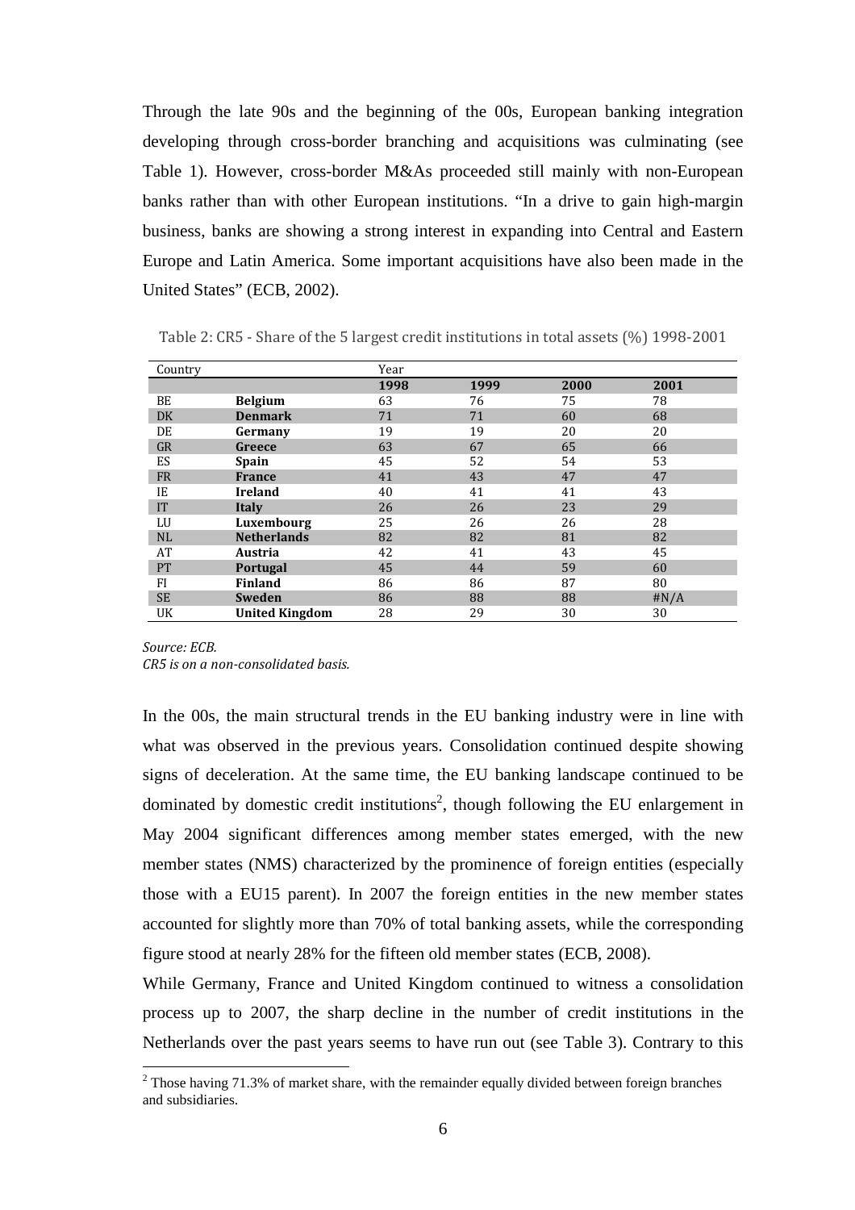Through the late 90s and the beginning of the 00s, European banking integration developing through cross-border branching and acquisitions was culminating (see Table 1). However, cross-border M&As proceeded still mainly with non-European banks rather than with other European institutions. “In a drive to gain high-margin business, banks are showing a strong interest in expanding into Central and Eastern Europe and Latin America. Some important acquisitions have also been made in the United States” (ECB, 2002).

Table 2: CR5 - Share of the 5 largest credit institutions in total assets (%) 1998-2001

| Country | | Year | | | |
|---|---|---|---|---|---|
| | | **1998** | **1999** | **2000** | **2001** |
| BE | **Belgium** | 63 | 76 | 75 | 78 |
| DK | **Denmark** | 71 | 71 | 60 | 68 |
| DE | **Germany** | 19 | 19 | 20 | 20 |
| GR | **Greece** | 63 | 67 | 65 | 66 |
| ES | **Spain** | 45 | 52 | 54 | 53 |
| FR | **France** | 41 | 43 | 47 | 47 |
| IE | **Ireland** | 40 | 41 | 41 | 43 |
| IT | **Italy** | 26 | 26 | 23 | 29 |
| LU | **Luxembourg** | 25 | 26 | 26 | 28 |
| NL | **Netherlands** | 82 | 82 | 81 | 82 |
| AT | **Austria** | 42 | 41 | 43 | 45 |
| PT | **Portugal** | 45 | 44 | 59 | 60 |
| FI | **Finland** | 86 | 86 | 87 | 80 |
| SE | **Sweden** | 86 | 88 | 88 | #N/A |
| UK | **United Kingdom** | 28 | 29 | 30 | 30 |

*Source: ECB.*
*CR5 is on a non-consolidated basis.*

In the 00s, the main structural trends in the EU banking industry were in line with what was observed in the previous years. Consolidation continued despite showing signs of deceleration. At the same time, the EU banking landscape continued to be dominated by domestic credit institutions[2], though following the EU enlargement in May 2004 significant differences among member states emerged, with the new member states (NMS) characterized by the prominence of foreign entities (especially those with a EU15 parent). In 2007 the foreign entities in the new member states accounted for slightly more than 70% of total banking assets, while the corresponding figure stood at nearly 28% for the fifteen old member states (ECB, 2008).

While Germany, France and United Kingdom continued to witness a consolidation process up to 2007, the sharp decline in the number of credit institutions in the Netherlands over the past years seems to have run out (see Table 3). Contrary to this

[2] Those having 71.3% of market share, with the remainder equally divided between foreign branches and subsidiaries.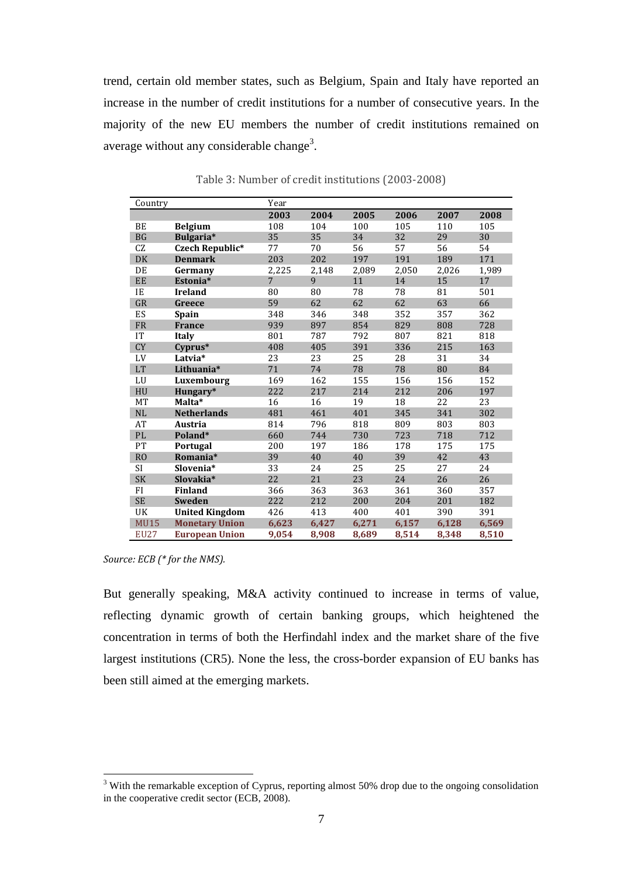trend, certain old member states, such as Belgium, Spain and Italy have reported an increase in the number of credit institutions for a number of consecutive years. In the majority of the new EU members the number of credit institutions remained on average without any considerable change[3].

Table 3: Number of credit institutions (2003-2008)

| Country | | Year | | | | | |
|---|---|---|---|---|---|---|---|
| | | **2003** | **2004** | **2005** | **2006** | **2007** | **2008** |
| BE | **Belgium** | 108 | 104 | 100 | 105 | 110 | 105 |
| BG | **Bulgaria*** | 35 | 35 | 34 | 32 | 29 | 30 |
| CZ | **Czech Republic*** | 77 | 70 | 56 | 57 | 56 | 54 |
| DK | **Denmark** | 203 | 202 | 197 | 191 | 189 | 171 |
| DE | **Germany** | 2,225 | 2,148 | 2,089 | 2,050 | 2,026 | 1,989 |
| EE | **Estonia*** | 7 | 9 | 11 | 14 | 15 | 17 |
| IE | **Ireland** | 80 | 80 | 78 | 78 | 81 | 501 |
| GR | **Greece** | 59 | 62 | 62 | 62 | 63 | 66 |
| ES | **Spain** | 348 | 346 | 348 | 352 | 357 | 362 |
| FR | **France** | 939 | 897 | 854 | 829 | 808 | 728 |
| IT | **Italy** | 801 | 787 | 792 | 807 | 821 | 818 |
| CY | **Cyprus*** | 408 | 405 | 391 | 336 | 215 | 163 |
| LV | **Latvia*** | 23 | 23 | 25 | 28 | 31 | 34 |
| LT | **Lithuania*** | 71 | 74 | 78 | 78 | 80 | 84 |
| LU | **Luxembourg** | 169 | 162 | 155 | 156 | 156 | 152 |
| HU | **Hungary*** | 222 | 217 | 214 | 212 | 206 | 197 |
| MT | **Malta*** | 16 | 16 | 19 | 18 | 22 | 23 |
| NL | **Netherlands** | 481 | 461 | 401 | 345 | 341 | 302 |
| AT | **Austria** | 814 | 796 | 818 | 809 | 803 | 803 |
| PL | **Poland*** | 660 | 744 | 730 | 723 | 718 | 712 |
| PT | **Portugal** | 200 | 197 | 186 | 178 | 175 | 175 |
| RO | **Romania*** | 39 | 40 | 40 | 39 | 42 | 43 |
| SI | **Slovenia*** | 33 | 24 | 25 | 25 | 27 | 24 |
| SK | **Slovakia*** | 22 | 21 | 23 | 24 | 26 | 26 |
| FI | **Finland** | 366 | 363 | 363 | 361 | 360 | 357 |
| SE | **Sweden** | 222 | 212 | 200 | 204 | 201 | 182 |
| UK | **United Kingdom** | 426 | 413 | 400 | 401 | 390 | 391 |
| MU15 | **Monetary Union** | **6,623** | **6,427** | **6,271** | **6,157** | **6,128** | **6,569** |
| EU27 | **European Union** | **9,054** | **8,908** | **8,689** | **8,514** | **8,348** | **8,510** |

*Source: ECB (* for the NMS).*

But generally speaking, M&A activity continued to increase in terms of value, reflecting dynamic growth of certain banking groups, which heightened the concentration in terms of both the Herfindahl index and the market share of the five largest institutions (CR5). None the less, the cross-border expansion of EU banks has been still aimed at the emerging markets.

[3] With the remarkable exception of Cyprus, reporting almost 50% drop due to the ongoing consolidation in the cooperative credit sector (ECB, 2008).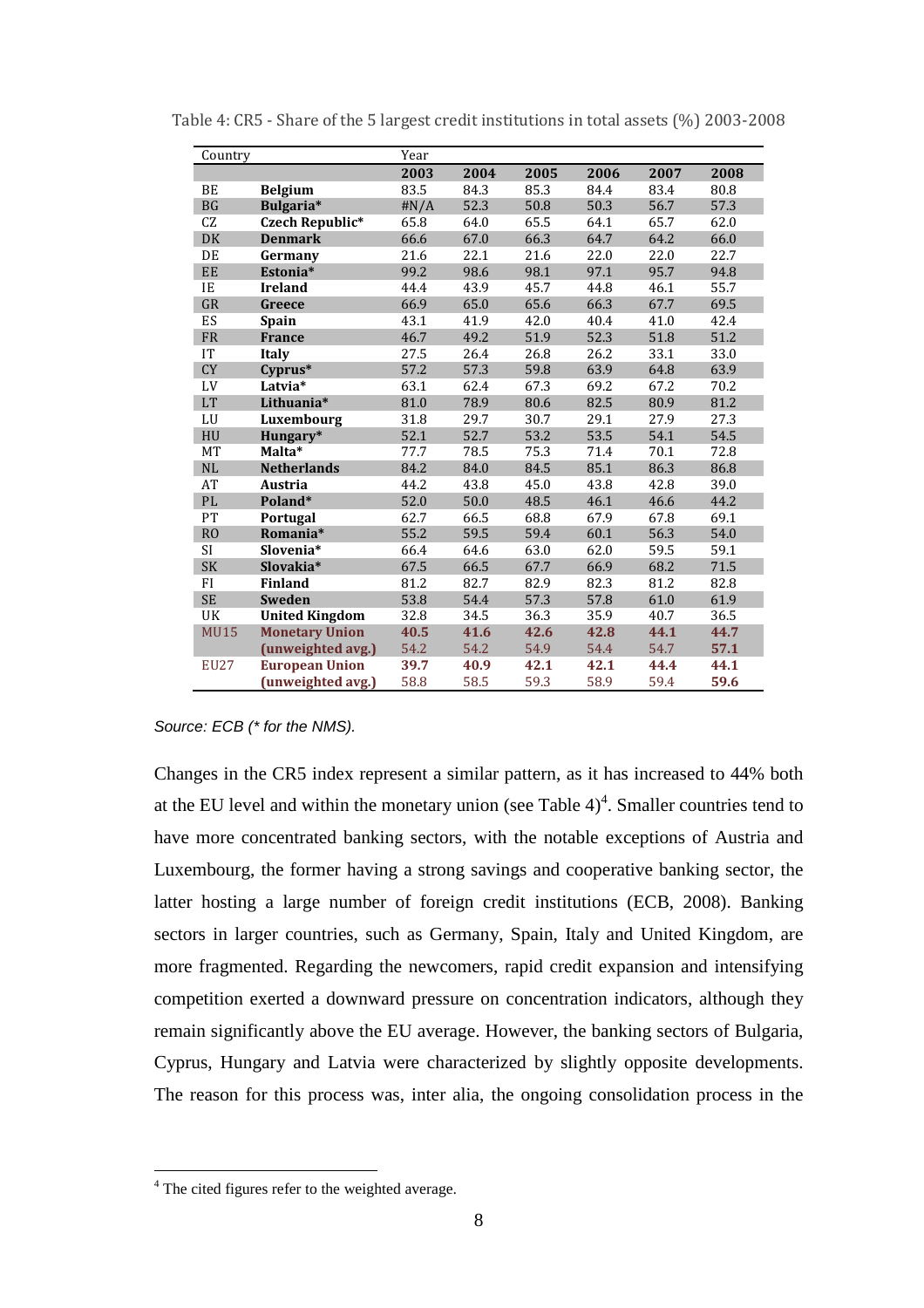Table 4: CR5 - Share of the 5 largest credit institutions in total assets (%) 2003-2008

| Country | | Year | | | | | |
|---|---|---|---|---|---|---|---|
| | | **2003** | **2004** | **2005** | **2006** | **2007** | **2008** |
| BE | **Belgium** | 83.5 | 84.3 | 85.3 | 84.4 | 83.4 | 80.8 |
| BG | **Bulgaria*** | #N/A | 52.3 | 50.8 | 50.3 | 56.7 | 57.3 |
| CZ | **Czech Republic*** | 65.8 | 64.0 | 65.5 | 64.1 | 65.7 | 62.0 |
| DK | **Denmark** | 66.6 | 67.0 | 66.3 | 64.7 | 64.2 | 66.0 |
| DE | **Germany** | 21.6 | 22.1 | 21.6 | 22.0 | 22.0 | 22.7 |
| EE | **Estonia*** | 99.2 | 98.6 | 98.1 | 97.1 | 95.7 | 94.8 |
| IE | **Ireland** | 44.4 | 43.9 | 45.7 | 44.8 | 46.1 | 55.7 |
| GR | **Greece** | 66.9 | 65.0 | 65.6 | 66.3 | 67.7 | 69.5 |
| ES | **Spain** | 43.1 | 41.9 | 42.0 | 40.4 | 41.0 | 42.4 |
| FR | **France** | 46.7 | 49.2 | 51.9 | 52.3 | 51.8 | 51.2 |
| IT | **Italy** | 27.5 | 26.4 | 26.8 | 26.2 | 33.1 | 33.0 |
| CY | **Cyprus*** | 57.2 | 57.3 | 59.8 | 63.9 | 64.8 | 63.9 |
| LV | **Latvia*** | 63.1 | 62.4 | 67.3 | 69.2 | 67.2 | 70.2 |
| LT | **Lithuania*** | 81.0 | 78.9 | 80.6 | 82.5 | 80.9 | 81.2 |
| LU | **Luxembourg** | 31.8 | 29.7 | 30.7 | 29.1 | 27.9 | 27.3 |
| HU | **Hungary*** | 52.1 | 52.7 | 53.2 | 53.5 | 54.1 | 54.5 |
| MT | **Malta*** | 77.7 | 78.5 | 75.3 | 71.4 | 70.1 | 72.8 |
| NL | **Netherlands** | 84.2 | 84.0 | 84.5 | 85.1 | 86.3 | 86.8 |
| AT | **Austria** | 44.2 | 43.8 | 45.0 | 43.8 | 42.8 | 39.0 |
| PL | **Poland*** | 52.0 | 50.0 | 48.5 | 46.1 | 46.6 | 44.2 |
| PT | **Portugal** | 62.7 | 66.5 | 68.8 | 67.9 | 67.8 | 69.1 |
| RO | **Romania*** | 55.2 | 59.5 | 59.4 | 60.1 | 56.3 | 54.0 |
| SI | **Slovenia*** | 66.4 | 64.6 | 63.0 | 62.0 | 59.5 | 59.1 |
| SK | **Slovakia*** | 67.5 | 66.5 | 67.7 | 66.9 | 68.2 | 71.5 |
| FI | **Finland** | 81.2 | 82.7 | 82.9 | 82.3 | 81.2 | 82.8 |
| SE | **Sweden** | 53.8 | 54.4 | 57.3 | 57.8 | 61.0 | 61.9 |
| UK | **United Kingdom** | 32.8 | 34.5 | 36.3 | 35.9 | 40.7 | 36.5 |
| MU15 | **Monetary Union** | **40.5** | **41.6** | **42.6** | **42.8** | **44.1** | **44.7** |
| | **(unweighted avg.)** | 54.2 | 54.2 | 54.9 | 54.4 | 54.7 | **57.1** |
| EU27 | **European Union** | **39.7** | **40.9** | **42.1** | **42.1** | **44.4** | **44.1** |
| | **(unweighted avg.)** | 58.8 | 58.5 | 59.3 | 58.9 | 59.4 | **59.6** |

*Source: ECB (* for the NMS).*

Changes in the CR5 index represent a similar pattern, as it has increased to 44% both at the EU level and within the monetary union (see Table 4)[4]. Smaller countries tend to have more concentrated banking sectors, with the notable exceptions of Austria and Luxembourg, the former having a strong savings and cooperative banking sector, the latter hosting a large number of foreign credit institutions (ECB, 2008). Banking sectors in larger countries, such as Germany, Spain, Italy and United Kingdom, are more fragmented. Regarding the newcomers, rapid credit expansion and intensifying competition exerted a downward pressure on concentration indicators, although they remain significantly above the EU average. However, the banking sectors of Bulgaria, Cyprus, Hungary and Latvia were characterized by slightly opposite developments. The reason for this process was, inter alia, the ongoing consolidation process in the

[4] The cited figures refer to the weighted average.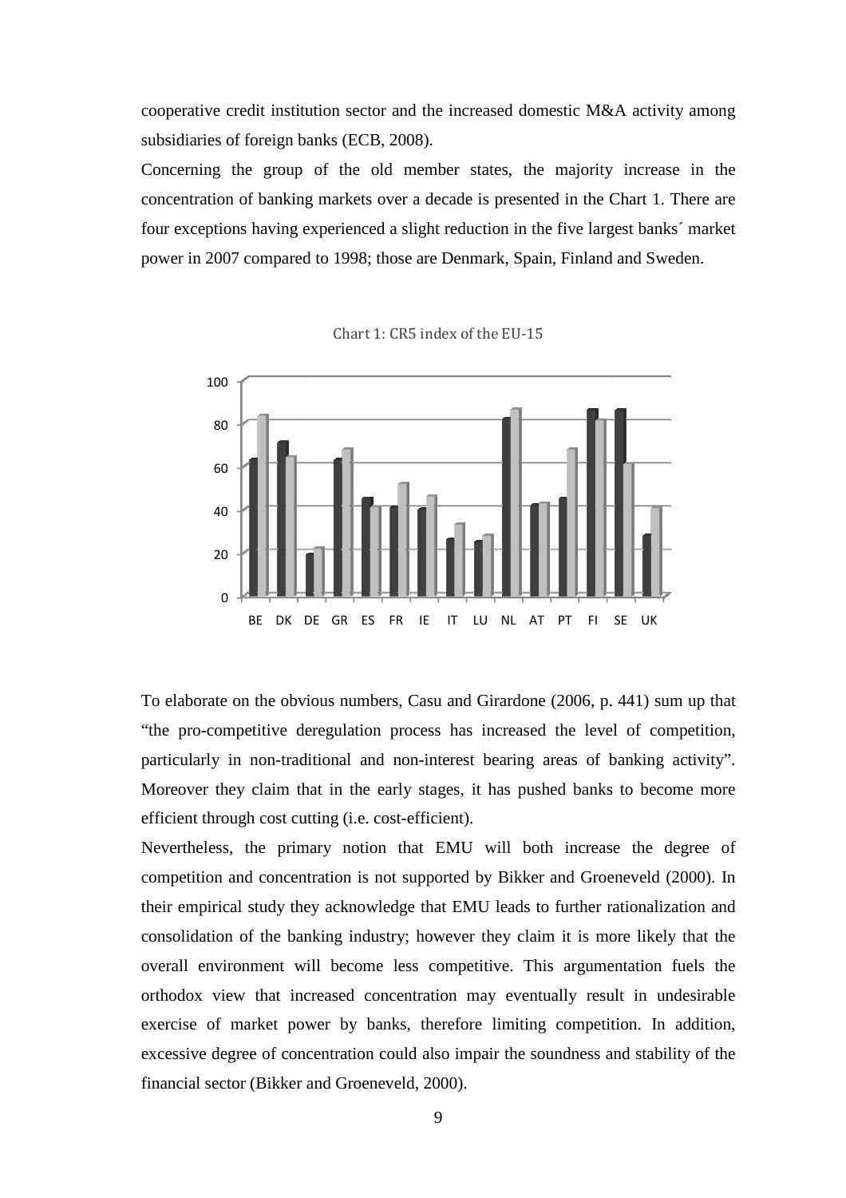cooperative credit institution sector and the increased domestic M&A activity among subsidiaries of foreign banks (ECB, 2008).

Concerning the group of the old member states, the majority increase in the concentration of banking markets over a decade is presented in the Chart 1. There are four exceptions having experienced a slight reduction in the five largest banks´ market power in 2007 compared to 1998; those are Denmark, Spain, Finland and Sweden.

Chart 1: CR5 index of the EU-15

To elaborate on the obvious numbers, Casu and Girardone (2006, p. 441) sum up that "the pro-competitive deregulation process has increased the level of competition, particularly in non-traditional and non-interest bearing areas of banking activity". Moreover they claim that in the early stages, it has pushed banks to become more efficient through cost cutting (i.e. cost-efficient).

Nevertheless, the primary notion that EMU will both increase the degree of competition and concentration is not supported by Bikker and Groeneveld (2000). In their empirical study they acknowledge that EMU leads to further rationalization and consolidation of the banking industry; however they claim it is more likely that the overall environment will become less competitive. This argumentation fuels the orthodox view that increased concentration may eventually result in undesirable exercise of market power by banks, therefore limiting competition. In addition, excessive degree of concentration could also impair the soundness and stability of the financial sector (Bikker and Groeneveld, 2000).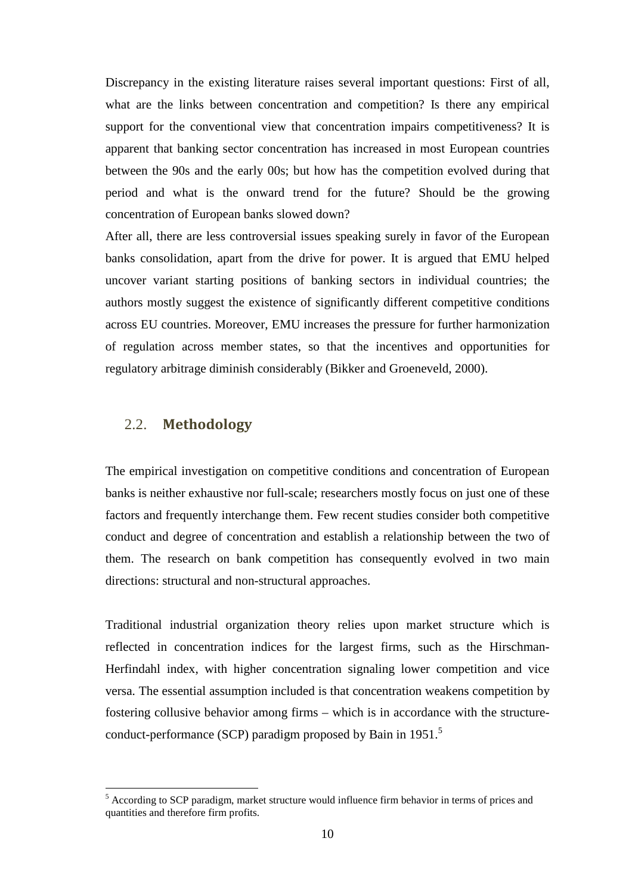Discrepancy in the existing literature raises several important questions: First of all, what are the links between concentration and competition? Is there any empirical support for the conventional view that concentration impairs competitiveness? It is apparent that banking sector concentration has increased in most European countries between the 90s and the early 00s; but how has the competition evolved during that period and what is the onward trend for the future? Should be the growing concentration of European banks slowed down?

After all, there are less controversial issues speaking surely in favor of the European banks consolidation, apart from the drive for power. It is argued that EMU helped uncover variant starting positions of banking sectors in individual countries; the authors mostly suggest the existence of significantly different competitive conditions across EU countries. Moreover, EMU increases the pressure for further harmonization of regulation across member states, so that the incentives and opportunities for regulatory arbitrage diminish considerably (Bikker and Groeneveld, 2000).

## 2.2. **Methodology**

The empirical investigation on competitive conditions and concentration of European banks is neither exhaustive nor full-scale; researchers mostly focus on just one of these factors and frequently interchange them. Few recent studies consider both competitive conduct and degree of concentration and establish a relationship between the two of them. The research on bank competition has consequently evolved in two main directions: structural and non-structural approaches.

Traditional industrial organization theory relies upon market structure which is reflected in concentration indices for the largest firms, such as the Hirschman-Herfindahl index, with higher concentration signaling lower competition and vice versa. The essential assumption included is that concentration weakens competition by fostering collusive behavior among firms – which is in accordance with the structure-conduct-performance (SCP) paradigm proposed by Bain in 1951.[5]

[5] According to SCP paradigm, market structure would influence firm behavior in terms of prices and quantities and therefore firm profits.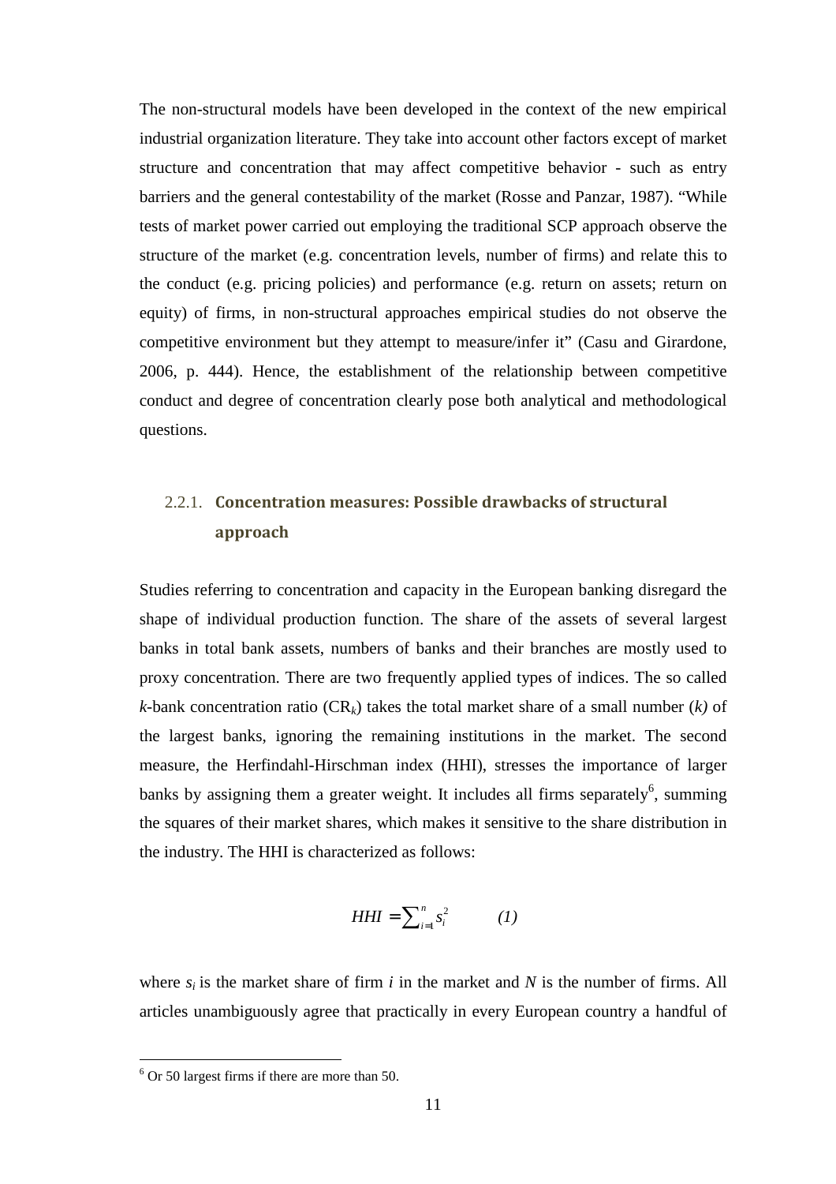The non-structural models have been developed in the context of the new empirical industrial organization literature. They take into account other factors except of market structure and concentration that may affect competitive behavior - such as entry barriers and the general contestability of the market (Rosse and Panzar, 1987). "While tests of market power carried out employing the traditional SCP approach observe the structure of the market (e.g. concentration levels, number of firms) and relate this to the conduct (e.g. pricing policies) and performance (e.g. return on assets; return on equity) of firms, in non-structural approaches empirical studies do not observe the competitive environment but they attempt to measure/infer it" (Casu and Girardone, 2006, p. 444). Hence, the establishment of the relationship between competitive conduct and degree of concentration clearly pose both analytical and methodological questions.

### 2.2.1. Concentration measures: Possible drawbacks of structural approach

Studies referring to concentration and capacity in the European banking disregard the shape of individual production function. The share of the assets of several largest banks in total bank assets, numbers of banks and their branches are mostly used to proxy concentration. There are two frequently applied types of indices. The so called *k*-bank concentration ratio ($CR_k$) takes the total market share of a small number (*k)* of the largest banks, ignoring the remaining institutions in the market. The second measure, the Herfindahl-Hirschman index (HHI), stresses the importance of larger banks by assigning them a greater weight. It includes all firms separately[6], summing the squares of their market shares, which makes it sensitive to the share distribution in the industry. The HHI is characterized as follows:

$$HHI = \sum_{i=1}^{n} s_i^2 \qquad (1)$$

where $s_i$ is the market share of firm *i* in the market and *N* is the number of firms. All articles unambiguously agree that practically in every European country a handful of

[6] Or 50 largest firms if there are more than 50.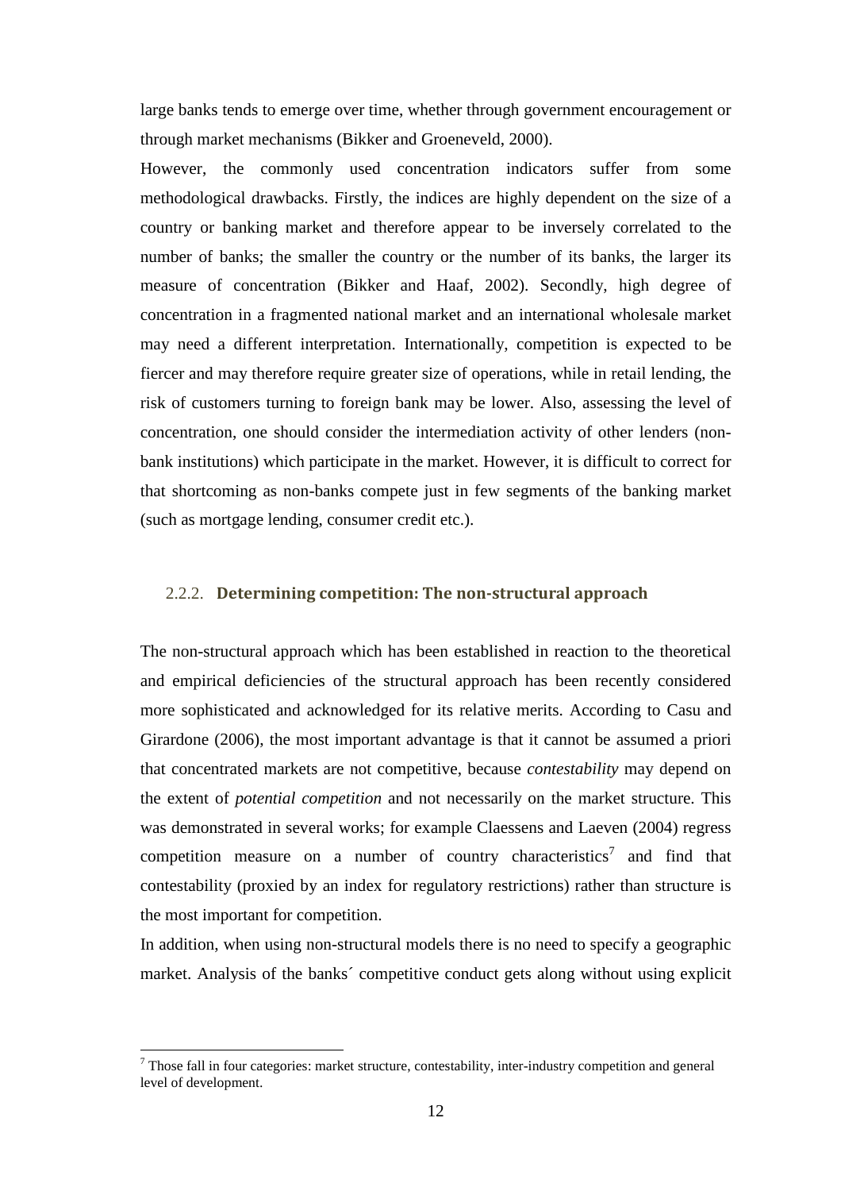large banks tends to emerge over time, whether through government encouragement or through market mechanisms (Bikker and Groeneveld, 2000).

However, the commonly used concentration indicators suffer from some methodological drawbacks. Firstly, the indices are highly dependent on the size of a country or banking market and therefore appear to be inversely correlated to the number of banks; the smaller the country or the number of its banks, the larger its measure of concentration (Bikker and Haaf, 2002). Secondly, high degree of concentration in a fragmented national market and an international wholesale market may need a different interpretation. Internationally, competition is expected to be fiercer and may therefore require greater size of operations, while in retail lending, the risk of customers turning to foreign bank may be lower. Also, assessing the level of concentration, one should consider the intermediation activity of other lenders (non-bank institutions) which participate in the market. However, it is difficult to correct for that shortcoming as non-banks compete just in few segments of the banking market (such as mortgage lending, consumer credit etc.).

### 2.2.2. Determining competition: The non-structural approach

The non-structural approach which has been established in reaction to the theoretical and empirical deficiencies of the structural approach has been recently considered more sophisticated and acknowledged for its relative merits. According to Casu and Girardone (2006), the most important advantage is that it cannot be assumed a priori that concentrated markets are not competitive, because *contestability* may depend on the extent of *potential competition* and not necessarily on the market structure. This was demonstrated in several works; for example Claessens and Laeven (2004) regress competition measure on a number of country characteristics[7] and find that contestability (proxied by an index for regulatory restrictions) rather than structure is the most important for competition.

In addition, when using non-structural models there is no need to specify a geographic market. Analysis of the banks´ competitive conduct gets along without using explicit

[7] Those fall in four categories: market structure, contestability, inter-industry competition and general level of development.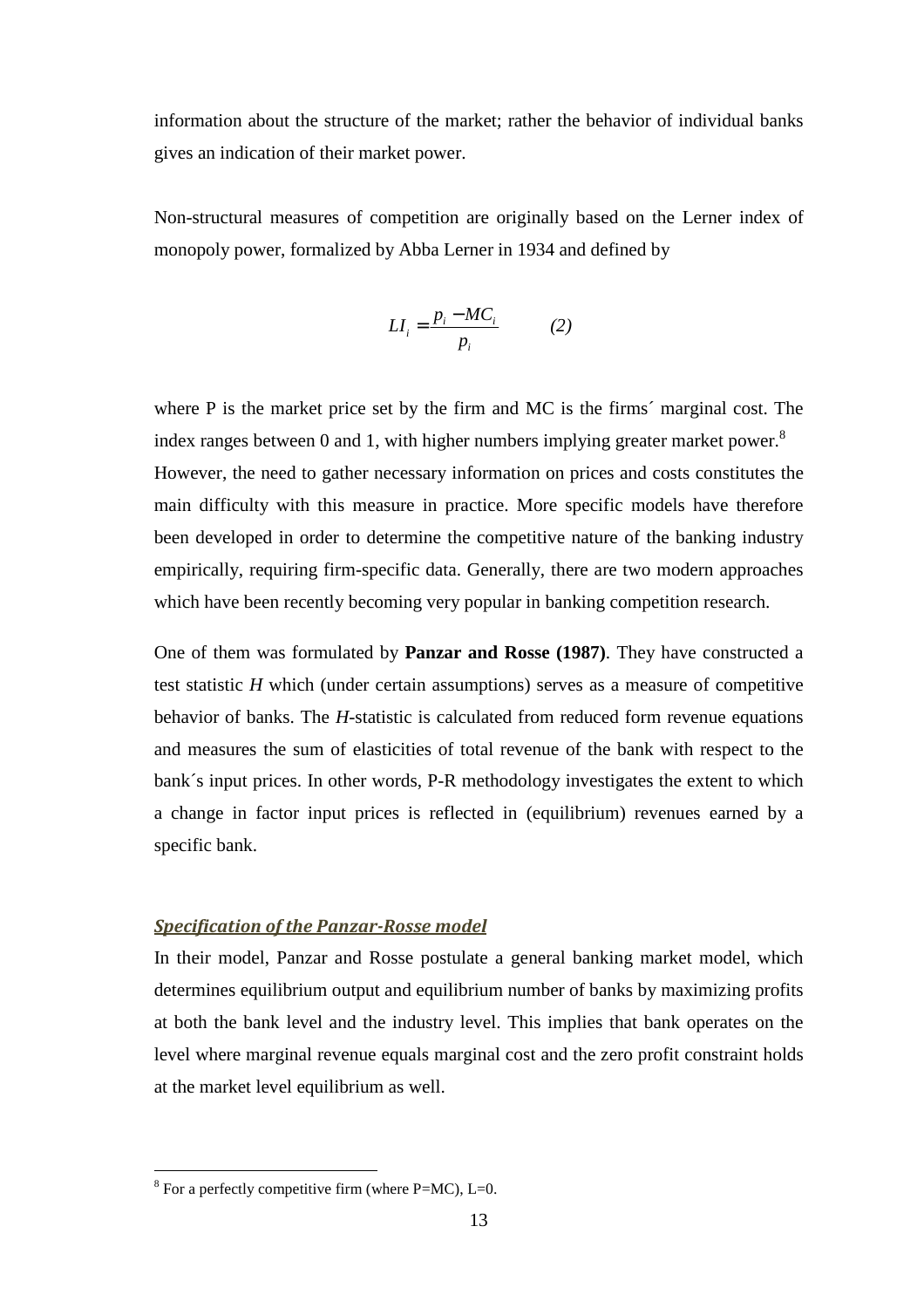information about the structure of the market; rather the behavior of individual banks gives an indication of their market power.

Non-structural measures of competition are originally based on the Lerner index of monopoly power, formalized by Abba Lerner in 1934 and defined by

$$LI_i = \frac{p_i - MC_i}{p_i} \qquad (2)$$

where P is the market price set by the firm and MC is the firms´ marginal cost. The index ranges between 0 and 1, with higher numbers implying greater market power.[8] However, the need to gather necessary information on prices and costs constitutes the main difficulty with this measure in practice. More specific models have therefore been developed in order to determine the competitive nature of the banking industry empirically, requiring firm-specific data. Generally, there are two modern approaches which have been recently becoming very popular in banking competition research.

One of them was formulated by **Panzar and Rosse (1987)**. They have constructed a test statistic *H* which (under certain assumptions) serves as a measure of competitive behavior of banks. The *H*-statistic is calculated from reduced form revenue equations and measures the sum of elasticities of total revenue of the bank with respect to the bank´s input prices. In other words, P-R methodology investigates the extent to which a change in factor input prices is reflected in (equilibrium) revenues earned by a specific bank.

***Specification of the Panzar-Rosse model***

In their model, Panzar and Rosse postulate a general banking market model, which determines equilibrium output and equilibrium number of banks by maximizing profits at both the bank level and the industry level. This implies that bank operates on the level where marginal revenue equals marginal cost and the zero profit constraint holds at the market level equilibrium as well.

[8] For a perfectly competitive firm (where P=MC), L=0.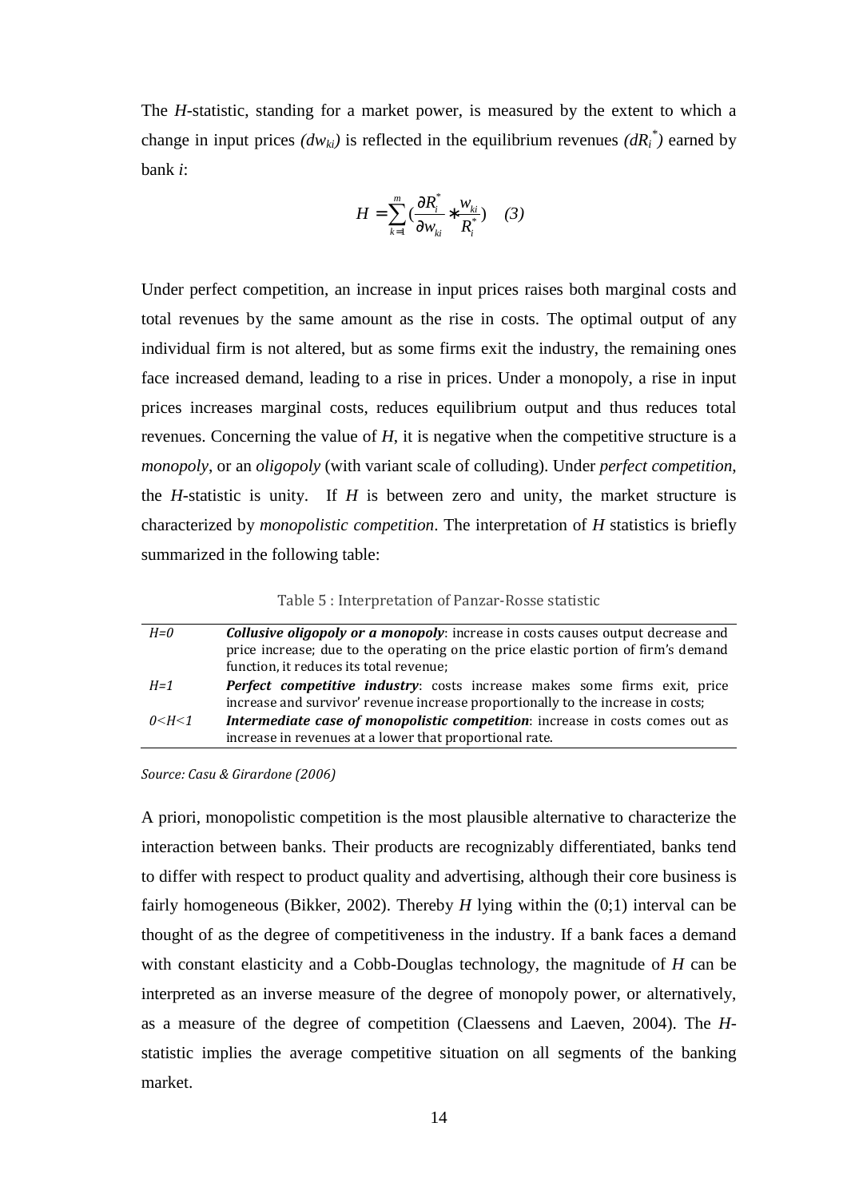The *H*-statistic, standing for a market power, is measured by the extent to which a change in input prices *($dw_{ki}$)* is reflected in the equilibrium revenues *($dR_i^*$)* earned by bank *i*:

$$H = \sum_{k=1}^{m} \left( \frac{\partial R_i^*}{\partial w_{ki}} * \frac{w_{ki}}{R_i^*} \right) \quad (3)$$

Under perfect competition, an increase in input prices raises both marginal costs and total revenues by the same amount as the rise in costs. The optimal output of any individual firm is not altered, but as some firms exit the industry, the remaining ones face increased demand, leading to a rise in prices. Under a monopoly, a rise in input prices increases marginal costs, reduces equilibrium output and thus reduces total revenues. Concerning the value of *H*, it is negative when the competitive structure is a *monopoly*, or an *oligopoly* (with variant scale of colluding). Under *perfect competition*, the *H*-statistic is unity. If *H* is between zero and unity, the market structure is characterized by *monopolistic competition*. The interpretation of *H* statistics is briefly summarized in the following table:

Table 5 : Interpretation of Panzar-Rosse statistic

| | |
|---|---|
| *H=0* | ***Collusive oligopoly or a monopoly***: increase in costs causes output decrease and price increase; due to the operating on the price elastic portion of firm's demand function, it reduces its total revenue; |
| *H=1* | ***Perfect competitive industry***: costs increase makes some firms exit, price increase and survivor' revenue increase proportionally to the increase in costs; |
| *0<H<1* | ***Intermediate case of monopolistic competition***: increase in costs comes out as increase in revenues at a lower that proportional rate. |

*Source: Casu & Girardone (2006)*

A priori, monopolistic competition is the most plausible alternative to characterize the interaction between banks. Their products are recognizably differentiated, banks tend to differ with respect to product quality and advertising, although their core business is fairly homogeneous (Bikker, 2002). Thereby *H* lying within the (0;1) interval can be thought of as the degree of competitiveness in the industry. If a bank faces a demand with constant elasticity and a Cobb-Douglas technology, the magnitude of *H* can be interpreted as an inverse measure of the degree of monopoly power, or alternatively, as a measure of the degree of competition (Claessens and Laeven, 2004). The *H*-statistic implies the average competitive situation on all segments of the banking market.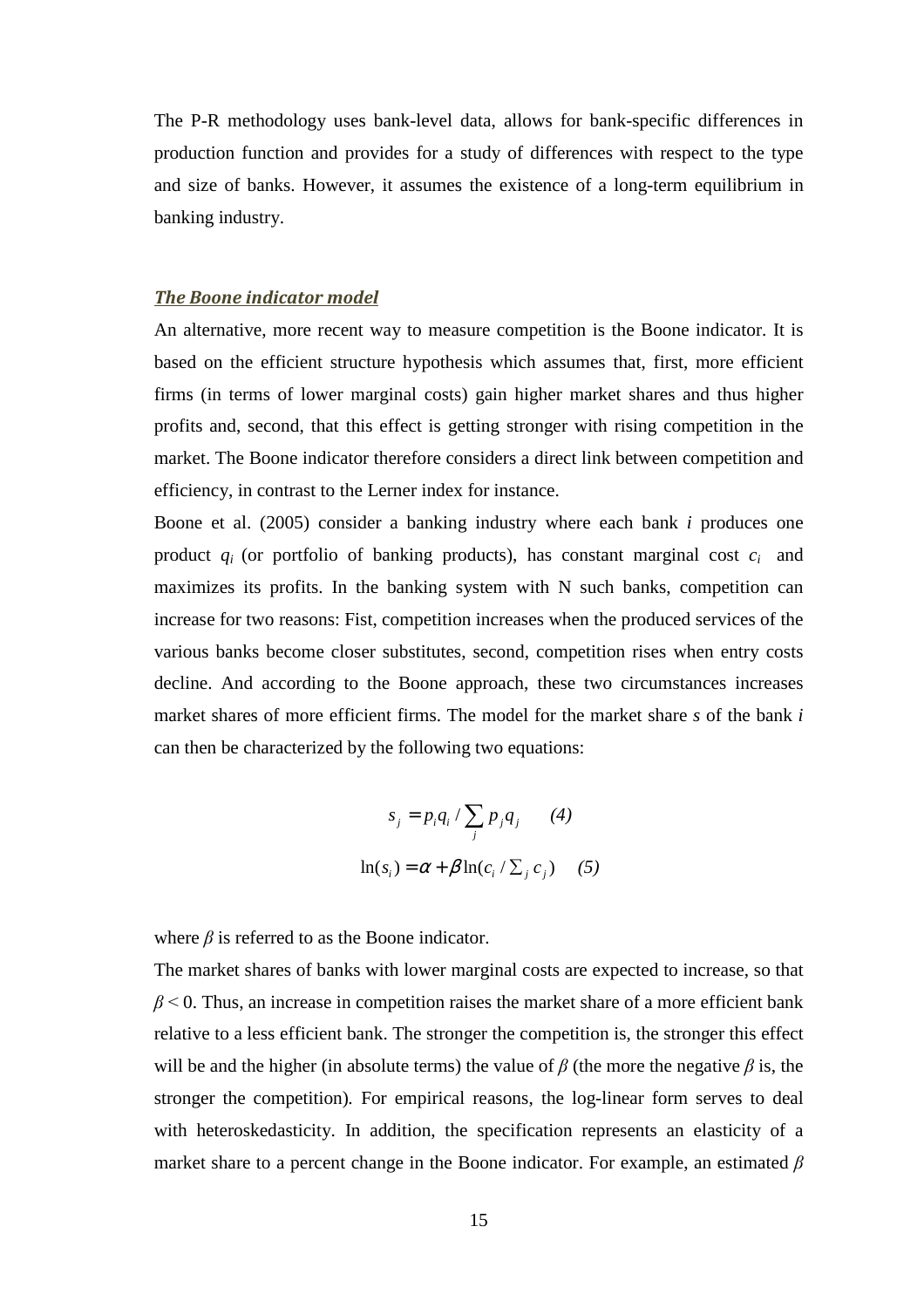The P-R methodology uses bank-level data, allows for bank-specific differences in production function and provides for a study of differences with respect to the type and size of banks. However, it assumes the existence of a long-term equilibrium in banking industry.

***The Boone indicator model***

An alternative, more recent way to measure competition is the Boone indicator. It is based on the efficient structure hypothesis which assumes that, first, more efficient firms (in terms of lower marginal costs) gain higher market shares and thus higher profits and, second, that this effect is getting stronger with rising competition in the market. The Boone indicator therefore considers a direct link between competition and efficiency, in contrast to the Lerner index for instance.

Boone et al. (2005) consider a banking industry where each bank *i* produces one product $q_i$ (or portfolio of banking products), has constant marginal cost $c_i$ and maximizes its profits. In the banking system with N such banks, competition can increase for two reasons: Fist, competition increases when the produced services of the various banks become closer substitutes, second, competition rises when entry costs decline. And according to the Boone approach, these two circumstances increases market shares of more efficient firms. The model for the market share *s* of the bank *i* can then be characterized by the following two equations:

$$s_j = p_i q_i / \sum_j p_j q_j \qquad (4)$$

$$\ln(s_i) = \alpha + \beta \ln(c_i / \sum_j c_j) \qquad (5)$$

where $\beta$ is referred to as the Boone indicator.

The market shares of banks with lower marginal costs are expected to increase, so that $\beta < 0$. Thus, an increase in competition raises the market share of a more efficient bank relative to a less efficient bank. The stronger the competition is, the stronger this effect will be and the higher (in absolute terms) the value of $\beta$ (the more the negative $\beta$ is, the stronger the competition). For empirical reasons, the log-linear form serves to deal with heteroskedasticity. In addition, the specification represents an elasticity of a market share to a percent change in the Boone indicator. For example, an estimated $\beta$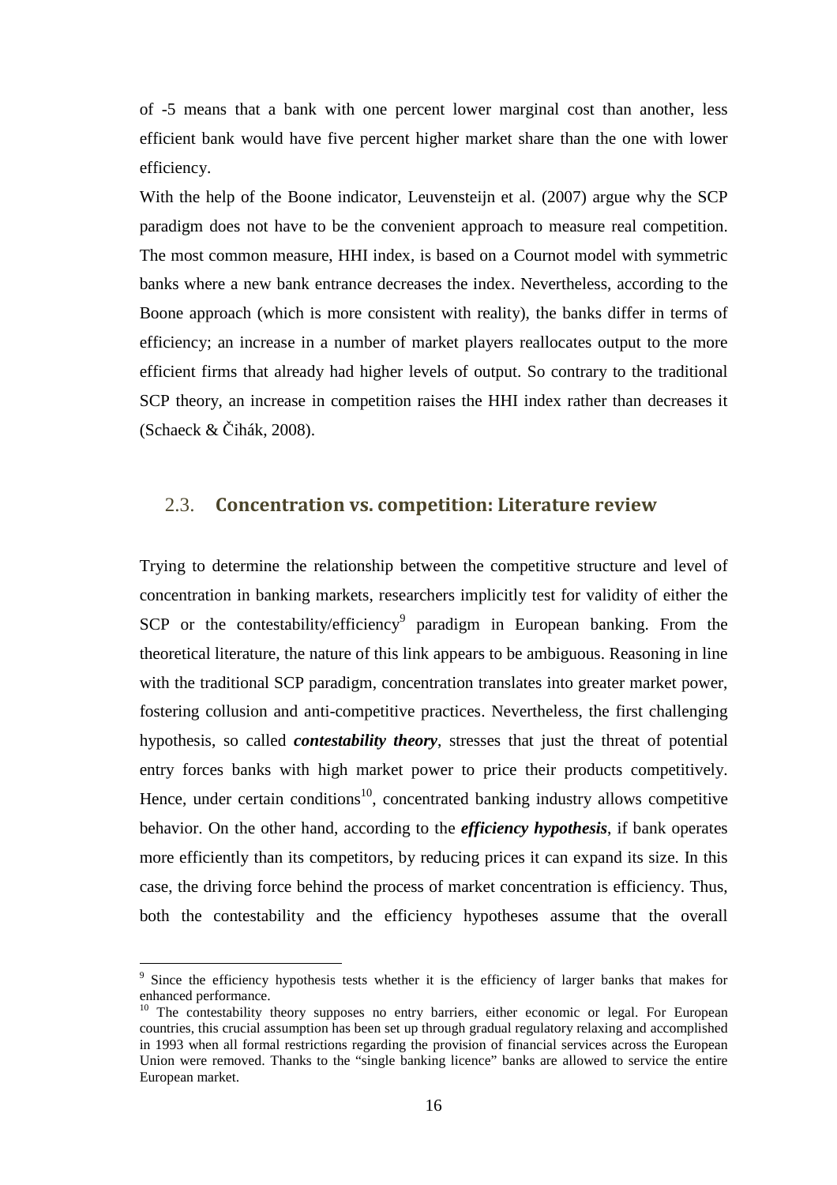of -5 means that a bank with one percent lower marginal cost than another, less efficient bank would have five percent higher market share than the one with lower efficiency.

With the help of the Boone indicator, Leuvensteijn et al. (2007) argue why the SCP paradigm does not have to be the convenient approach to measure real competition. The most common measure, HHI index, is based on a Cournot model with symmetric banks where a new bank entrance decreases the index. Nevertheless, according to the Boone approach (which is more consistent with reality), the banks differ in terms of efficiency; an increase in a number of market players reallocates output to the more efficient firms that already had higher levels of output. So contrary to the traditional SCP theory, an increase in competition raises the HHI index rather than decreases it (Schaeck & Čihák, 2008).

## 2.3. Concentration vs. competition: Literature review

Trying to determine the relationship between the competitive structure and level of concentration in banking markets, researchers implicitly test for validity of either the SCP or the contestability/efficiency[9] paradigm in European banking. From the theoretical literature, the nature of this link appears to be ambiguous. Reasoning in line with the traditional SCP paradigm, concentration translates into greater market power, fostering collusion and anti-competitive practices. Nevertheless, the first challenging hypothesis, so called ***contestability theory***, stresses that just the threat of potential entry forces banks with high market power to price their products competitively. Hence, under certain conditions[10], concentrated banking industry allows competitive behavior. On the other hand, according to the ***efficiency hypothesis***, if bank operates more efficiently than its competitors, by reducing prices it can expand its size. In this case, the driving force behind the process of market concentration is efficiency. Thus, both the contestability and the efficiency hypotheses assume that the overall

---

[9] Since the efficiency hypothesis tests whether it is the efficiency of larger banks that makes for enhanced performance.

[10] The contestability theory supposes no entry barriers, either economic or legal. For European countries, this crucial assumption has been set up through gradual regulatory relaxing and accomplished in 1993 when all formal restrictions regarding the provision of financial services across the European Union were removed. Thanks to the "single banking licence" banks are allowed to service the entire European market.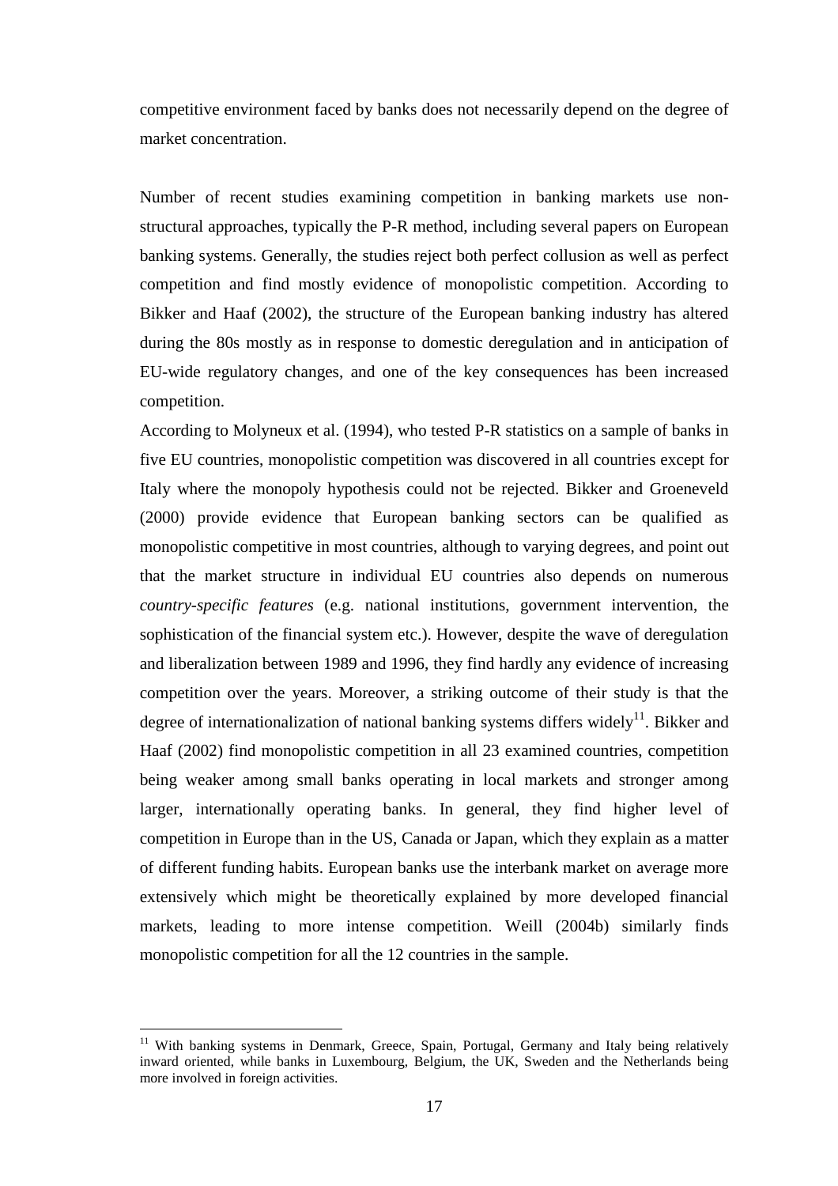competitive environment faced by banks does not necessarily depend on the degree of market concentration.

Number of recent studies examining competition in banking markets use non-structural approaches, typically the P-R method, including several papers on European banking systems. Generally, the studies reject both perfect collusion as well as perfect competition and find mostly evidence of monopolistic competition. According to Bikker and Haaf (2002), the structure of the European banking industry has altered during the 80s mostly as in response to domestic deregulation and in anticipation of EU-wide regulatory changes, and one of the key consequences has been increased competition.

According to Molyneux et al. (1994), who tested P-R statistics on a sample of banks in five EU countries, monopolistic competition was discovered in all countries except for Italy where the monopoly hypothesis could not be rejected. Bikker and Groeneveld (2000) provide evidence that European banking sectors can be qualified as monopolistic competitive in most countries, although to varying degrees, and point out that the market structure in individual EU countries also depends on numerous *country-specific features* (e.g. national institutions, government intervention, the sophistication of the financial system etc.). However, despite the wave of deregulation and liberalization between 1989 and 1996, they find hardly any evidence of increasing competition over the years. Moreover, a striking outcome of their study is that the degree of internationalization of national banking systems differs widely[11]. Bikker and Haaf (2002) find monopolistic competition in all 23 examined countries, competition being weaker among small banks operating in local markets and stronger among larger, internationally operating banks. In general, they find higher level of competition in Europe than in the US, Canada or Japan, which they explain as a matter of different funding habits. European banks use the interbank market on average more extensively which might be theoretically explained by more developed financial markets, leading to more intense competition. Weill (2004b) similarly finds monopolistic competition for all the 12 countries in the sample.

[11] With banking systems in Denmark, Greece, Spain, Portugal, Germany and Italy being relatively inward oriented, while banks in Luxembourg, Belgium, the UK, Sweden and the Netherlands being more involved in foreign activities.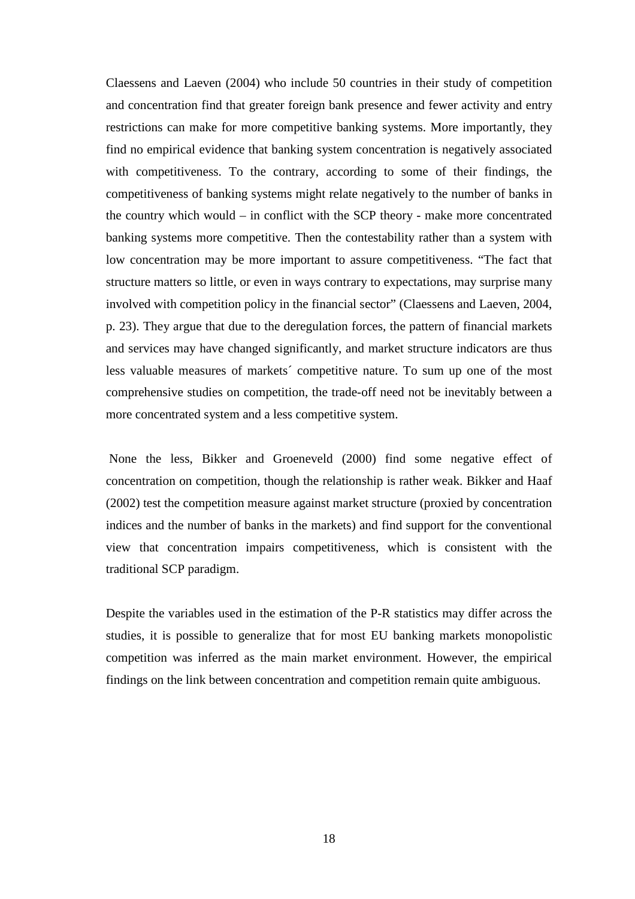Claessens and Laeven (2004) who include 50 countries in their study of competition and concentration find that greater foreign bank presence and fewer activity and entry restrictions can make for more competitive banking systems. More importantly, they find no empirical evidence that banking system concentration is negatively associated with competitiveness. To the contrary, according to some of their findings, the competitiveness of banking systems might relate negatively to the number of banks in the country which would – in conflict with the SCP theory - make more concentrated banking systems more competitive. Then the contestability rather than a system with low concentration may be more important to assure competitiveness. "The fact that structure matters so little, or even in ways contrary to expectations, may surprise many involved with competition policy in the financial sector" (Claessens and Laeven, 2004, p. 23). They argue that due to the deregulation forces, the pattern of financial markets and services may have changed significantly, and market structure indicators are thus less valuable measures of markets´ competitive nature. To sum up one of the most comprehensive studies on competition, the trade-off need not be inevitably between a more concentrated system and a less competitive system.

None the less, Bikker and Groeneveld (2000) find some negative effect of concentration on competition, though the relationship is rather weak. Bikker and Haaf (2002) test the competition measure against market structure (proxied by concentration indices and the number of banks in the markets) and find support for the conventional view that concentration impairs competitiveness, which is consistent with the traditional SCP paradigm.

Despite the variables used in the estimation of the P-R statistics may differ across the studies, it is possible to generalize that for most EU banking markets monopolistic competition was inferred as the main market environment. However, the empirical findings on the link between concentration and competition remain quite ambiguous.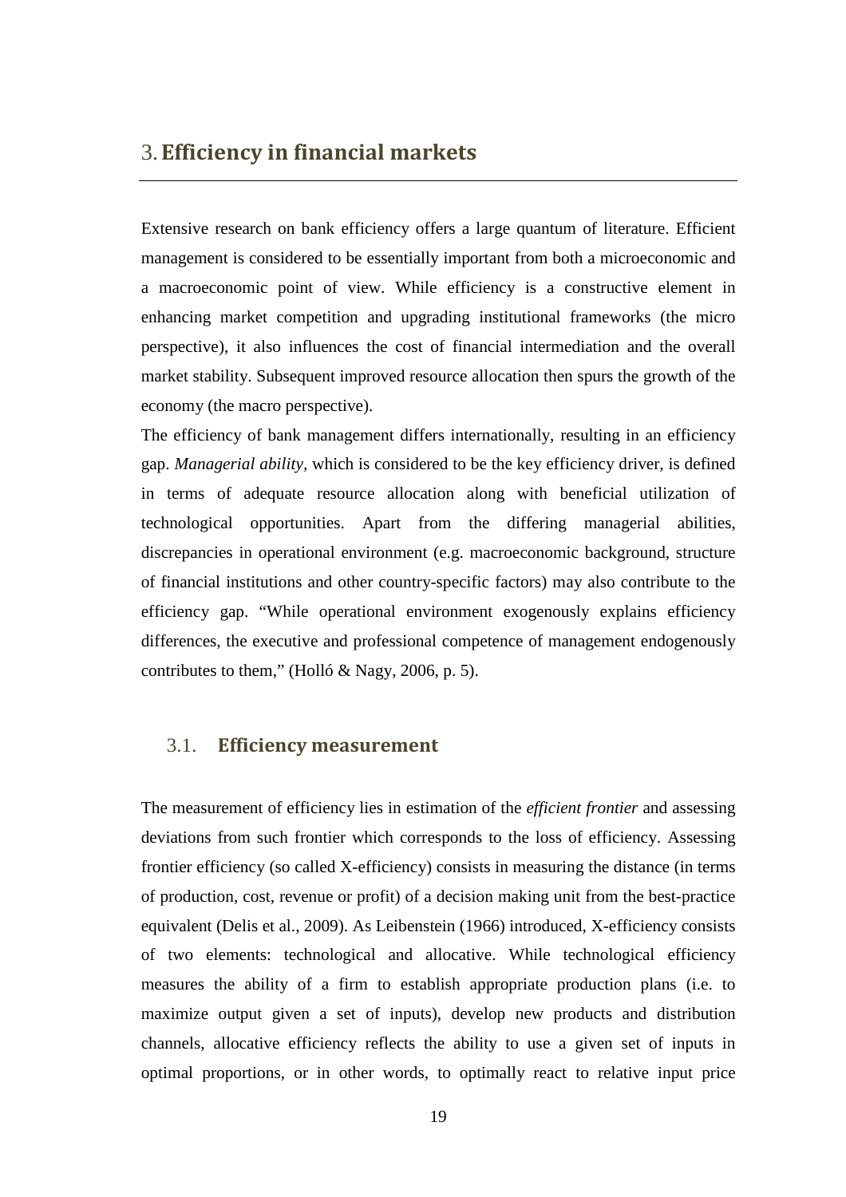# 3. Efficiency in financial markets

Extensive research on bank efficiency offers a large quantum of literature. Efficient management is considered to be essentially important from both a microeconomic and a macroeconomic point of view. While efficiency is a constructive element in enhancing market competition and upgrading institutional frameworks (the micro perspective), it also influences the cost of financial intermediation and the overall market stability. Subsequent improved resource allocation then spurs the growth of the economy (the macro perspective).

The efficiency of bank management differs internationally, resulting in an efficiency gap. *Managerial ability*, which is considered to be the key efficiency driver, is defined in terms of adequate resource allocation along with beneficial utilization of technological opportunities. Apart from the differing managerial abilities, discrepancies in operational environment (e.g. macroeconomic background, structure of financial institutions and other country-specific factors) may also contribute to the efficiency gap. "While operational environment exogenously explains efficiency differences, the executive and professional competence of management endogenously contributes to them," (Holló & Nagy, 2006, p. 5).

## 3.1. Efficiency measurement

The measurement of efficiency lies in estimation of the *efficient frontier* and assessing deviations from such frontier which corresponds to the loss of efficiency. Assessing frontier efficiency (so called X-efficiency) consists in measuring the distance (in terms of production, cost, revenue or profit) of a decision making unit from the best-practice equivalent (Delis et al., 2009). As Leibenstein (1966) introduced, X-efficiency consists of two elements: technological and allocative. While technological efficiency measures the ability of a firm to establish appropriate production plans (i.e. to maximize output given a set of inputs), develop new products and distribution channels, allocative efficiency reflects the ability to use a given set of inputs in optimal proportions, or in other words, to optimally react to relative input price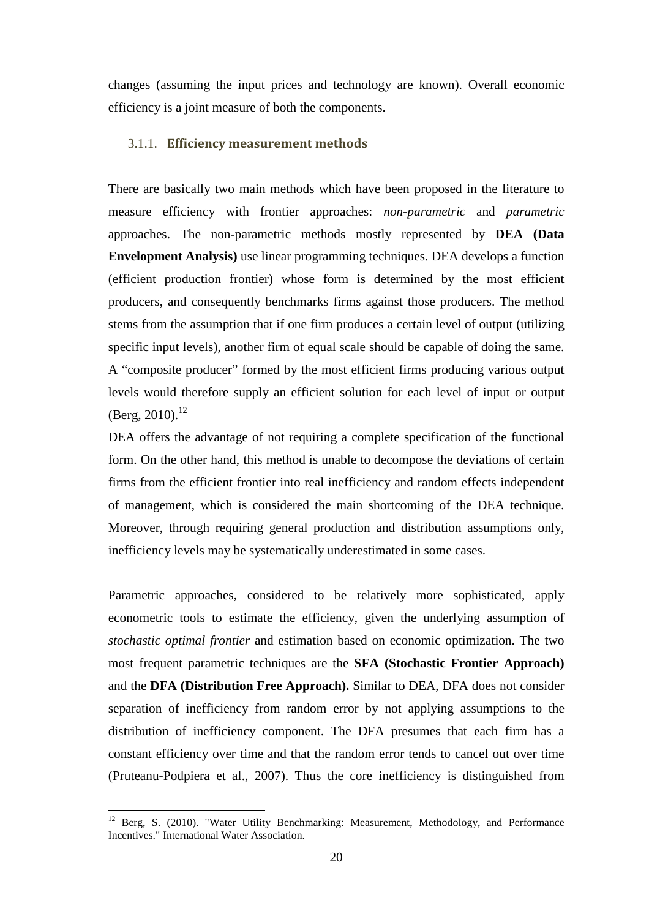changes (assuming the input prices and technology are known). Overall economic efficiency is a joint measure of both the components.

### 3.1.1. Efficiency measurement methods

There are basically two main methods which have been proposed in the literature to measure efficiency with frontier approaches: *non-parametric* and *parametric* approaches. The non-parametric methods mostly represented by **DEA (Data Envelopment Analysis)** use linear programming techniques. DEA develops a function (efficient production frontier) whose form is determined by the most efficient producers, and consequently benchmarks firms against those producers. The method stems from the assumption that if one firm produces a certain level of output (utilizing specific input levels), another firm of equal scale should be capable of doing the same. A "composite producer" formed by the most efficient firms producing various output levels would therefore supply an efficient solution for each level of input or output (Berg, 2010).[12]

DEA offers the advantage of not requiring a complete specification of the functional form. On the other hand, this method is unable to decompose the deviations of certain firms from the efficient frontier into real inefficiency and random effects independent of management, which is considered the main shortcoming of the DEA technique. Moreover, through requiring general production and distribution assumptions only, inefficiency levels may be systematically underestimated in some cases.

Parametric approaches, considered to be relatively more sophisticated, apply econometric tools to estimate the efficiency, given the underlying assumption of *stochastic optimal frontier* and estimation based on economic optimization. The two most frequent parametric techniques are the **SFA (Stochastic Frontier Approach)** and the **DFA (Distribution Free Approach).** Similar to DEA, DFA does not consider separation of inefficiency from random error by not applying assumptions to the distribution of inefficiency component. The DFA presumes that each firm has a constant efficiency over time and that the random error tends to cancel out over time (Pruteanu-Podpiera et al., 2007). Thus the core inefficiency is distinguished from

---

[12] Berg, S. (2010). "Water Utility Benchmarking: Measurement, Methodology, and Performance Incentives." International Water Association.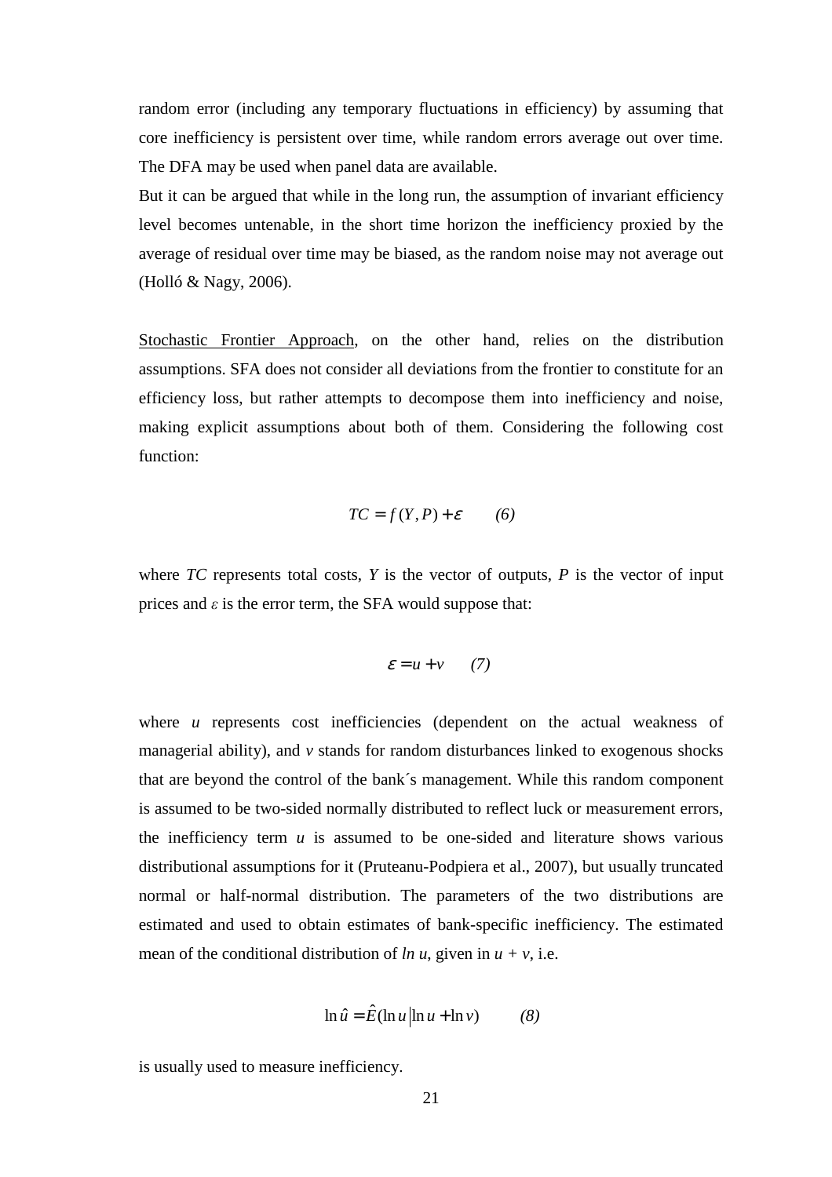random error (including any temporary fluctuations in efficiency) by assuming that core inefficiency is persistent over time, while random errors average out over time. The DFA may be used when panel data are available.

But it can be argued that while in the long run, the assumption of invariant efficiency level becomes untenable, in the short time horizon the inefficiency proxied by the average of residual over time may be biased, as the random noise may not average out (Holló & Nagy, 2006).

Stochastic Frontier Approach, on the other hand, relies on the distribution assumptions. SFA does not consider all deviations from the frontier to constitute for an efficiency loss, but rather attempts to decompose them into inefficiency and noise, making explicit assumptions about both of them. Considering the following cost function:

$$TC = f(Y, P) + \varepsilon \qquad (6)$$

where *TC* represents total costs, *Y* is the vector of outputs, *P* is the vector of input prices and $\varepsilon$ is the error term, the SFA would suppose that:

$$\varepsilon = u + v \qquad (7)$$

where *u* represents cost inefficiencies (dependent on the actual weakness of managerial ability), and *v* stands for random disturbances linked to exogenous shocks that are beyond the control of the bank´s management. While this random component is assumed to be two-sided normally distributed to reflect luck or measurement errors, the inefficiency term *u* is assumed to be one-sided and literature shows various distributional assumptions for it (Pruteanu-Podpiera et al., 2007), but usually truncated normal or half-normal distribution. The parameters of the two distributions are estimated and used to obtain estimates of bank-specific inefficiency. The estimated mean of the conditional distribution of *ln u*, given in *u + v*, i.e.

$$\ln \hat{u} = \hat{E}(\ln u \,|\, \ln u + \ln v) \qquad (8)$$

is usually used to measure inefficiency.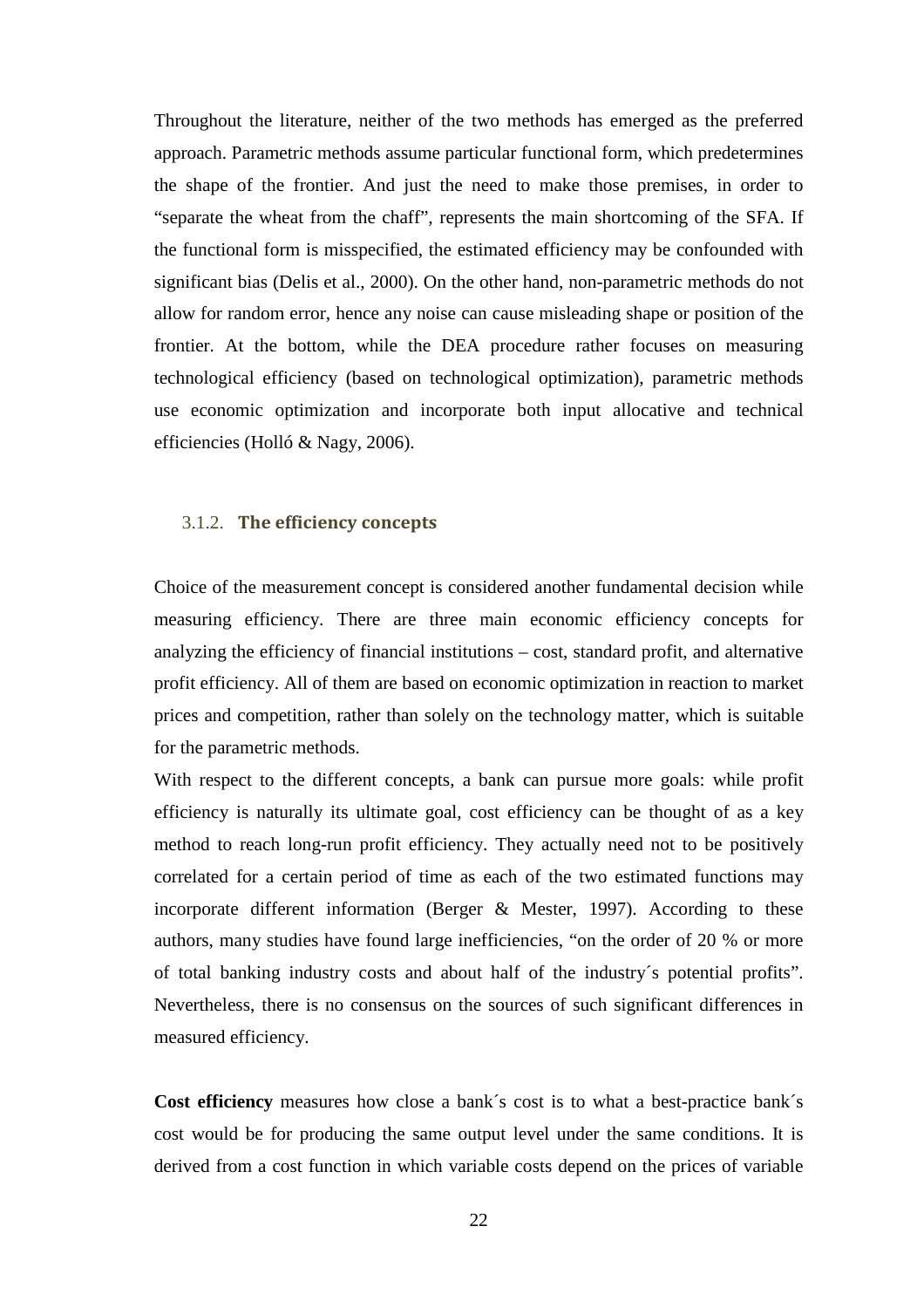Throughout the literature, neither of the two methods has emerged as the preferred approach. Parametric methods assume particular functional form, which predetermines the shape of the frontier. And just the need to make those premises, in order to "separate the wheat from the chaff", represents the main shortcoming of the SFA. If the functional form is misspecified, the estimated efficiency may be confounded with significant bias (Delis et al., 2000). On the other hand, non-parametric methods do not allow for random error, hence any noise can cause misleading shape or position of the frontier. At the bottom, while the DEA procedure rather focuses on measuring technological efficiency (based on technological optimization), parametric methods use economic optimization and incorporate both input allocative and technical efficiencies (Holló & Nagy, 2006).

### 3.1.2. The efficiency concepts

Choice of the measurement concept is considered another fundamental decision while measuring efficiency. There are three main economic efficiency concepts for analyzing the efficiency of financial institutions – cost, standard profit, and alternative profit efficiency. All of them are based on economic optimization in reaction to market prices and competition, rather than solely on the technology matter, which is suitable for the parametric methods.

With respect to the different concepts, a bank can pursue more goals: while profit efficiency is naturally its ultimate goal, cost efficiency can be thought of as a key method to reach long-run profit efficiency. They actually need not to be positively correlated for a certain period of time as each of the two estimated functions may incorporate different information (Berger & Mester, 1997). According to these authors, many studies have found large inefficiencies, "on the order of 20 % or more of total banking industry costs and about half of the industry´s potential profits". Nevertheless, there is no consensus on the sources of such significant differences in measured efficiency.

**Cost efficiency** measures how close a bank´s cost is to what a best-practice bank´s cost would be for producing the same output level under the same conditions. It is derived from a cost function in which variable costs depend on the prices of variable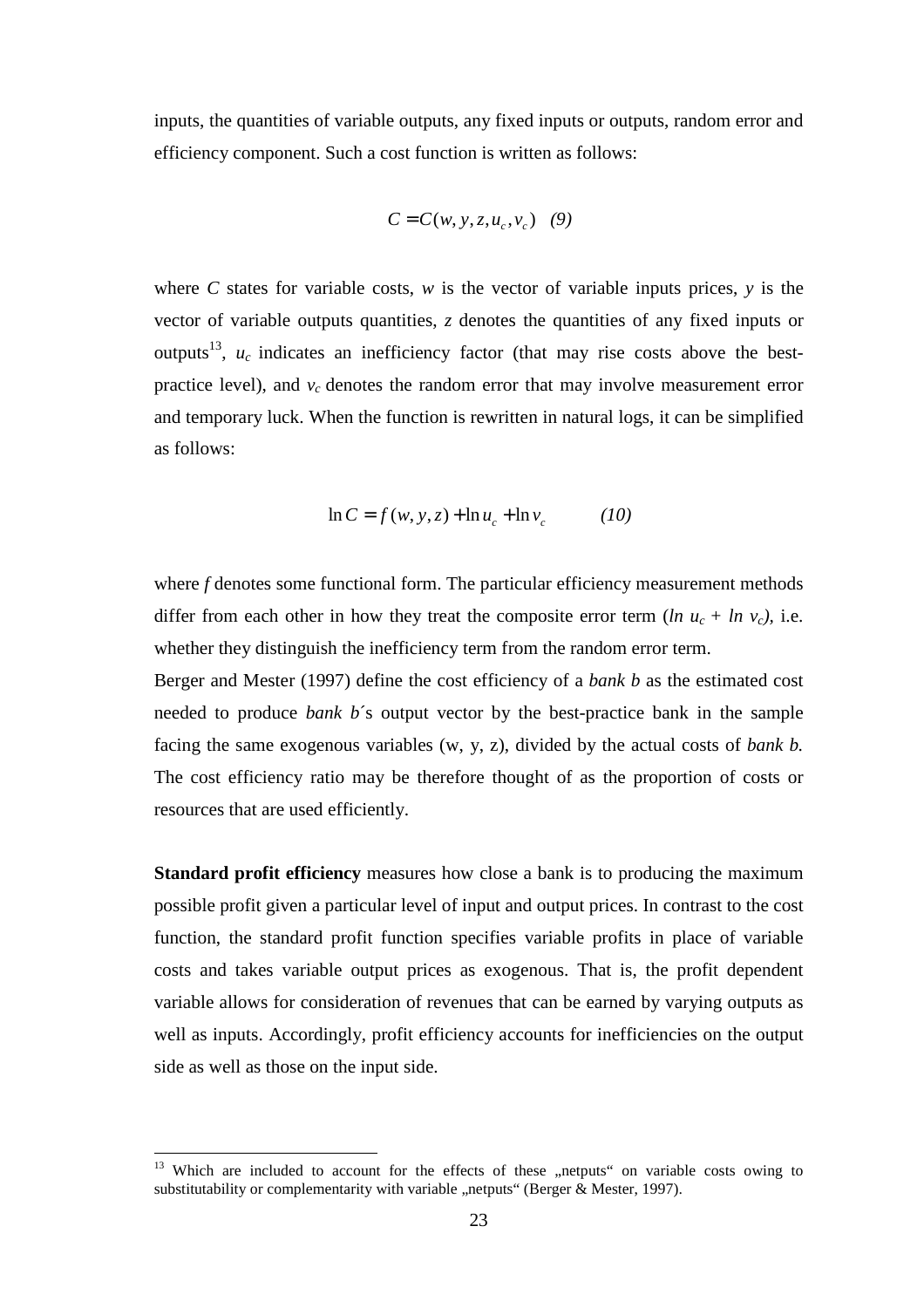inputs, the quantities of variable outputs, any fixed inputs or outputs, random error and efficiency component. Such a cost function is written as follows:

$$C = C(w, y, z, u_c, v_c) \quad (9)$$

where $C$ states for variable costs, $w$ is the vector of variable inputs prices, $y$ is the vector of variable outputs quantities, $z$ denotes the quantities of any fixed inputs or outputs[13], $u_c$ indicates an inefficiency factor (that may rise costs above the best-practice level), and $v_c$ denotes the random error that may involve measurement error and temporary luck. When the function is rewritten in natural logs, it can be simplified as follows:

$$\ln C = f(w, y, z) + \ln u_c + \ln v_c \qquad (10)$$

where $f$ denotes some functional form. The particular efficiency measurement methods differ from each other in how they treat the composite error term ($\ln u_c + \ln v_c$), i.e. whether they distinguish the inefficiency term from the random error term.

Berger and Mester (1997) define the cost efficiency of a *bank b* as the estimated cost needed to produce *bank b*´s output vector by the best-practice bank in the sample facing the same exogenous variables (w, y, z), divided by the actual costs of *bank b*. The cost efficiency ratio may be therefore thought of as the proportion of costs or resources that are used efficiently.

**Standard profit efficiency** measures how close a bank is to producing the maximum possible profit given a particular level of input and output prices. In contrast to the cost function, the standard profit function specifies variable profits in place of variable costs and takes variable output prices as exogenous. That is, the profit dependent variable allows for consideration of revenues that can be earned by varying outputs as well as inputs. Accordingly, profit efficiency accounts for inefficiencies on the output side as well as those on the input side.

[13] Which are included to account for the effects of these „netputs" on variable costs owing to substitutability or complementarity with variable „netputs" (Berger & Mester, 1997).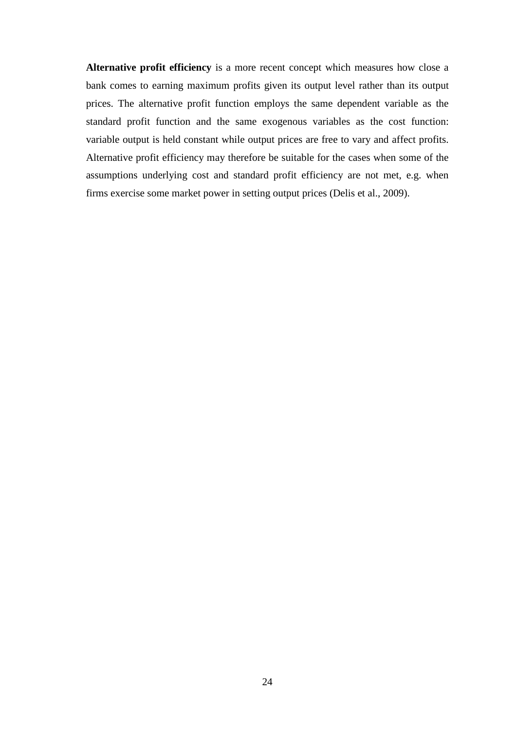**Alternative profit efficiency** is a more recent concept which measures how close a bank comes to earning maximum profits given its output level rather than its output prices. The alternative profit function employs the same dependent variable as the standard profit function and the same exogenous variables as the cost function: variable output is held constant while output prices are free to vary and affect profits. Alternative profit efficiency may therefore be suitable for the cases when some of the assumptions underlying cost and standard profit efficiency are not met, e.g. when firms exercise some market power in setting output prices (Delis et al., 2009).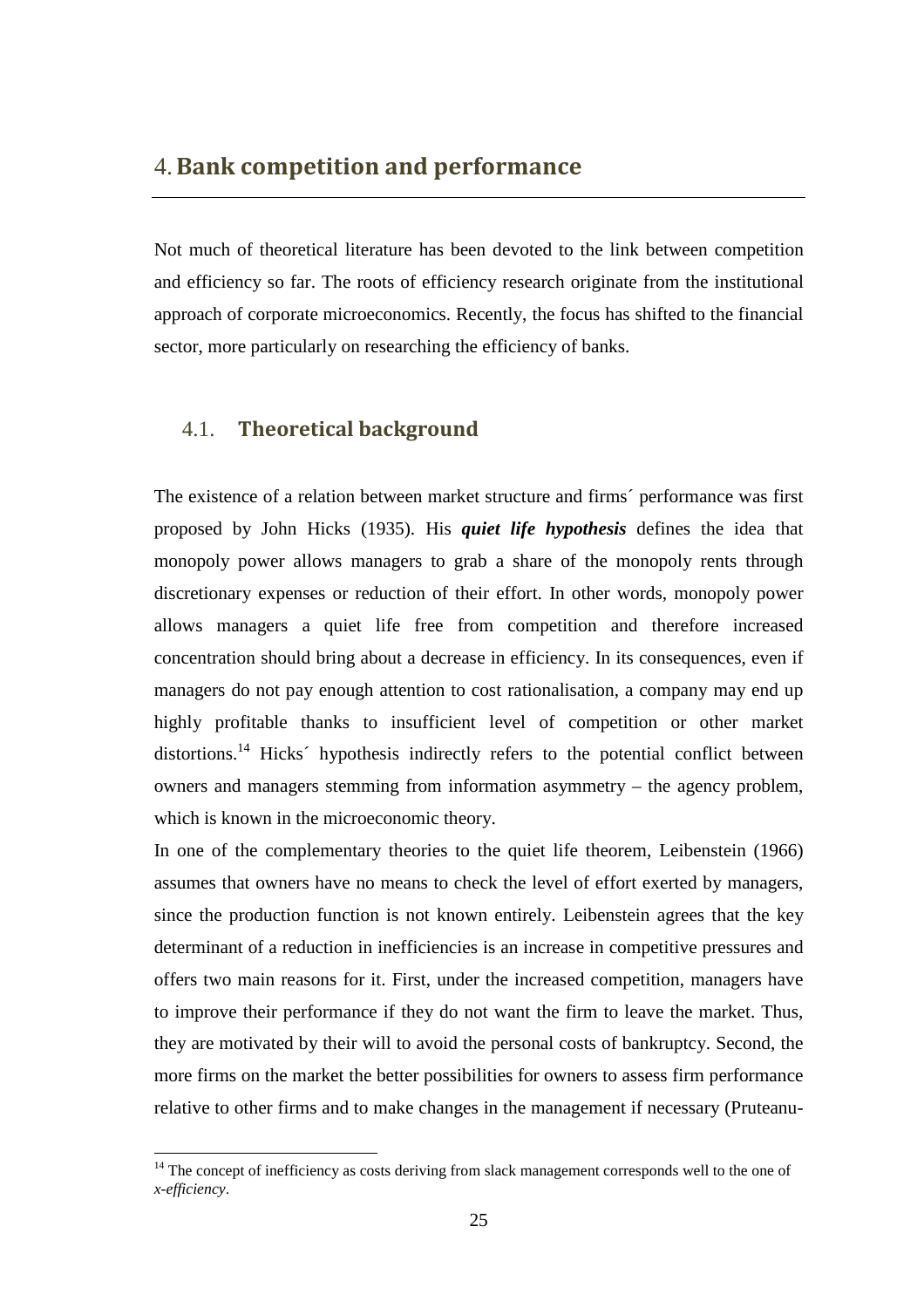# 4. Bank competition and performance

Not much of theoretical literature has been devoted to the link between competition and efficiency so far. The roots of efficiency research originate from the institutional approach of corporate microeconomics. Recently, the focus has shifted to the financial sector, more particularly on researching the efficiency of banks.

## 4.1. Theoretical background

The existence of a relation between market structure and firms´ performance was first proposed by John Hicks (1935). His ***quiet life hypothesis*** defines the idea that monopoly power allows managers to grab a share of the monopoly rents through discretionary expenses or reduction of their effort. In other words, monopoly power allows managers a quiet life free from competition and therefore increased concentration should bring about a decrease in efficiency. In its consequences, even if managers do not pay enough attention to cost rationalisation, a company may end up highly profitable thanks to insufficient level of competition or other market distortions.[14] Hicks´ hypothesis indirectly refers to the potential conflict between owners and managers stemming from information asymmetry – the agency problem, which is known in the microeconomic theory.

In one of the complementary theories to the quiet life theorem, Leibenstein (1966) assumes that owners have no means to check the level of effort exerted by managers, since the production function is not known entirely. Leibenstein agrees that the key determinant of a reduction in inefficiencies is an increase in competitive pressures and offers two main reasons for it. First, under the increased competition, managers have to improve their performance if they do not want the firm to leave the market. Thus, they are motivated by their will to avoid the personal costs of bankruptcy. Second, the more firms on the market the better possibilities for owners to assess firm performance relative to other firms and to make changes in the management if necessary (Pruteanu-

[14] The concept of inefficiency as costs deriving from slack management corresponds well to the one of *x-efficiency*.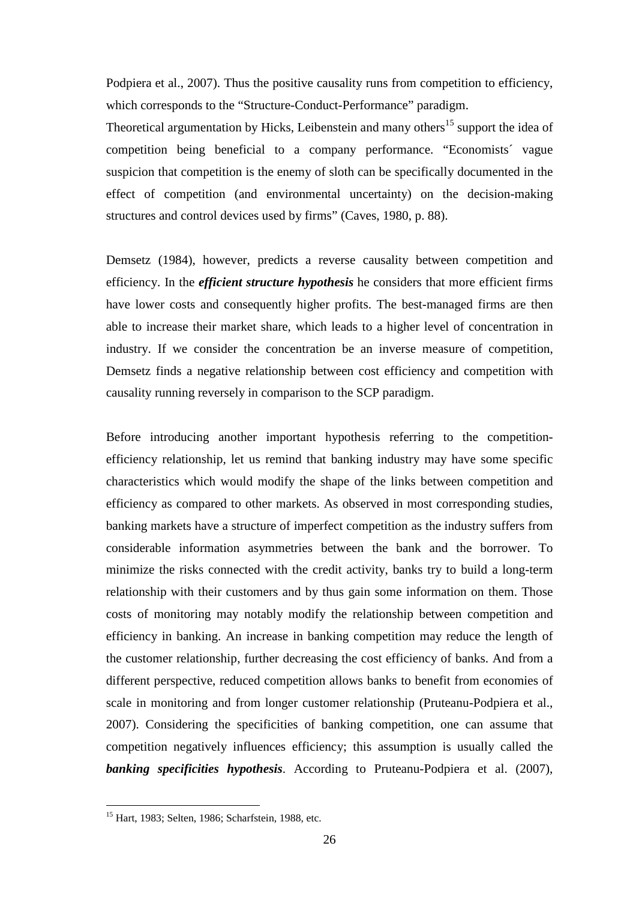Podpiera et al., 2007). Thus the positive causality runs from competition to efficiency, which corresponds to the "Structure-Conduct-Performance" paradigm.
Theoretical argumentation by Hicks, Leibenstein and many others[15] support the idea of competition being beneficial to a company performance. "Economists´ vague suspicion that competition is the enemy of sloth can be specifically documented in the effect of competition (and environmental uncertainty) on the decision-making structures and control devices used by firms" (Caves, 1980, p. 88).

Demsetz (1984), however, predicts a reverse causality between competition and efficiency. In the ***efficient structure hypothesis*** he considers that more efficient firms have lower costs and consequently higher profits. The best-managed firms are then able to increase their market share, which leads to a higher level of concentration in industry. If we consider the concentration be an inverse measure of competition, Demsetz finds a negative relationship between cost efficiency and competition with causality running reversely in comparison to the SCP paradigm.

Before introducing another important hypothesis referring to the competition-efficiency relationship, let us remind that banking industry may have some specific characteristics which would modify the shape of the links between competition and efficiency as compared to other markets. As observed in most corresponding studies, banking markets have a structure of imperfect competition as the industry suffers from considerable information asymmetries between the bank and the borrower. To minimize the risks connected with the credit activity, banks try to build a long-term relationship with their customers and by thus gain some information on them. Those costs of monitoring may notably modify the relationship between competition and efficiency in banking. An increase in banking competition may reduce the length of the customer relationship, further decreasing the cost efficiency of banks. And from a different perspective, reduced competition allows banks to benefit from economies of scale in monitoring and from longer customer relationship (Pruteanu-Podpiera et al., 2007). Considering the specificities of banking competition, one can assume that competition negatively influences efficiency; this assumption is usually called the ***banking specificities hypothesis***. According to Pruteanu-Podpiera et al. (2007),

[15] Hart, 1983; Selten, 1986; Scharfstein, 1988, etc.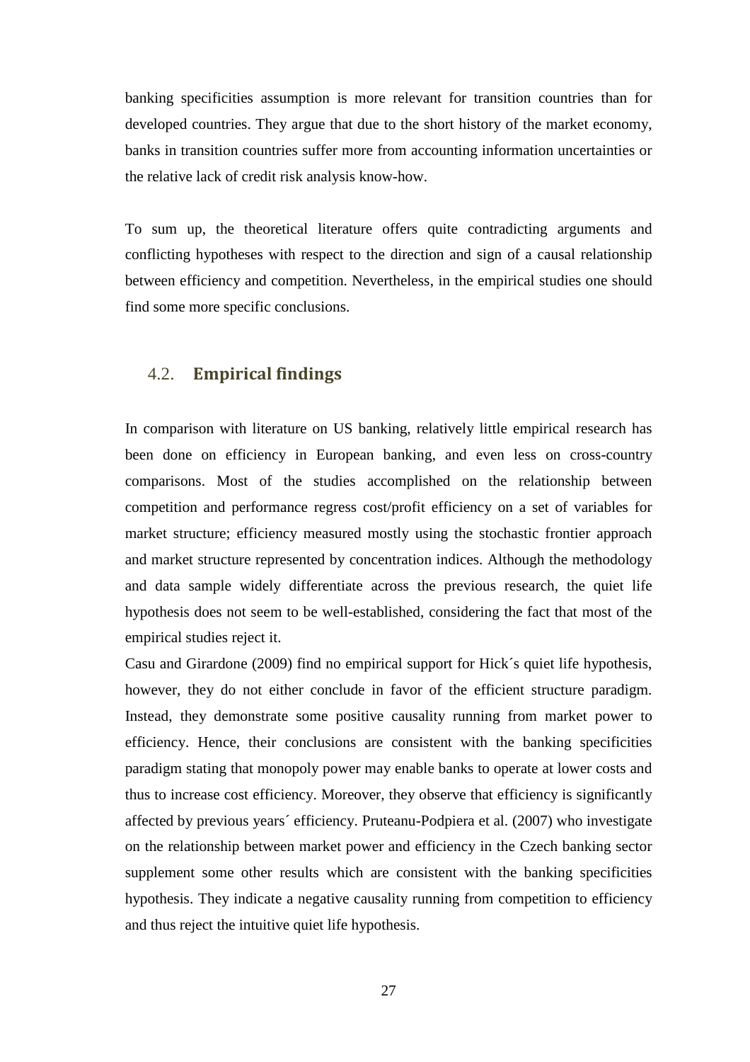banking specificities assumption is more relevant for transition countries than for developed countries. They argue that due to the short history of the market economy, banks in transition countries suffer more from accounting information uncertainties or the relative lack of credit risk analysis know-how.

To sum up, the theoretical literature offers quite contradicting arguments and conflicting hypotheses with respect to the direction and sign of a causal relationship between efficiency and competition. Nevertheless, in the empirical studies one should find some more specific conclusions.

## 4.2. **Empirical findings**

In comparison with literature on US banking, relatively little empirical research has been done on efficiency in European banking, and even less on cross-country comparisons. Most of the studies accomplished on the relationship between competition and performance regress cost/profit efficiency on a set of variables for market structure; efficiency measured mostly using the stochastic frontier approach and market structure represented by concentration indices. Although the methodology and data sample widely differentiate across the previous research, the quiet life hypothesis does not seem to be well-established, considering the fact that most of the empirical studies reject it.

Casu and Girardone (2009) find no empirical support for Hick´s quiet life hypothesis, however, they do not either conclude in favor of the efficient structure paradigm. Instead, they demonstrate some positive causality running from market power to efficiency. Hence, their conclusions are consistent with the banking specificities paradigm stating that monopoly power may enable banks to operate at lower costs and thus to increase cost efficiency. Moreover, they observe that efficiency is significantly affected by previous years´ efficiency. Pruteanu-Podpiera et al. (2007) who investigate on the relationship between market power and efficiency in the Czech banking sector supplement some other results which are consistent with the banking specificities hypothesis. They indicate a negative causality running from competition to efficiency and thus reject the intuitive quiet life hypothesis.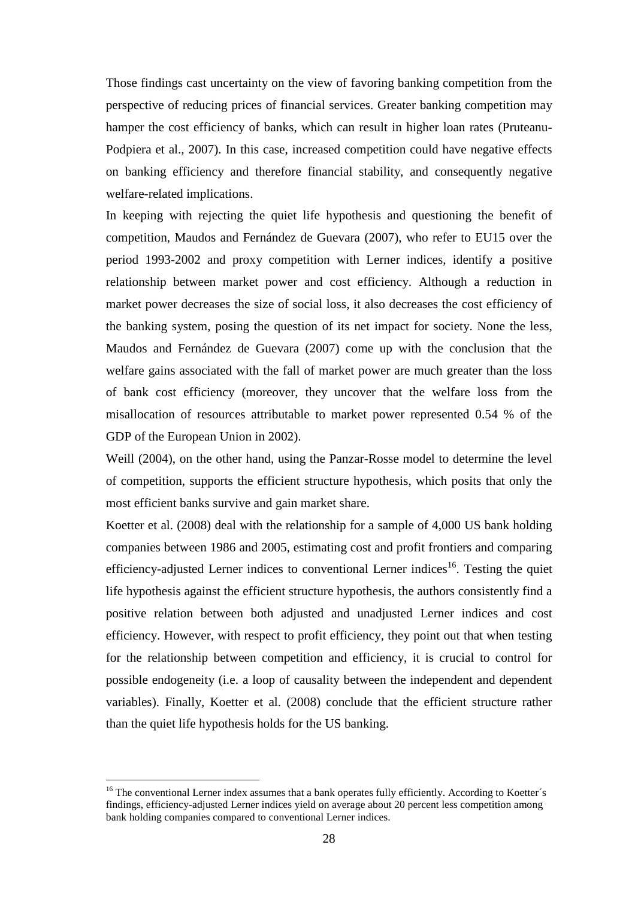Those findings cast uncertainty on the view of favoring banking competition from the perspective of reducing prices of financial services. Greater banking competition may hamper the cost efficiency of banks, which can result in higher loan rates (Pruteanu-Podpiera et al., 2007). In this case, increased competition could have negative effects on banking efficiency and therefore financial stability, and consequently negative welfare-related implications.

In keeping with rejecting the quiet life hypothesis and questioning the benefit of competition, Maudos and Fernández de Guevara (2007), who refer to EU15 over the period 1993-2002 and proxy competition with Lerner indices, identify a positive relationship between market power and cost efficiency. Although a reduction in market power decreases the size of social loss, it also decreases the cost efficiency of the banking system, posing the question of its net impact for society. None the less, Maudos and Fernández de Guevara (2007) come up with the conclusion that the welfare gains associated with the fall of market power are much greater than the loss of bank cost efficiency (moreover, they uncover that the welfare loss from the misallocation of resources attributable to market power represented 0.54 % of the GDP of the European Union in 2002).

Weill (2004), on the other hand, using the Panzar-Rosse model to determine the level of competition, supports the efficient structure hypothesis, which posits that only the most efficient banks survive and gain market share.

Koetter et al. (2008) deal with the relationship for a sample of 4,000 US bank holding companies between 1986 and 2005, estimating cost and profit frontiers and comparing efficiency-adjusted Lerner indices to conventional Lerner indices[16]. Testing the quiet life hypothesis against the efficient structure hypothesis, the authors consistently find a positive relation between both adjusted and unadjusted Lerner indices and cost efficiency. However, with respect to profit efficiency, they point out that when testing for the relationship between competition and efficiency, it is crucial to control for possible endogeneity (i.e. a loop of causality between the independent and dependent variables). Finally, Koetter et al. (2008) conclude that the efficient structure rather than the quiet life hypothesis holds for the US banking.

[16] The conventional Lerner index assumes that a bank operates fully efficiently. According to Koetter´s findings, efficiency-adjusted Lerner indices yield on average about 20 percent less competition among bank holding companies compared to conventional Lerner indices.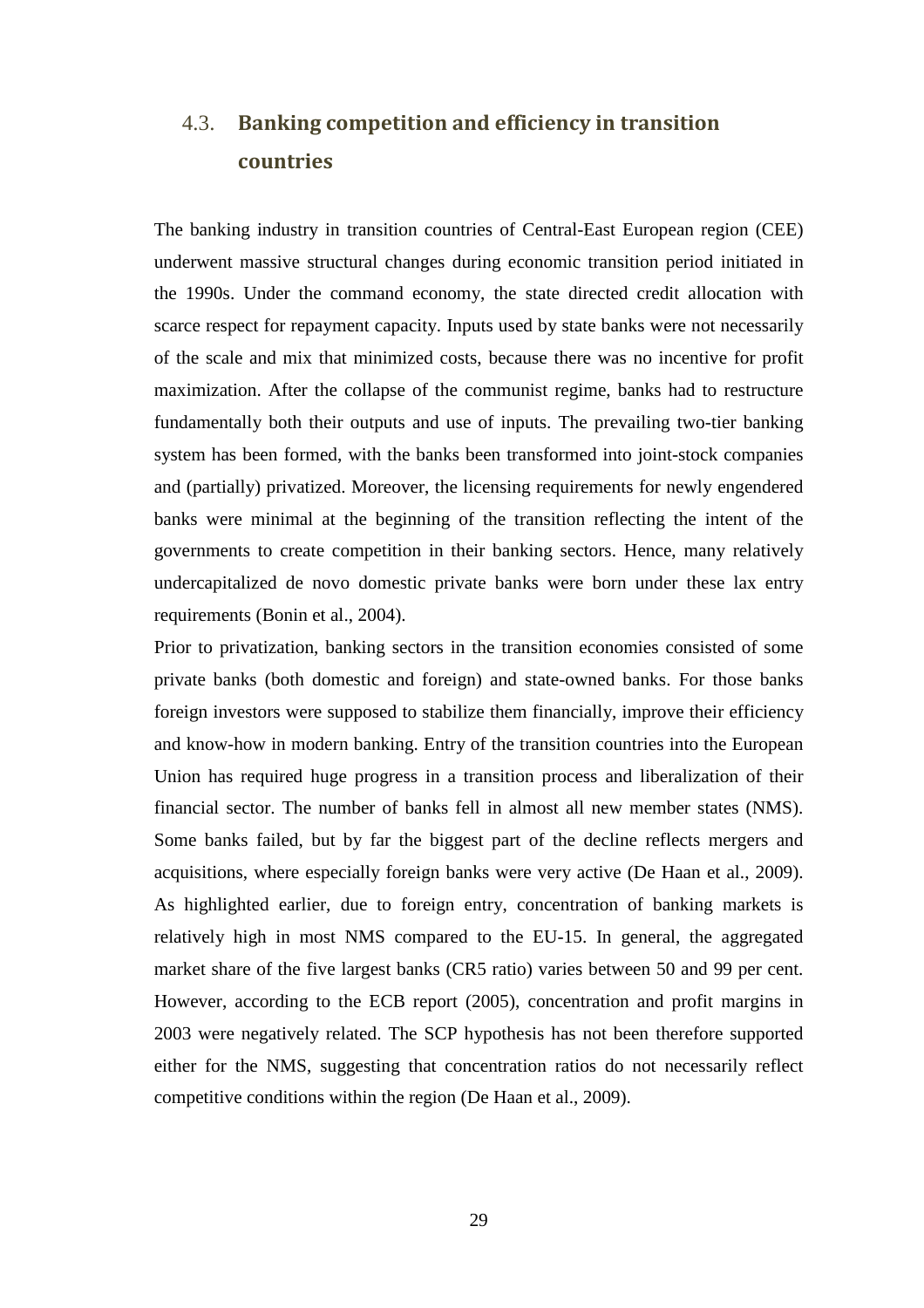## 4.3. Banking competition and efficiency in transition countries

The banking industry in transition countries of Central-East European region (CEE) underwent massive structural changes during economic transition period initiated in the 1990s. Under the command economy, the state directed credit allocation with scarce respect for repayment capacity. Inputs used by state banks were not necessarily of the scale and mix that minimized costs, because there was no incentive for profit maximization. After the collapse of the communist regime, banks had to restructure fundamentally both their outputs and use of inputs. The prevailing two-tier banking system has been formed, with the banks been transformed into joint-stock companies and (partially) privatized. Moreover, the licensing requirements for newly engendered banks were minimal at the beginning of the transition reflecting the intent of the governments to create competition in their banking sectors. Hence, many relatively undercapitalized de novo domestic private banks were born under these lax entry requirements (Bonin et al., 2004).

Prior to privatization, banking sectors in the transition economies consisted of some private banks (both domestic and foreign) and state-owned banks. For those banks foreign investors were supposed to stabilize them financially, improve their efficiency and know-how in modern banking. Entry of the transition countries into the European Union has required huge progress in a transition process and liberalization of their financial sector. The number of banks fell in almost all new member states (NMS). Some banks failed, but by far the biggest part of the decline reflects mergers and acquisitions, where especially foreign banks were very active (De Haan et al., 2009). As highlighted earlier, due to foreign entry, concentration of banking markets is relatively high in most NMS compared to the EU-15. In general, the aggregated market share of the five largest banks (CR5 ratio) varies between 50 and 99 per cent. However, according to the ECB report (2005), concentration and profit margins in 2003 were negatively related. The SCP hypothesis has not been therefore supported either for the NMS, suggesting that concentration ratios do not necessarily reflect competitive conditions within the region (De Haan et al., 2009).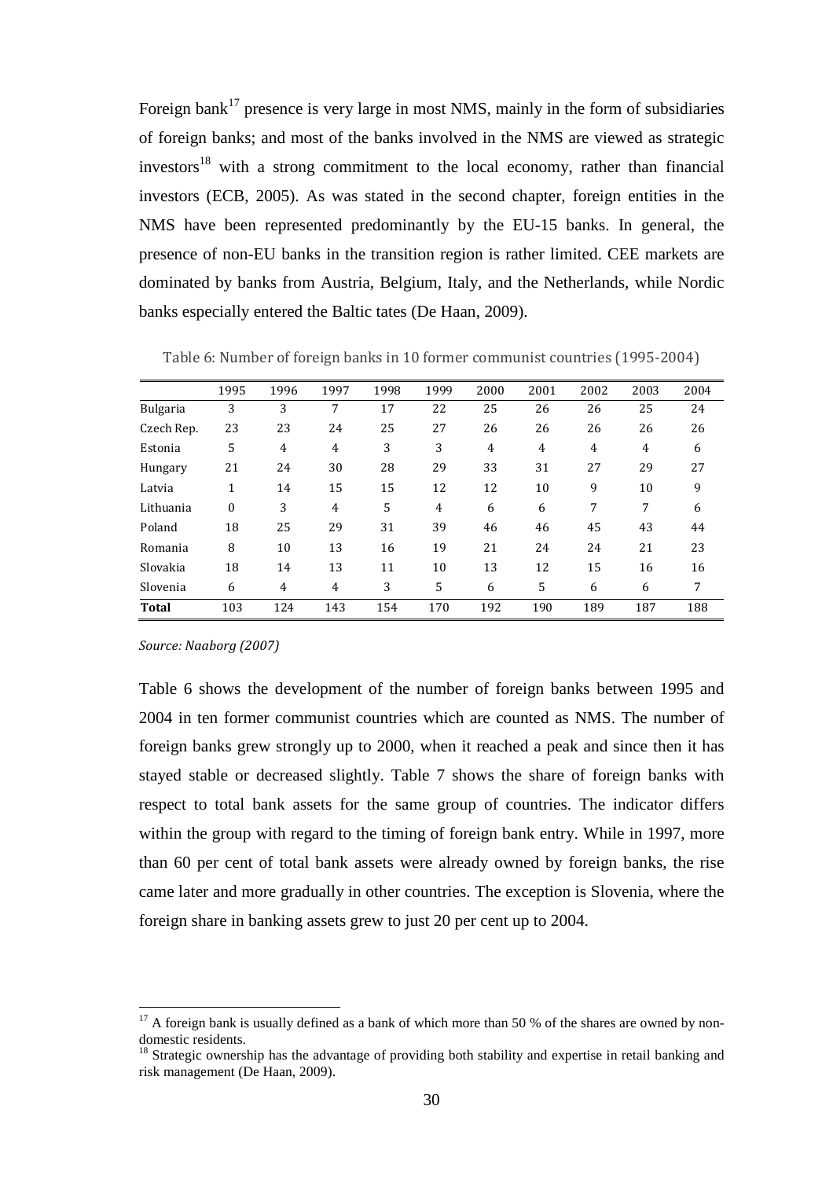Foreign bank[17] presence is very large in most NMS, mainly in the form of subsidiaries of foreign banks; and most of the banks involved in the NMS are viewed as strategic investors[18] with a strong commitment to the local economy, rather than financial investors (ECB, 2005). As was stated in the second chapter, foreign entities in the NMS have been represented predominantly by the EU-15 banks. In general, the presence of non-EU banks in the transition region is rather limited. CEE markets are dominated by banks from Austria, Belgium, Italy, and the Netherlands, while Nordic banks especially entered the Baltic tates (De Haan, 2009).

Table 6: Number of foreign banks in 10 former communist countries (1995-2004)

| | 1995 | 1996 | 1997 | 1998 | 1999 | 2000 | 2001 | 2002 | 2003 | 2004 |
|---|---|---|---|---|---|---|---|---|---|---|
| Bulgaria | 3 | 3 | 7 | 17 | 22 | 25 | 26 | 26 | 25 | 24 |
| Czech Rep. | 23 | 23 | 24 | 25 | 27 | 26 | 26 | 26 | 26 | 26 |
| Estonia | 5 | 4 | 4 | 3 | 3 | 4 | 4 | 4 | 4 | 6 |
| Hungary | 21 | 24 | 30 | 28 | 29 | 33 | 31 | 27 | 29 | 27 |
| Latvia | 1 | 14 | 15 | 15 | 12 | 12 | 10 | 9 | 10 | 9 |
| Lithuania | 0 | 3 | 4 | 5 | 4 | 6 | 6 | 7 | 7 | 6 |
| Poland | 18 | 25 | 29 | 31 | 39 | 46 | 46 | 45 | 43 | 44 |
| Romania | 8 | 10 | 13 | 16 | 19 | 21 | 24 | 24 | 21 | 23 |
| Slovakia | 18 | 14 | 13 | 11 | 10 | 13 | 12 | 15 | 16 | 16 |
| Slovenia | 6 | 4 | 4 | 3 | 5 | 6 | 5 | 6 | 6 | 7 |
| **Total** | 103 | 124 | 143 | 154 | 170 | 192 | 190 | 189 | 187 | 188 |

*Source: Naaborg (2007)*

Table 6 shows the development of the number of foreign banks between 1995 and 2004 in ten former communist countries which are counted as NMS. The number of foreign banks grew strongly up to 2000, when it reached a peak and since then it has stayed stable or decreased slightly. Table 7 shows the share of foreign banks with respect to total bank assets for the same group of countries. The indicator differs within the group with regard to the timing of foreign bank entry. While in 1997, more than 60 per cent of total bank assets were already owned by foreign banks, the rise came later and more gradually in other countries. The exception is Slovenia, where the foreign share in banking assets grew to just 20 per cent up to 2004.

[17] A foreign bank is usually defined as a bank of which more than 50 % of the shares are owned by non-domestic residents.

[18] Strategic ownership has the advantage of providing both stability and expertise in retail banking and risk management (De Haan, 2009).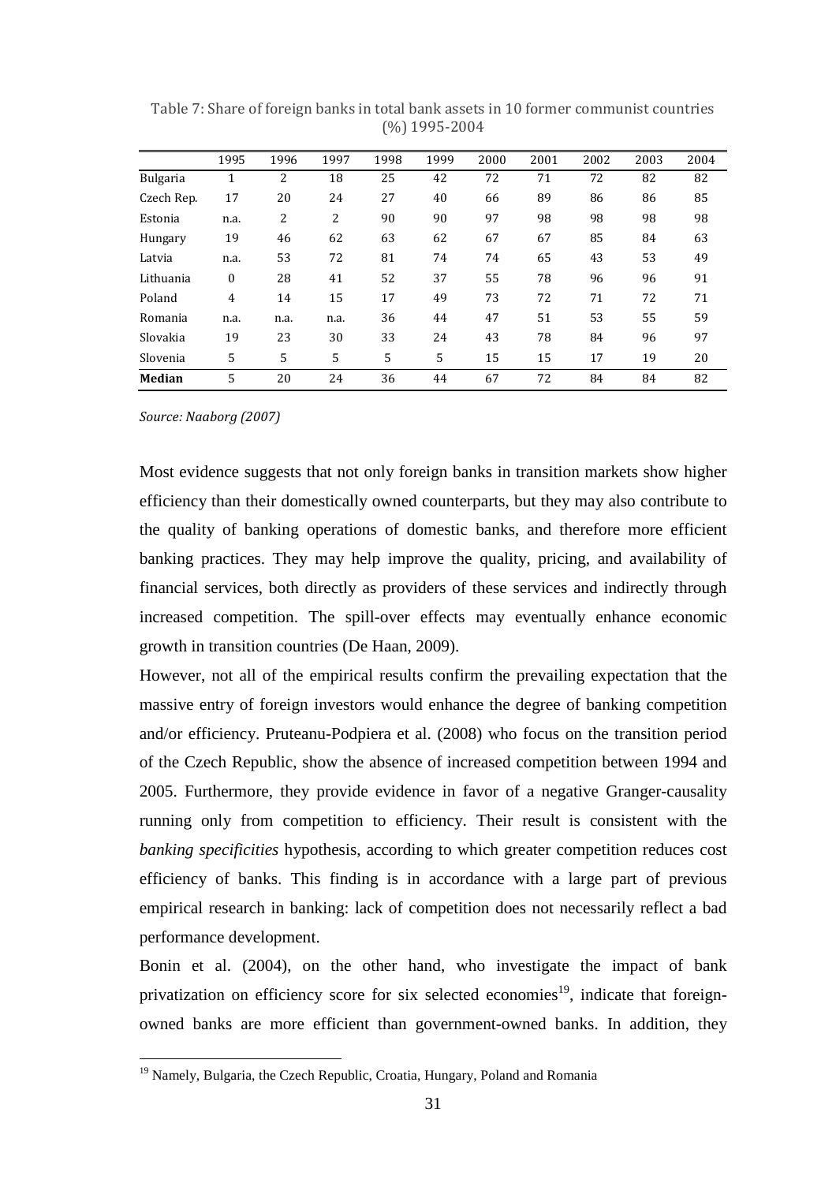Table 7: Share of foreign banks in total bank assets in 10 former communist countries (%) 1995-2004

| | 1995 | 1996 | 1997 | 1998 | 1999 | 2000 | 2001 | 2002 | 2003 | 2004 |
|---|---|---|---|---|---|---|---|---|---|---|
| Bulgaria | 1 | 2 | 18 | 25 | 42 | 72 | 71 | 72 | 82 | 82 |
| Czech Rep. | 17 | 20 | 24 | 27 | 40 | 66 | 89 | 86 | 86 | 85 |
| Estonia | n.a. | 2 | 2 | 90 | 90 | 97 | 98 | 98 | 98 | 98 |
| Hungary | 19 | 46 | 62 | 63 | 62 | 67 | 67 | 85 | 84 | 63 |
| Latvia | n.a. | 53 | 72 | 81 | 74 | 74 | 65 | 43 | 53 | 49 |
| Lithuania | 0 | 28 | 41 | 52 | 37 | 55 | 78 | 96 | 96 | 91 |
| Poland | 4 | 14 | 15 | 17 | 49 | 73 | 72 | 71 | 72 | 71 |
| Romania | n.a. | n.a. | n.a. | 36 | 44 | 47 | 51 | 53 | 55 | 59 |
| Slovakia | 19 | 23 | 30 | 33 | 24 | 43 | 78 | 84 | 96 | 97 |
| Slovenia | 5 | 5 | 5 | 5 | 5 | 15 | 15 | 17 | 19 | 20 |
| **Median** | 5 | 20 | 24 | 36 | 44 | 67 | 72 | 84 | 84 | 82 |

*Source: Naaborg (2007)*

Most evidence suggests that not only foreign banks in transition markets show higher efficiency than their domestically owned counterparts, but they may also contribute to the quality of banking operations of domestic banks, and therefore more efficient banking practices. They may help improve the quality, pricing, and availability of financial services, both directly as providers of these services and indirectly through increased competition. The spill-over effects may eventually enhance economic growth in transition countries (De Haan, 2009).

However, not all of the empirical results confirm the prevailing expectation that the massive entry of foreign investors would enhance the degree of banking competition and/or efficiency. Pruteanu-Podpiera et al. (2008) who focus on the transition period of the Czech Republic, show the absence of increased competition between 1994 and 2005. Furthermore, they provide evidence in favor of a negative Granger-causality running only from competition to efficiency. Their result is consistent with the *banking specificities* hypothesis, according to which greater competition reduces cost efficiency of banks. This finding is in accordance with a large part of previous empirical research in banking: lack of competition does not necessarily reflect a bad performance development.

Bonin et al. (2004), on the other hand, who investigate the impact of bank privatization on efficiency score for six selected economies[19], indicate that foreign-owned banks are more efficient than government-owned banks. In addition, they

[19] Namely, Bulgaria, the Czech Republic, Croatia, Hungary, Poland and Romania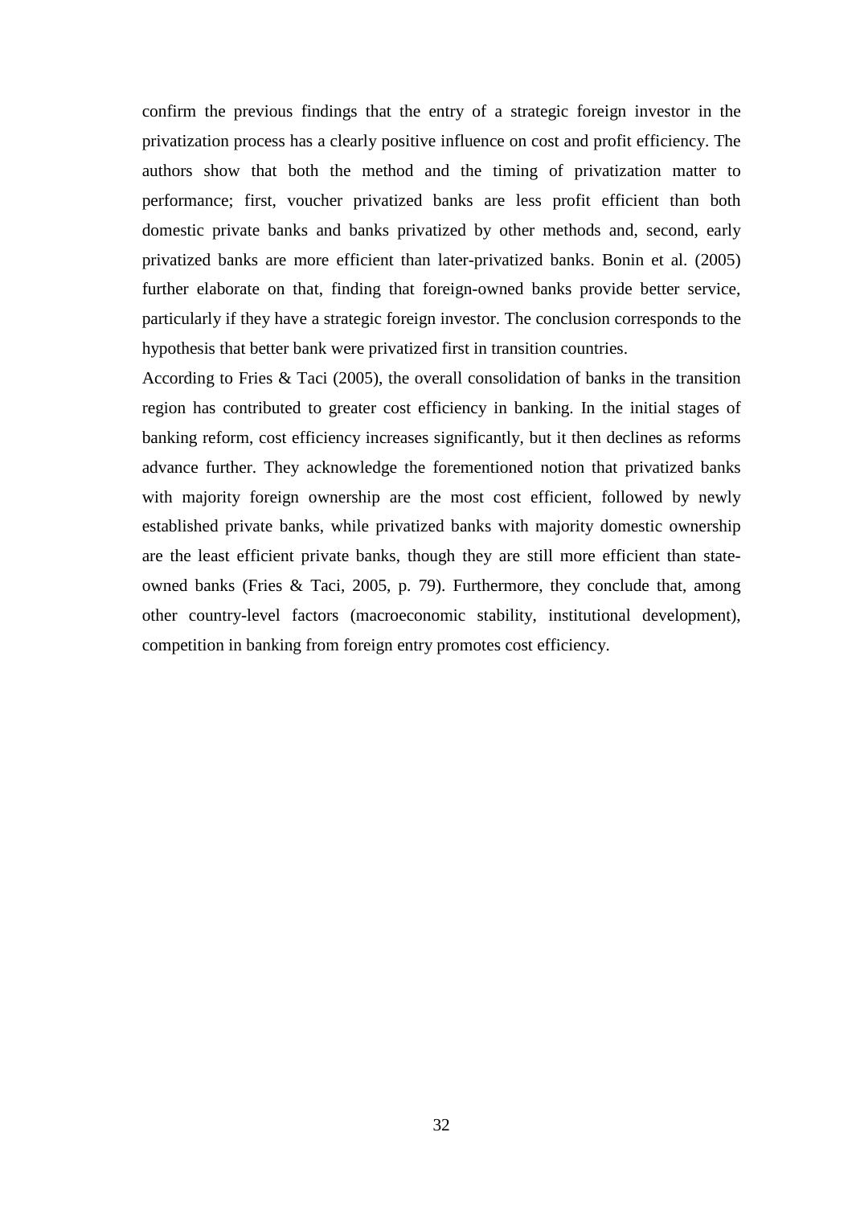confirm the previous findings that the entry of a strategic foreign investor in the privatization process has a clearly positive influence on cost and profit efficiency. The authors show that both the method and the timing of privatization matter to performance; first, voucher privatized banks are less profit efficient than both domestic private banks and banks privatized by other methods and, second, early privatized banks are more efficient than later-privatized banks. Bonin et al. (2005) further elaborate on that, finding that foreign-owned banks provide better service, particularly if they have a strategic foreign investor. The conclusion corresponds to the hypothesis that better bank were privatized first in transition countries.

According to Fries & Taci (2005), the overall consolidation of banks in the transition region has contributed to greater cost efficiency in banking. In the initial stages of banking reform, cost efficiency increases significantly, but it then declines as reforms advance further. They acknowledge the forementioned notion that privatized banks with majority foreign ownership are the most cost efficient, followed by newly established private banks, while privatized banks with majority domestic ownership are the least efficient private banks, though they are still more efficient than state-owned banks (Fries & Taci, 2005, p. 79). Furthermore, they conclude that, among other country-level factors (macroeconomic stability, institutional development), competition in banking from foreign entry promotes cost efficiency.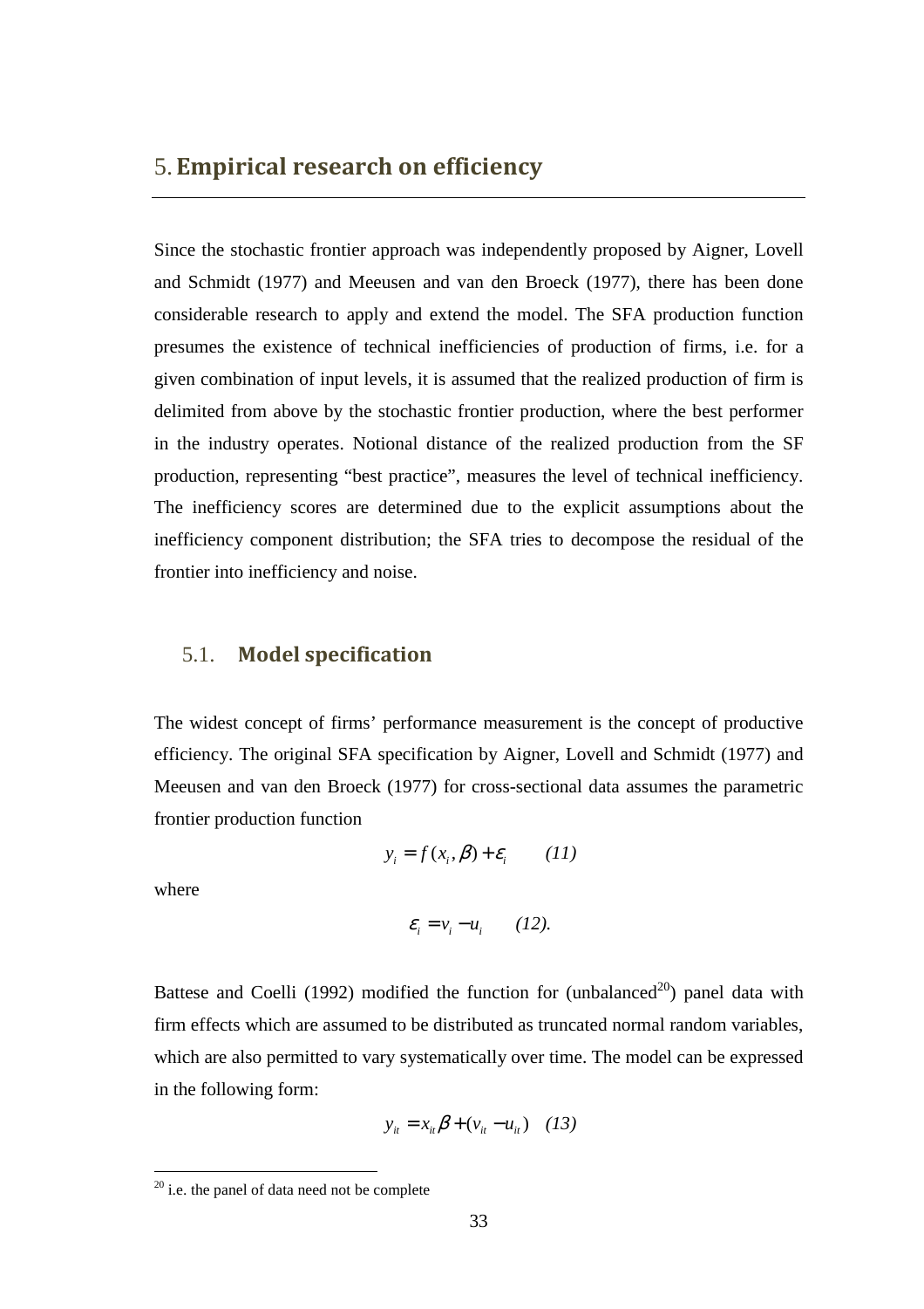# 5. Empirical research on efficiency

Since the stochastic frontier approach was independently proposed by Aigner, Lovell and Schmidt (1977) and Meeusen and van den Broeck (1977), there has been done considerable research to apply and extend the model. The SFA production function presumes the existence of technical inefficiencies of production of firms, i.e. for a given combination of input levels, it is assumed that the realized production of firm is delimited from above by the stochastic frontier production, where the best performer in the industry operates. Notional distance of the realized production from the SF production, representing "best practice", measures the level of technical inefficiency. The inefficiency scores are determined due to the explicit assumptions about the inefficiency component distribution; the SFA tries to decompose the residual of the frontier into inefficiency and noise.

## 5.1. Model specification

The widest concept of firms' performance measurement is the concept of productive efficiency. The original SFA specification by Aigner, Lovell and Schmidt (1977) and Meeusen and van den Broeck (1977) for cross-sectional data assumes the parametric frontier production function

$$y_i = f(x_i, \beta) + \varepsilon_i \qquad (11)$$

where

$$\varepsilon_i = v_i - u_i \qquad (12).$$

Battese and Coelli (1992) modified the function for (unbalanced[20]) panel data with firm effects which are assumed to be distributed as truncated normal random variables, which are also permitted to vary systematically over time. The model can be expressed in the following form:

$$y_{it} = x_{it}\beta + (v_{it} - u_{it}) \quad (13)$$

[20] i.e. the panel of data need not be complete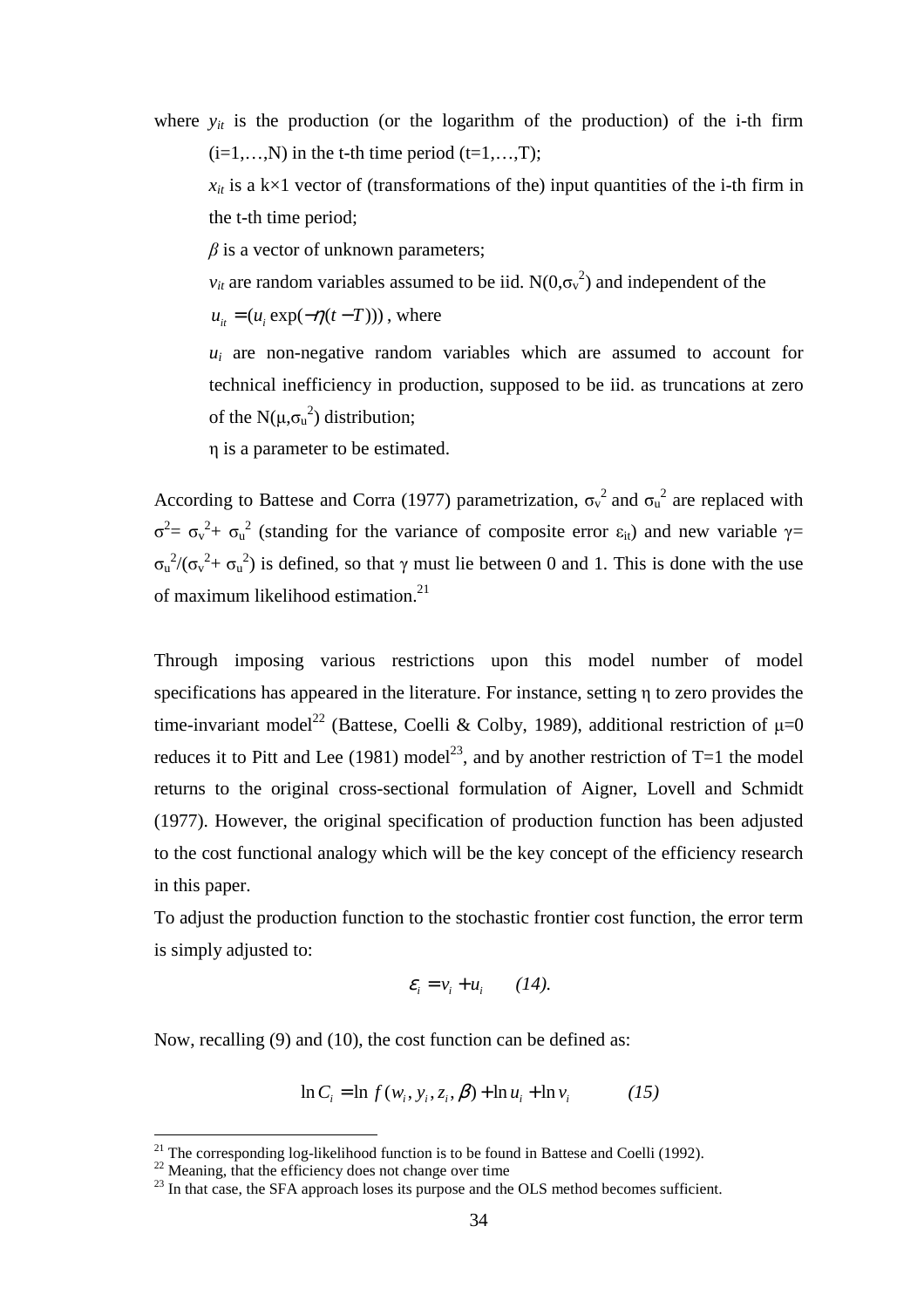where $y_{it}$ is the production (or the logarithm of the production) of the i-th firm (i=1,…,N) in the t-th time period (t=1,…,T);

$x_{it}$ is a k×1 vector of (transformations of the) input quantities of the i-th firm in the t-th time period;

$\beta$ is a vector of unknown parameters;

$v_{it}$ are random variables assumed to be iid. $N(0,\sigma_v^2)$ and independent of the

$u_{it} = (u_i \exp(-\eta(t-T)))$, where

$u_i$ are non-negative random variables which are assumed to account for technical inefficiency in production, supposed to be iid. as truncations at zero of the $N(\mu,\sigma_u^2)$ distribution;

$\eta$ is a parameter to be estimated.

According to Battese and Corra (1977) parametrization, $\sigma_v^2$ and $\sigma_u^2$ are replaced with $\sigma^2 = \sigma_v^2 + \sigma_u^2$ (standing for the variance of composite error $\varepsilon_{it}$) and new variable $\gamma = \sigma_u^2/(\sigma_v^2 + \sigma_u^2)$ is defined, so that $\gamma$ must lie between 0 and 1. This is done with the use of maximum likelihood estimation.[21]

Through imposing various restrictions upon this model number of model specifications has appeared in the literature. For instance, setting $\eta$ to zero provides the time-invariant model[22] (Battese, Coelli & Colby, 1989), additional restriction of $\mu=0$ reduces it to Pitt and Lee (1981) model[23], and by another restriction of T=1 the model returns to the original cross-sectional formulation of Aigner, Lovell and Schmidt (1977). However, the original specification of production function has been adjusted to the cost functional analogy which will be the key concept of the efficiency research in this paper.

To adjust the production function to the stochastic frontier cost function, the error term is simply adjusted to:

$$\varepsilon_i = v_i + u_i \qquad (14).$$

Now, recalling (9) and (10), the cost function can be defined as:

$$\ln C_i = \ln f(w_i, y_i, z_i, \beta) + \ln u_i + \ln v_i \qquad (15)$$

[21] The corresponding log-likelihood function is to be found in Battese and Coelli (1992).

[22] Meaning, that the efficiency does not change over time

[23] In that case, the SFA approach loses its purpose and the OLS method becomes sufficient.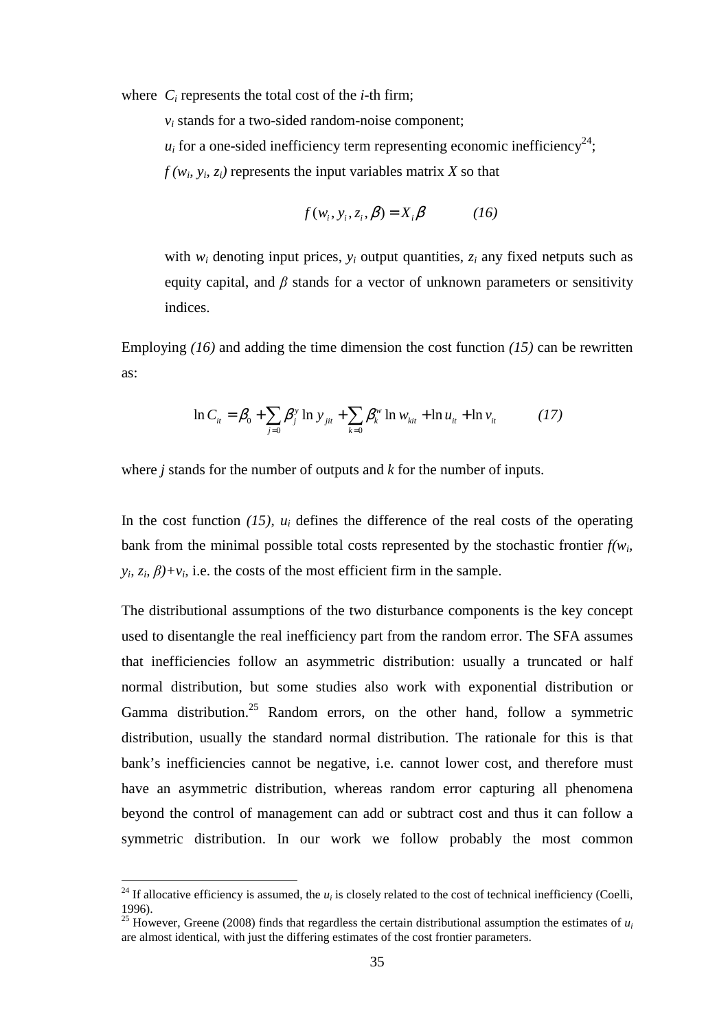where $C_i$ represents the total cost of the *i*-th firm;

$v_i$ stands for a two-sided random-noise component;

$u_i$ for a one-sided inefficiency term representing economic inefficiency[24];

$f(w_i, y_i, z_i)$ represents the input variables matrix $X$ so that

$$f(w_i, y_i, z_i, \beta) = X_i \beta \qquad (16)$$

with $w_i$ denoting input prices, $y_i$ output quantities, $z_i$ any fixed netputs such as equity capital, and $\beta$ stands for a vector of unknown parameters or sensitivity indices.

Employing *(16)* and adding the time dimension the cost function *(15)* can be rewritten as:

$$\ln C_{it} = \beta_0 + \sum_{j=0} \beta_j^y \ln y_{jit} + \sum_{k=0} \beta_k^w \ln w_{kit} + \ln u_{it} + \ln v_{it} \qquad (17)$$

where *j* stands for the number of outputs and *k* for the number of inputs.

In the cost function *(15)*, $u_i$ defines the difference of the real costs of the operating bank from the minimal possible total costs represented by the stochastic frontier $f(w_i, y_i, z_i, \beta)+v_i$, i.e. the costs of the most efficient firm in the sample.

The distributional assumptions of the two disturbance components is the key concept used to disentangle the real inefficiency part from the random error. The SFA assumes that inefficiencies follow an asymmetric distribution: usually a truncated or half normal distribution, but some studies also work with exponential distribution or Gamma distribution.[25] Random errors, on the other hand, follow a symmetric distribution, usually the standard normal distribution. The rationale for this is that bank's inefficiencies cannot be negative, i.e. cannot lower cost, and therefore must have an asymmetric distribution, whereas random error capturing all phenomena beyond the control of management can add or subtract cost and thus it can follow a symmetric distribution. In our work we follow probably the most common

---

[24] If allocative efficiency is assumed, the $u_i$ is closely related to the cost of technical inefficiency (Coelli, 1996).

[25] However, Greene (2008) finds that regardless the certain distributional assumption the estimates of $u_i$ are almost identical, with just the differing estimates of the cost frontier parameters.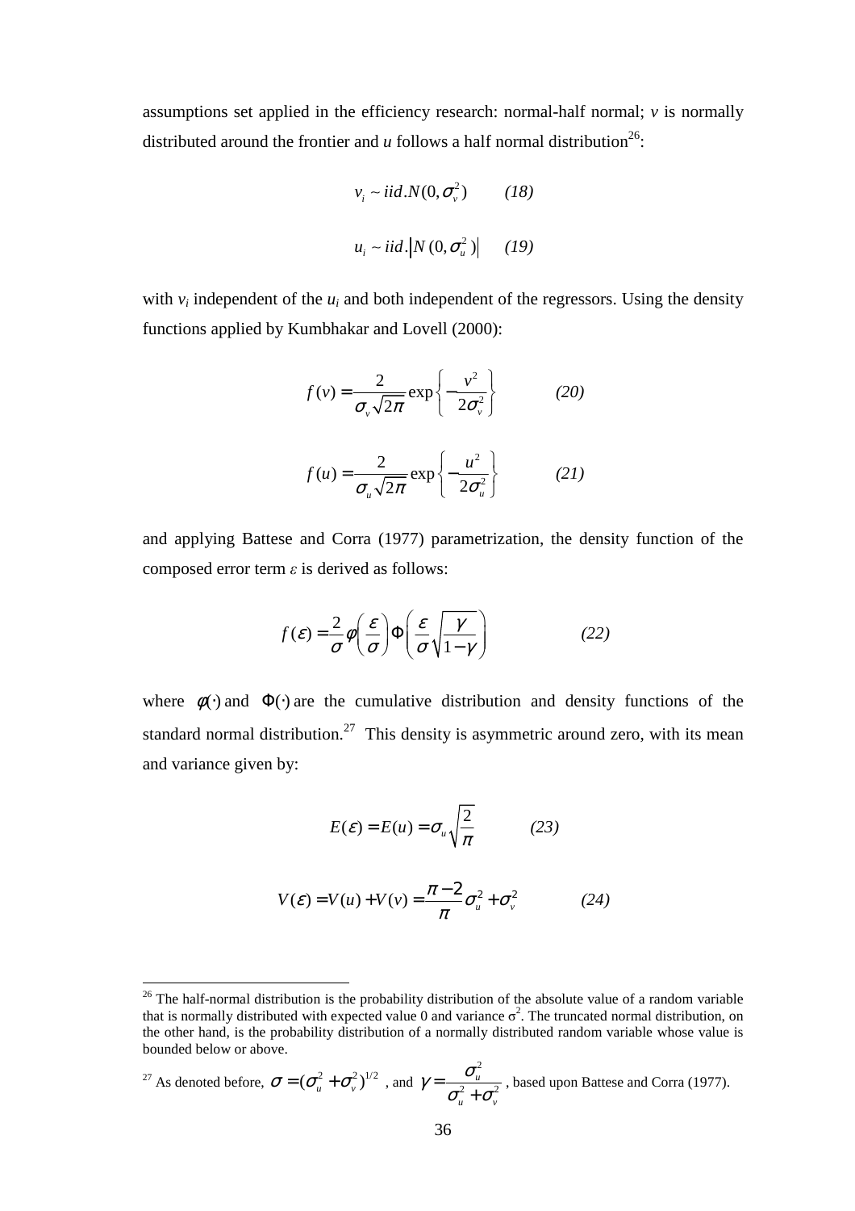assumptions set applied in the efficiency research: normal-half normal; $v$ is normally distributed around the frontier and $u$ follows a half normal distribution[26]:

$$v_i \sim iid.N(0, \sigma_v^2) \qquad (18)$$

$$u_i \sim iid.\left|N(0, \sigma_u^2)\right| \qquad (19)$$

with $v_i$ independent of the $u_i$ and both independent of the regressors. Using the density functions applied by Kumbhakar and Lovell (2000):

$$f(v) = \frac{2}{\sigma_v \sqrt{2\pi}} \exp\left\{-\frac{v^2}{2\sigma_v^2}\right\} \qquad (20)$$

$$f(u) = \frac{2}{\sigma_u \sqrt{2\pi}} \exp\left\{-\frac{u^2}{2\sigma_u^2}\right\} \qquad (21)$$

and applying Battese and Corra (1977) parametrization, the density function of the composed error term $\varepsilon$ is derived as follows:

$$f(\varepsilon) = \frac{2}{\sigma} \phi\left(\frac{\varepsilon}{\sigma}\right) \Phi\left(\frac{\varepsilon}{\sigma}\sqrt{\frac{\gamma}{1-\gamma}}\right) \qquad (22)$$

where $\phi(\cdot)$ and $\Phi(\cdot)$ are the cumulative distribution and density functions of the standard normal distribution.[27] This density is asymmetric around zero, with its mean and variance given by:

$$E(\varepsilon) = E(u) = \sigma_u \sqrt{\frac{2}{\pi}} \qquad (23)$$

$$V(\varepsilon) = V(u) + V(v) = \frac{\pi - 2}{\pi} \sigma_u^2 + \sigma_v^2 \qquad (24)$$

---

[26] The half-normal distribution is the probability distribution of the absolute value of a random variable that is normally distributed with expected value 0 and variance $\sigma^2$. The truncated normal distribution, on the other hand, is the probability distribution of a normally distributed random variable whose value is bounded below or above.

[27] As denoted before, $\sigma = (\sigma_u^2 + \sigma_v^2)^{1/2}$, and $\gamma = \frac{\sigma_u^2}{\sigma_u^2 + \sigma_v^2}$, based upon Battese and Corra (1977).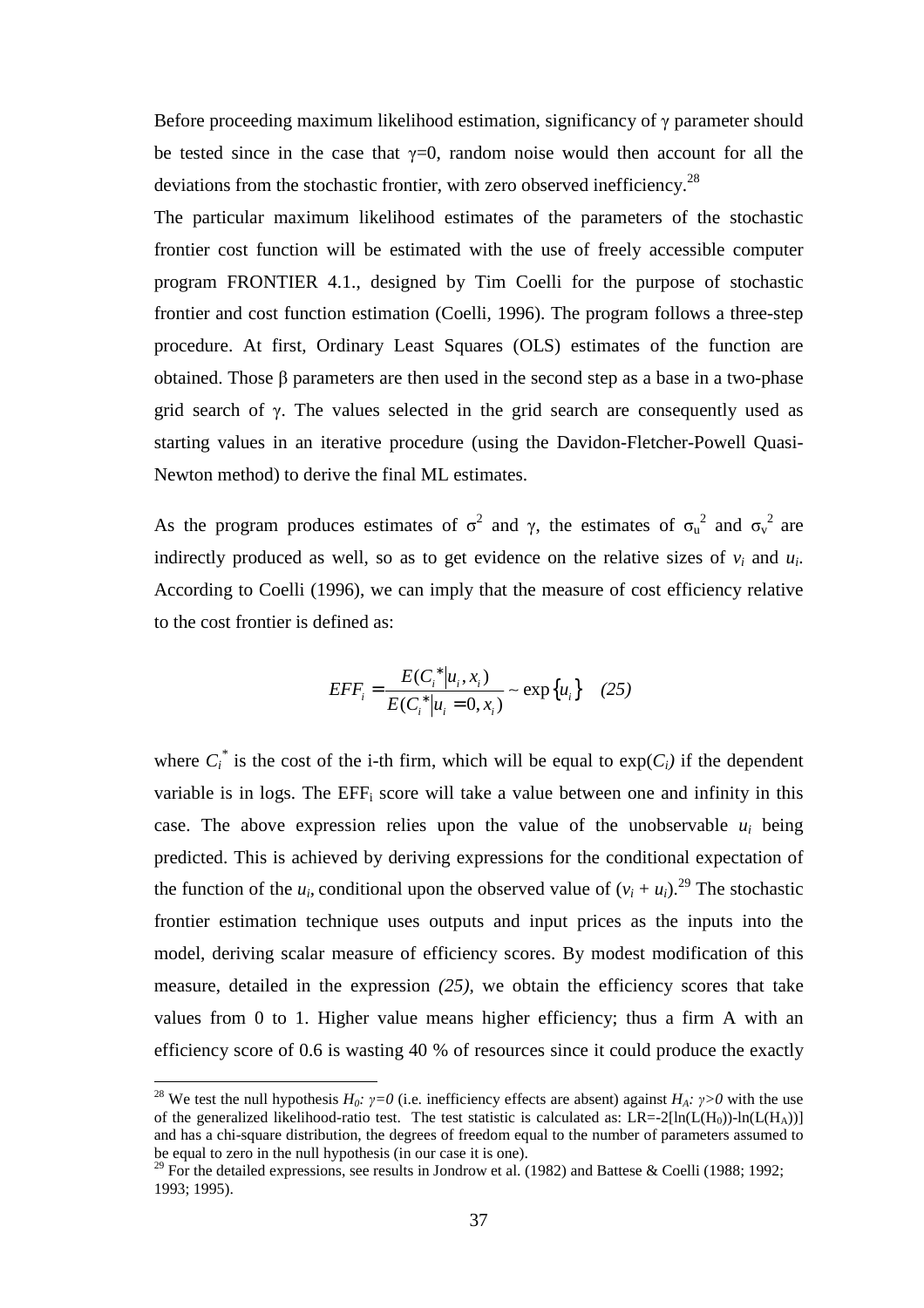Before proceeding maximum likelihood estimation, significancy of $\gamma$ parameter should be tested since in the case that $\gamma$=0, random noise would then account for all the deviations from the stochastic frontier, with zero observed inefficiency.[28]

The particular maximum likelihood estimates of the parameters of the stochastic frontier cost function will be estimated with the use of freely accessible computer program FRONTIER 4.1., designed by Tim Coelli for the purpose of stochastic frontier and cost function estimation (Coelli, 1996). The program follows a three-step procedure. At first, Ordinary Least Squares (OLS) estimates of the function are obtained. Those $\beta$ parameters are then used in the second step as a base in a two-phase grid search of $\gamma$. The values selected in the grid search are consequently used as starting values in an iterative procedure (using the Davidon-Fletcher-Powell Quasi-Newton method) to derive the final ML estimates.

As the program produces estimates of $\sigma^2$ and $\gamma$, the estimates of $\sigma_u^2$ and $\sigma_v^2$ are indirectly produced as well, so as to get evidence on the relative sizes of $v_i$ and $u_i$. According to Coelli (1996), we can imply that the measure of cost efficiency relative to the cost frontier is defined as:

$$EFF_i = \frac{E(C_i^* | u_i, x_i)}{E(C_i^* | u_i = 0, x_i)} \sim \exp\{u_i\} \quad (25)$$

where $C_i^*$ is the cost of the i-th firm, which will be equal to $\exp(C_i)$ if the dependent variable is in logs. The $EFF_i$ score will take a value between one and infinity in this case. The above expression relies upon the value of the unobservable $u_i$ being predicted. This is achieved by deriving expressions for the conditional expectation of the function of the $u_i$, conditional upon the observed value of $(v_i + u_i)$.[29] The stochastic frontier estimation technique uses outputs and input prices as the inputs into the model, deriving scalar measure of efficiency scores. By modest modification of this measure, detailed in the expression *(25)*, we obtain the efficiency scores that take values from 0 to 1. Higher value means higher efficiency; thus a firm A with an efficiency score of 0.6 is wasting 40 % of resources since it could produce the exactly

---

[28] We test the null hypothesis $H_0$: $\gamma=0$ (i.e. inefficiency effects are absent) against $H_A$: $\gamma>0$ with the use of the generalized likelihood-ratio test. The test statistic is calculated as: $LR=-2[\ln(L(H_0))-\ln(L(H_A))]$ and has a chi-square distribution, the degrees of freedom equal to the number of parameters assumed to be equal to zero in the null hypothesis (in our case it is one).

[29] For the detailed expressions, see results in Jondrow et al. (1982) and Battese & Coelli (1988; 1992; 1993; 1995).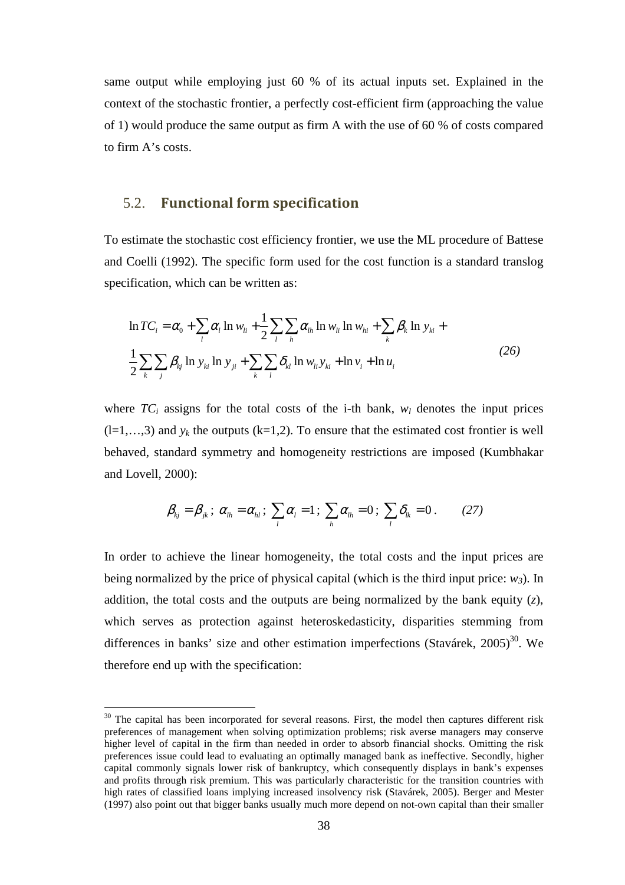same output while employing just 60 % of its actual inputs set. Explained in the context of the stochastic frontier, a perfectly cost-efficient firm (approaching the value of 1) would produce the same output as firm A with the use of 60 % of costs compared to firm A's costs.

## 5.2. Functional form specification

To estimate the stochastic cost efficiency frontier, we use the ML procedure of Battese and Coelli (1992). The specific form used for the cost function is a standard translog specification, which can be written as:

$$\ln TC_i = \alpha_0 + \sum_l \alpha_l \ln w_{li} + \frac{1}{2}\sum_l \sum_h \alpha_{lh} \ln w_{li} \ln w_{hi} + \sum_k \beta_k \ln y_{ki} + \frac{1}{2}\sum_k \sum_j \beta_{kj} \ln y_{ki} \ln y_{ji} + \sum_k \sum_l \delta_{kl} \ln w_{li} y_{ki} + \ln v_i + \ln u_i \tag{26}$$

where $TC_i$ assigns for the total costs of the i-th bank, $w_l$ denotes the input prices ($l=1,\ldots,3$) and $y_k$ the outputs ($k=1,2$). To ensure that the estimated cost frontier is well behaved, standard symmetry and homogeneity restrictions are imposed (Kumbhakar and Lovell, 2000):

$$\beta_{kj} = \beta_{jk}\,;\; \alpha_{lh} = \alpha_{hl}\,;\; \sum_l \alpha_l = 1\,;\; \sum_h \alpha_{lh} = 0\,;\; \sum_l \delta_{lk} = 0\,. \tag{27}$$

In order to achieve the linear homogeneity, the total costs and the input prices are being normalized by the price of physical capital (which is the third input price: $w_3$). In addition, the total costs and the outputs are being normalized by the bank equity ($z$), which serves as protection against heteroskedasticity, disparities stemming from differences in banks' size and other estimation imperfections (Stavárek, 2005)[30]. We therefore end up with the specification:

[30] The capital has been incorporated for several reasons. First, the model then captures different risk preferences of management when solving optimization problems; risk averse managers may conserve higher level of capital in the firm than needed in order to absorb financial shocks. Omitting the risk preferences issue could lead to evaluating an optimally managed bank as ineffective. Secondly, higher capital commonly signals lower risk of bankruptcy, which consequently displays in bank's expenses and profits through risk premium. This was particularly characteristic for the transition countries with high rates of classified loans implying increased insolvency risk (Stavárek, 2005). Berger and Mester (1997) also point out that bigger banks usually much more depend on not-own capital than their smaller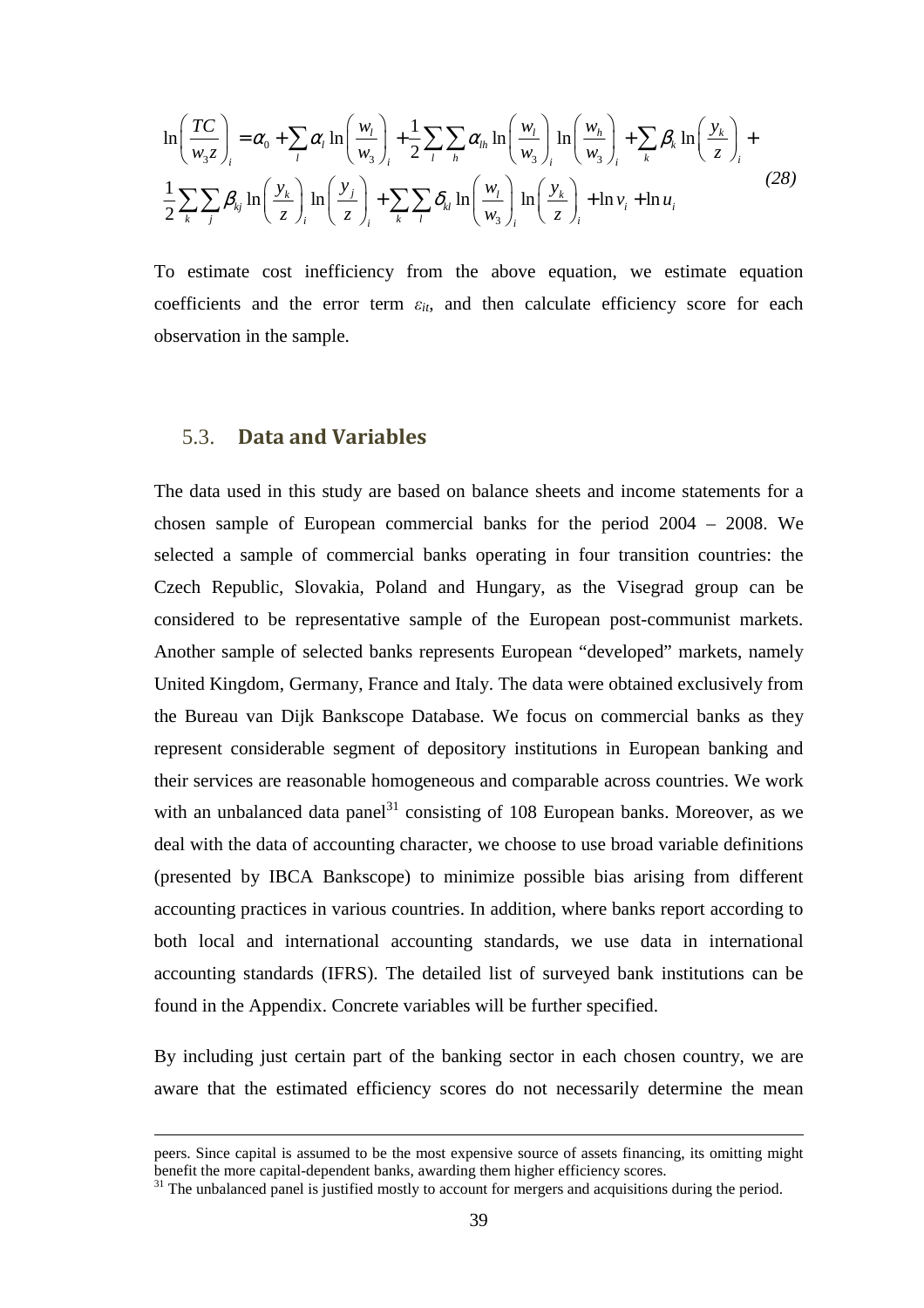$$\ln\left(\frac{TC}{w_3 z}\right)_i = \alpha_0 + \sum_l \alpha_l \ln\left(\frac{w_l}{w_3}\right)_i + \frac{1}{2}\sum_l\sum_h \alpha_{lh} \ln\left(\frac{w_l}{w_3}\right)_i \ln\left(\frac{w_h}{w_3}\right)_i + \sum_k \beta_k \ln\left(\frac{y_k}{z}\right)_i +$$
$$\frac{1}{2}\sum_k\sum_j \beta_{kj} \ln\left(\frac{y_k}{z}\right)_i \ln\left(\frac{y_j}{z}\right)_i + \sum_k\sum_l \delta_{kl} \ln\left(\frac{w_l}{w_3}\right)_i \ln\left(\frac{y_k}{z}\right)_i + \ln v_i + \ln u_i \qquad (28)$$

To estimate cost inefficiency from the above equation, we estimate equation coefficients and the error term $\varepsilon_{it}$, and then calculate efficiency score for each observation in the sample.

## 5.3. Data and Variables

The data used in this study are based on balance sheets and income statements for a chosen sample of European commercial banks for the period 2004 – 2008. We selected a sample of commercial banks operating in four transition countries: the Czech Republic, Slovakia, Poland and Hungary, as the Visegrad group can be considered to be representative sample of the European post-communist markets. Another sample of selected banks represents European "developed" markets, namely United Kingdom, Germany, France and Italy. The data were obtained exclusively from the Bureau van Dijk Bankscope Database. We focus on commercial banks as they represent considerable segment of depository institutions in European banking and their services are reasonable homogeneous and comparable across countries. We work with an unbalanced data panel[31] consisting of 108 European banks. Moreover, as we deal with the data of accounting character, we choose to use broad variable definitions (presented by IBCA Bankscope) to minimize possible bias arising from different accounting practices in various countries. In addition, where banks report according to both local and international accounting standards, we use data in international accounting standards (IFRS). The detailed list of surveyed bank institutions can be found in the Appendix. Concrete variables will be further specified.

By including just certain part of the banking sector in each chosen country, we are aware that the estimated efficiency scores do not necessarily determine the mean

peers. Since capital is assumed to be the most expensive source of assets financing, its omitting might benefit the more capital-dependent banks, awarding them higher efficiency scores.

[31] The unbalanced panel is justified mostly to account for mergers and acquisitions during the period.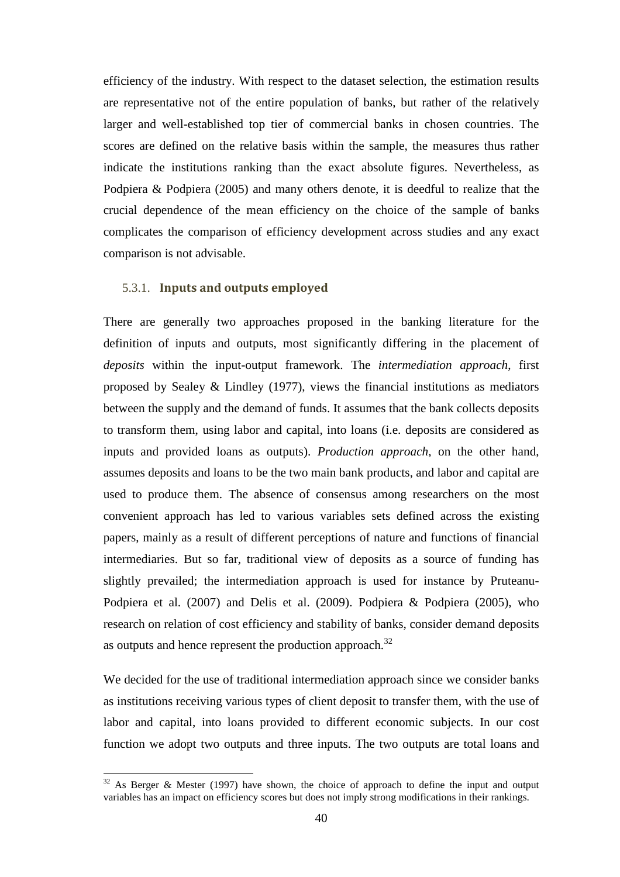efficiency of the industry. With respect to the dataset selection, the estimation results are representative not of the entire population of banks, but rather of the relatively larger and well-established top tier of commercial banks in chosen countries. The scores are defined on the relative basis within the sample, the measures thus rather indicate the institutions ranking than the exact absolute figures. Nevertheless, as Podpiera & Podpiera (2005) and many others denote, it is deedful to realize that the crucial dependence of the mean efficiency on the choice of the sample of banks complicates the comparison of efficiency development across studies and any exact comparison is not advisable.

### 5.3.1. Inputs and outputs employed

There are generally two approaches proposed in the banking literature for the definition of inputs and outputs, most significantly differing in the placement of *deposits* within the input-output framework. The *intermediation approach*, first proposed by Sealey & Lindley (1977), views the financial institutions as mediators between the supply and the demand of funds. It assumes that the bank collects deposits to transform them, using labor and capital, into loans (i.e. deposits are considered as inputs and provided loans as outputs). *Production approach*, on the other hand, assumes deposits and loans to be the two main bank products, and labor and capital are used to produce them. The absence of consensus among researchers on the most convenient approach has led to various variables sets defined across the existing papers, mainly as a result of different perceptions of nature and functions of financial intermediaries. But so far, traditional view of deposits as a source of funding has slightly prevailed; the intermediation approach is used for instance by Pruteanu-Podpiera et al. (2007) and Delis et al. (2009). Podpiera & Podpiera (2005), who research on relation of cost efficiency and stability of banks, consider demand deposits as outputs and hence represent the production approach.[32]

We decided for the use of traditional intermediation approach since we consider banks as institutions receiving various types of client deposit to transfer them, with the use of labor and capital, into loans provided to different economic subjects. In our cost function we adopt two outputs and three inputs. The two outputs are total loans and

[32] As Berger & Mester (1997) have shown, the choice of approach to define the input and output variables has an impact on efficiency scores but does not imply strong modifications in their rankings.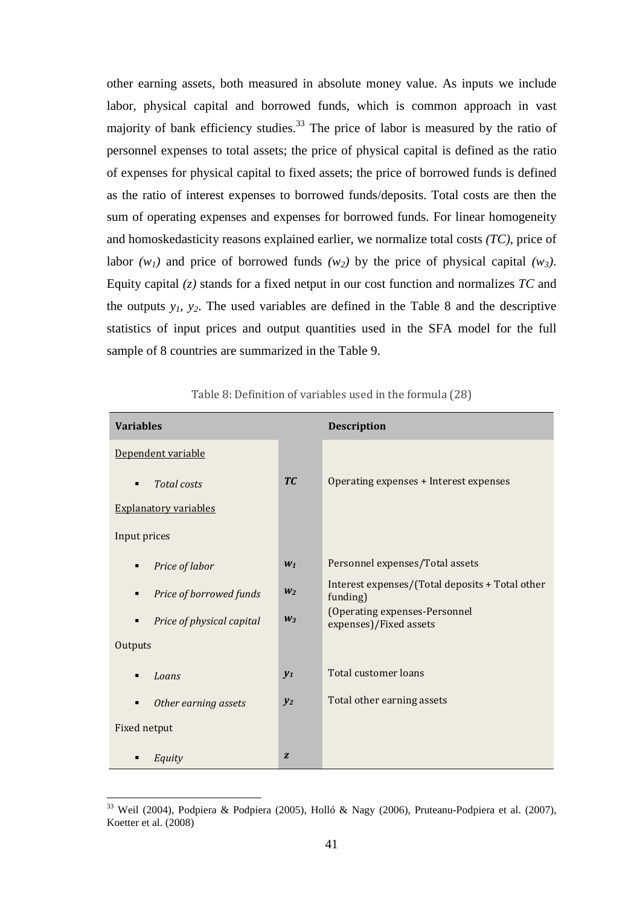other earning assets, both measured in absolute money value. As inputs we include labor, physical capital and borrowed funds, which is common approach in vast majority of bank efficiency studies.[33] The price of labor is measured by the ratio of personnel expenses to total assets; the price of physical capital is defined as the ratio of expenses for physical capital to fixed assets; the price of borrowed funds is defined as the ratio of interest expenses to borrowed funds/deposits. Total costs are then the sum of operating expenses and expenses for borrowed funds. For linear homogeneity and homoskedasticity reasons explained earlier, we normalize total costs *(TC)*, price of labor $(w_1)$ and price of borrowed funds $(w_2)$ by the price of physical capital $(w_3)$. Equity capital $(z)$ stands for a fixed netput in our cost function and normalizes *TC* and the outputs $y_1$, $y_2$. The used variables are defined in the Table 8 and the descriptive statistics of input prices and output quantities used in the SFA model for the full sample of 8 countries are summarized in the Table 9.

Table 8: Definition of variables used in the formula (28)

| Variables | | Description |
|---|---|---|
| Dependent variable | | |
| ▪ *Total costs* | ***TC*** | Operating expenses + Interest expenses |
| Explanatory variables | | |
| Input prices | | |
| ▪ *Price of labor* | $w_1$ | Personnel expenses/Total assets |
| ▪ *Price of borrowed funds* | $w_2$ | Interest expenses/(Total deposits + Total other funding) |
| ▪ *Price of physical capital* | $w_3$ | (Operating expenses-Personnel expenses)/Fixed assets |
| Outputs | | |
| ▪ *Loans* | $y_1$ | Total customer loans |
| ▪ *Other earning assets* | $y_2$ | Total other earning assets |
| Fixed netput | | |
| ▪ *Equity* | $z$ | |

[33] Weil (2004), Podpiera & Podpiera (2005), Holló & Nagy (2006), Pruteanu-Podpiera et al. (2007), Koetter et al. (2008)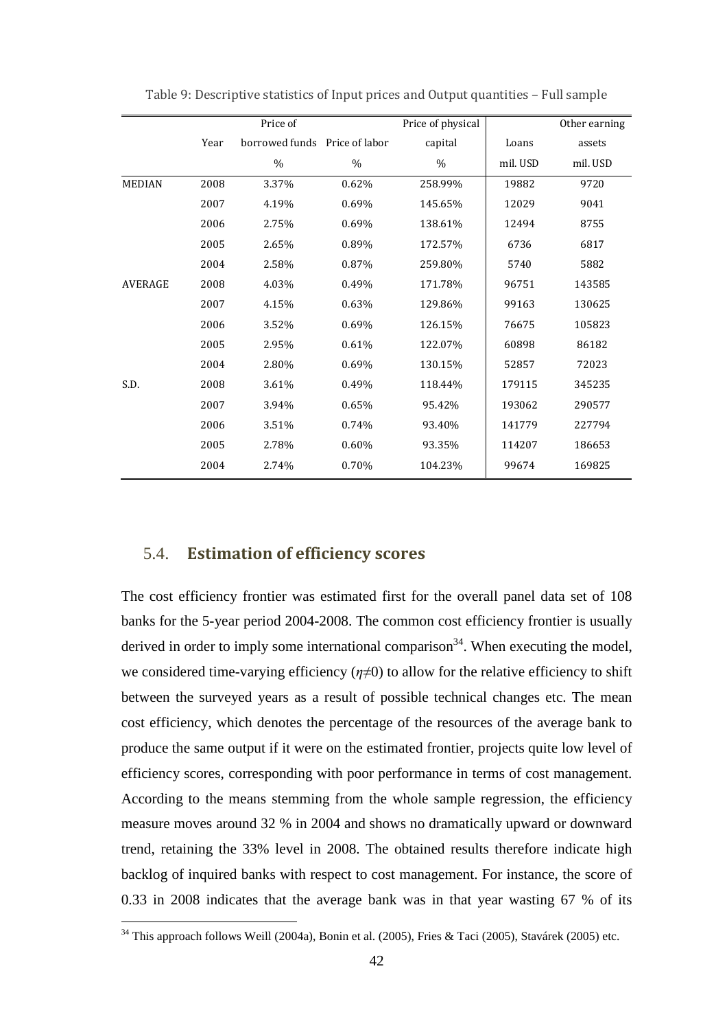Table 9: Descriptive statistics of Input prices and Output quantities – Full sample

| | Year | Price of borrowed funds | Price of labor | Price of physical capital | Loans | Other earning assets |
|---|---|---|---|---|---|---|
| | | % | % | % | mil. USD | mil. USD |
| MEDIAN | 2008 | 3.37% | 0.62% | 258.99% | 19882 | 9720 |
| | 2007 | 4.19% | 0.69% | 145.65% | 12029 | 9041 |
| | 2006 | 2.75% | 0.69% | 138.61% | 12494 | 8755 |
| | 2005 | 2.65% | 0.89% | 172.57% | 6736 | 6817 |
| | 2004 | 2.58% | 0.87% | 259.80% | 5740 | 5882 |
| AVERAGE | 2008 | 4.03% | 0.49% | 171.78% | 96751 | 143585 |
| | 2007 | 4.15% | 0.63% | 129.86% | 99163 | 130625 |
| | 2006 | 3.52% | 0.69% | 126.15% | 76675 | 105823 |
| | 2005 | 2.95% | 0.61% | 122.07% | 60898 | 86182 |
| | 2004 | 2.80% | 0.69% | 130.15% | 52857 | 72023 |
| S.D. | 2008 | 3.61% | 0.49% | 118.44% | 179115 | 345235 |
| | 2007 | 3.94% | 0.65% | 95.42% | 193062 | 290577 |
| | 2006 | 3.51% | 0.74% | 93.40% | 141779 | 227794 |
| | 2005 | 2.78% | 0.60% | 93.35% | 114207 | 186653 |
| | 2004 | 2.74% | 0.70% | 104.23% | 99674 | 169825 |

## 5.4. **Estimation of efficiency scores**

The cost efficiency frontier was estimated first for the overall panel data set of 108 banks for the 5-year period 2004-2008. The common cost efficiency frontier is usually derived in order to imply some international comparison[34]. When executing the model, we considered time-varying efficiency ($\eta \neq 0$) to allow for the relative efficiency to shift between the surveyed years as a result of possible technical changes etc. The mean cost efficiency, which denotes the percentage of the resources of the average bank to produce the same output if it were on the estimated frontier, projects quite low level of efficiency scores, corresponding with poor performance in terms of cost management. According to the means stemming from the whole sample regression, the efficiency measure moves around 32 % in 2004 and shows no dramatically upward or downward trend, retaining the 33% level in 2008. The obtained results therefore indicate high backlog of inquired banks with respect to cost management. For instance, the score of 0.33 in 2008 indicates that the average bank was in that year wasting 67 % of its

[34] This approach follows Weill (2004a), Bonin et al. (2005), Fries & Taci (2005), Stavárek (2005) etc.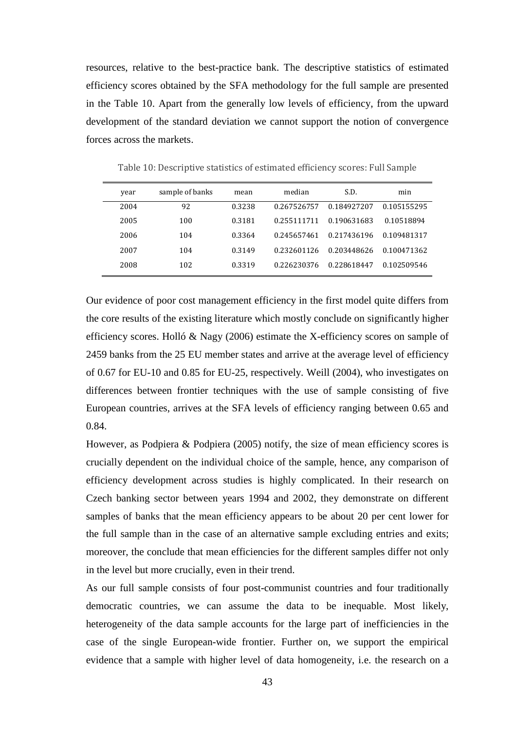resources, relative to the best-practice bank. The descriptive statistics of estimated efficiency scores obtained by the SFA methodology for the full sample are presented in the Table 10. Apart from the generally low levels of efficiency, from the upward development of the standard deviation we cannot support the notion of convergence forces across the markets.

Table 10: Descriptive statistics of estimated efficiency scores: Full Sample

| year | sample of banks | mean | median | S.D. | min |
|---|---|---|---|---|---|
| 2004 | 92 | 0.3238 | 0.267526757 | 0.184927207 | 0.105155295 |
| 2005 | 100 | 0.3181 | 0.255111711 | 0.190631683 | 0.10518894 |
| 2006 | 104 | 0.3364 | 0.245657461 | 0.217436196 | 0.109481317 |
| 2007 | 104 | 0.3149 | 0.232601126 | 0.203448626 | 0.100471362 |
| 2008 | 102 | 0.3319 | 0.226230376 | 0.228618447 | 0.102509546 |

Our evidence of poor cost management efficiency in the first model quite differs from the core results of the existing literature which mostly conclude on significantly higher efficiency scores. Holló & Nagy (2006) estimate the X-efficiency scores on sample of 2459 banks from the 25 EU member states and arrive at the average level of efficiency of 0.67 for EU-10 and 0.85 for EU-25, respectively. Weill (2004), who investigates on differences between frontier techniques with the use of sample consisting of five European countries, arrives at the SFA levels of efficiency ranging between 0.65 and 0.84.

However, as Podpiera & Podpiera (2005) notify, the size of mean efficiency scores is crucially dependent on the individual choice of the sample, hence, any comparison of efficiency development across studies is highly complicated. In their research on Czech banking sector between years 1994 and 2002, they demonstrate on different samples of banks that the mean efficiency appears to be about 20 per cent lower for the full sample than in the case of an alternative sample excluding entries and exits; moreover, the conclude that mean efficiencies for the different samples differ not only in the level but more crucially, even in their trend.

As our full sample consists of four post-communist countries and four traditionally democratic countries, we can assume the data to be inequable. Most likely, heterogeneity of the data sample accounts for the large part of inefficiencies in the case of the single European-wide frontier. Further on, we support the empirical evidence that a sample with higher level of data homogeneity, i.e. the research on a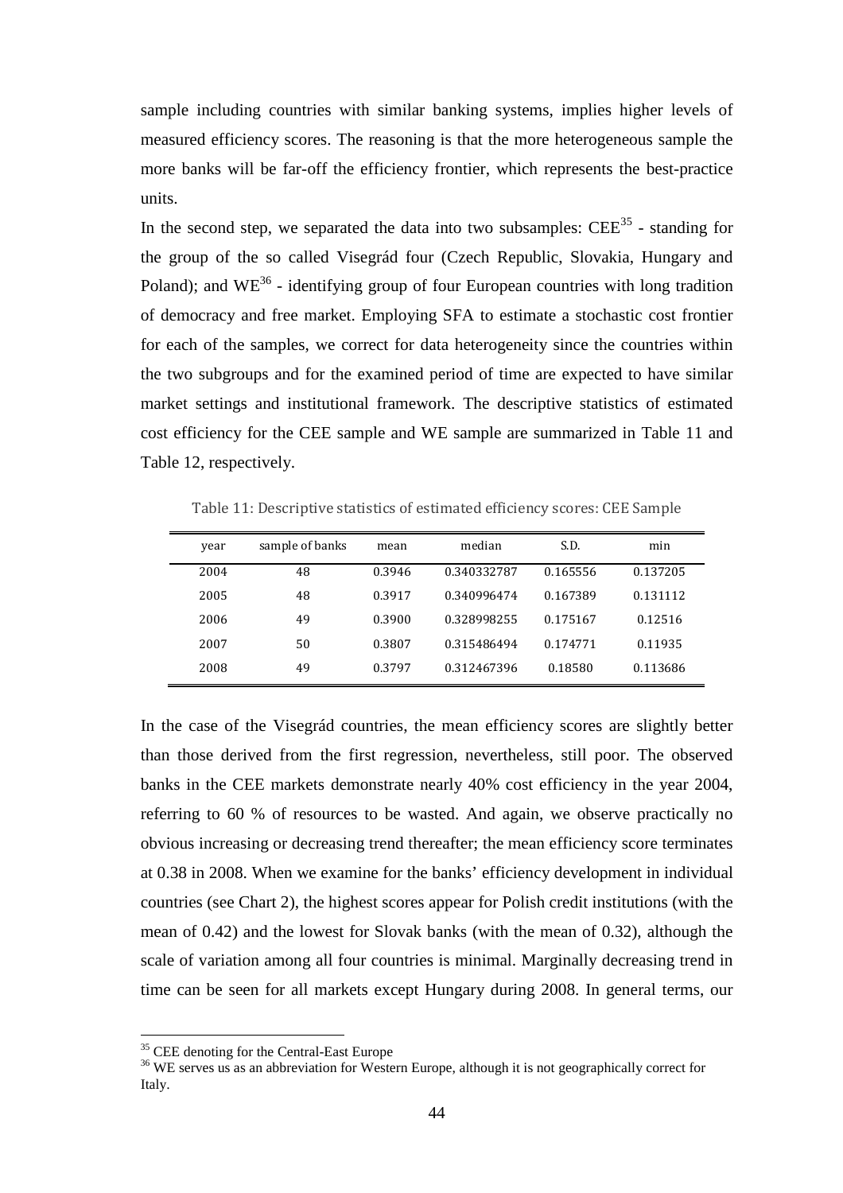sample including countries with similar banking systems, implies higher levels of measured efficiency scores. The reasoning is that the more heterogeneous sample the more banks will be far-off the efficiency frontier, which represents the best-practice units.

In the second step, we separated the data into two subsamples: CEE[35] - standing for the group of the so called Visegrád four (Czech Republic, Slovakia, Hungary and Poland); and WE[36] - identifying group of four European countries with long tradition of democracy and free market. Employing SFA to estimate a stochastic cost frontier for each of the samples, we correct for data heterogeneity since the countries within the two subgroups and for the examined period of time are expected to have similar market settings and institutional framework. The descriptive statistics of estimated cost efficiency for the CEE sample and WE sample are summarized in Table 11 and Table 12, respectively.

Table 11: Descriptive statistics of estimated efficiency scores: CEE Sample

| year | sample of banks | mean | median | S.D. | min |
|---|---|---|---|---|---|
| 2004 | 48 | 0.3946 | 0.340332787 | 0.165556 | 0.137205 |
| 2005 | 48 | 0.3917 | 0.340996474 | 0.167389 | 0.131112 |
| 2006 | 49 | 0.3900 | 0.328998255 | 0.175167 | 0.12516 |
| 2007 | 50 | 0.3807 | 0.315486494 | 0.174771 | 0.11935 |
| 2008 | 49 | 0.3797 | 0.312467396 | 0.18580 | 0.113686 |

In the case of the Visegrád countries, the mean efficiency scores are slightly better than those derived from the first regression, nevertheless, still poor. The observed banks in the CEE markets demonstrate nearly 40% cost efficiency in the year 2004, referring to 60 % of resources to be wasted. And again, we observe practically no obvious increasing or decreasing trend thereafter; the mean efficiency score terminates at 0.38 in 2008. When we examine for the banks' efficiency development in individual countries (see Chart 2), the highest scores appear for Polish credit institutions (with the mean of 0.42) and the lowest for Slovak banks (with the mean of 0.32), although the scale of variation among all four countries is minimal. Marginally decreasing trend in time can be seen for all markets except Hungary during 2008. In general terms, our

[35] CEE denoting for the Central-East Europe

[36] WE serves us as an abbreviation for Western Europe, although it is not geographically correct for Italy.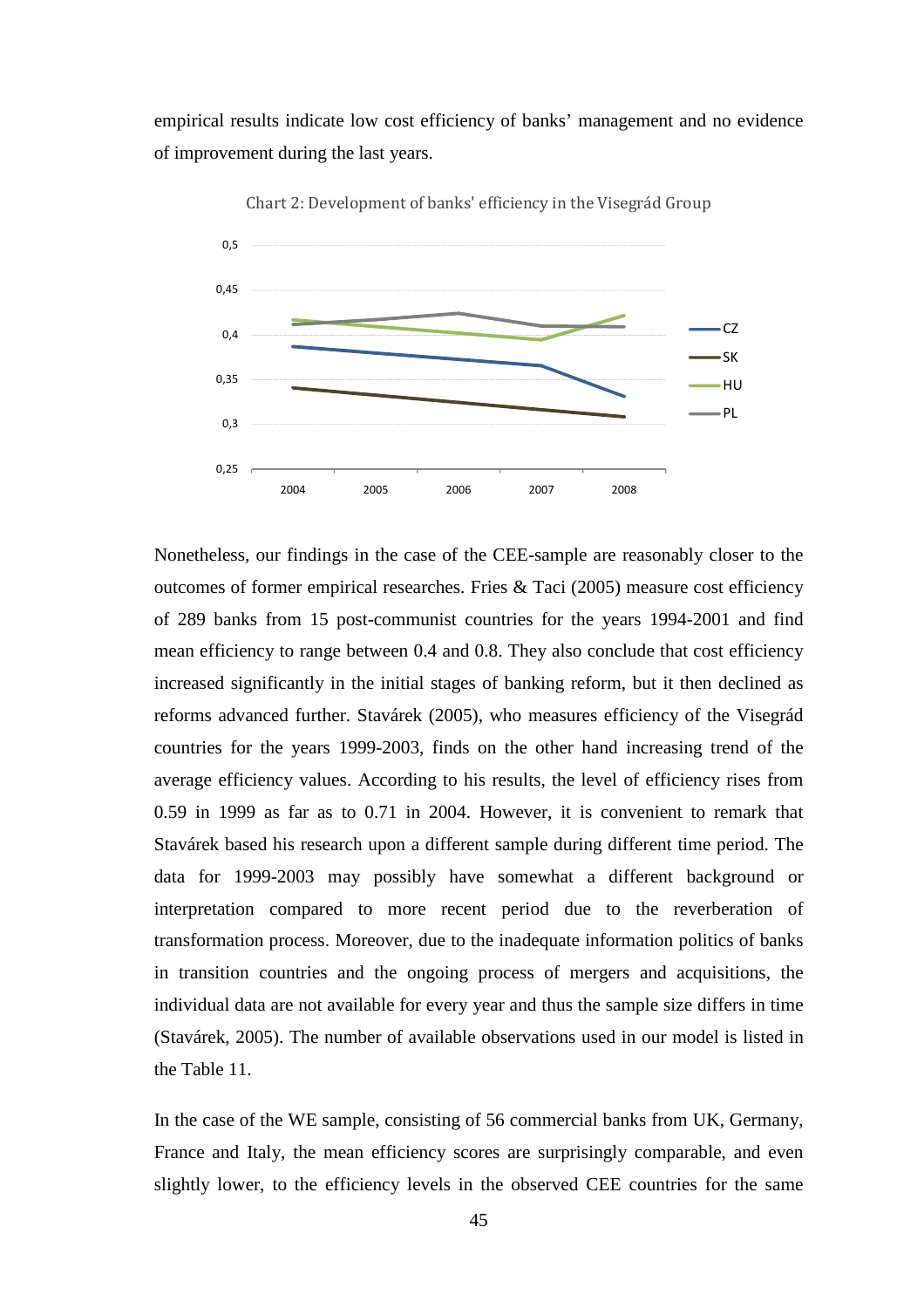empirical results indicate low cost efficiency of banks' management and no evidence of improvement during the last years.

Chart 2: Development of banks' efficiency in the Visegrád Group

Nonetheless, our findings in the case of the CEE-sample are reasonably closer to the outcomes of former empirical researches. Fries & Taci (2005) measure cost efficiency of 289 banks from 15 post-communist countries for the years 1994-2001 and find mean efficiency to range between 0.4 and 0.8. They also conclude that cost efficiency increased significantly in the initial stages of banking reform, but it then declined as reforms advanced further. Stavárek (2005), who measures efficiency of the Visegrád countries for the years 1999-2003, finds on the other hand increasing trend of the average efficiency values. According to his results, the level of efficiency rises from 0.59 in 1999 as far as to 0.71 in 2004. However, it is convenient to remark that Stavárek based his research upon a different sample during different time period. The data for 1999-2003 may possibly have somewhat a different background or interpretation compared to more recent period due to the reverberation of transformation process. Moreover, due to the inadequate information politics of banks in transition countries and the ongoing process of mergers and acquisitions, the individual data are not available for every year and thus the sample size differs in time (Stavárek, 2005). The number of available observations used in our model is listed in the Table 11.

In the case of the WE sample, consisting of 56 commercial banks from UK, Germany, France and Italy, the mean efficiency scores are surprisingly comparable, and even slightly lower, to the efficiency levels in the observed CEE countries for the same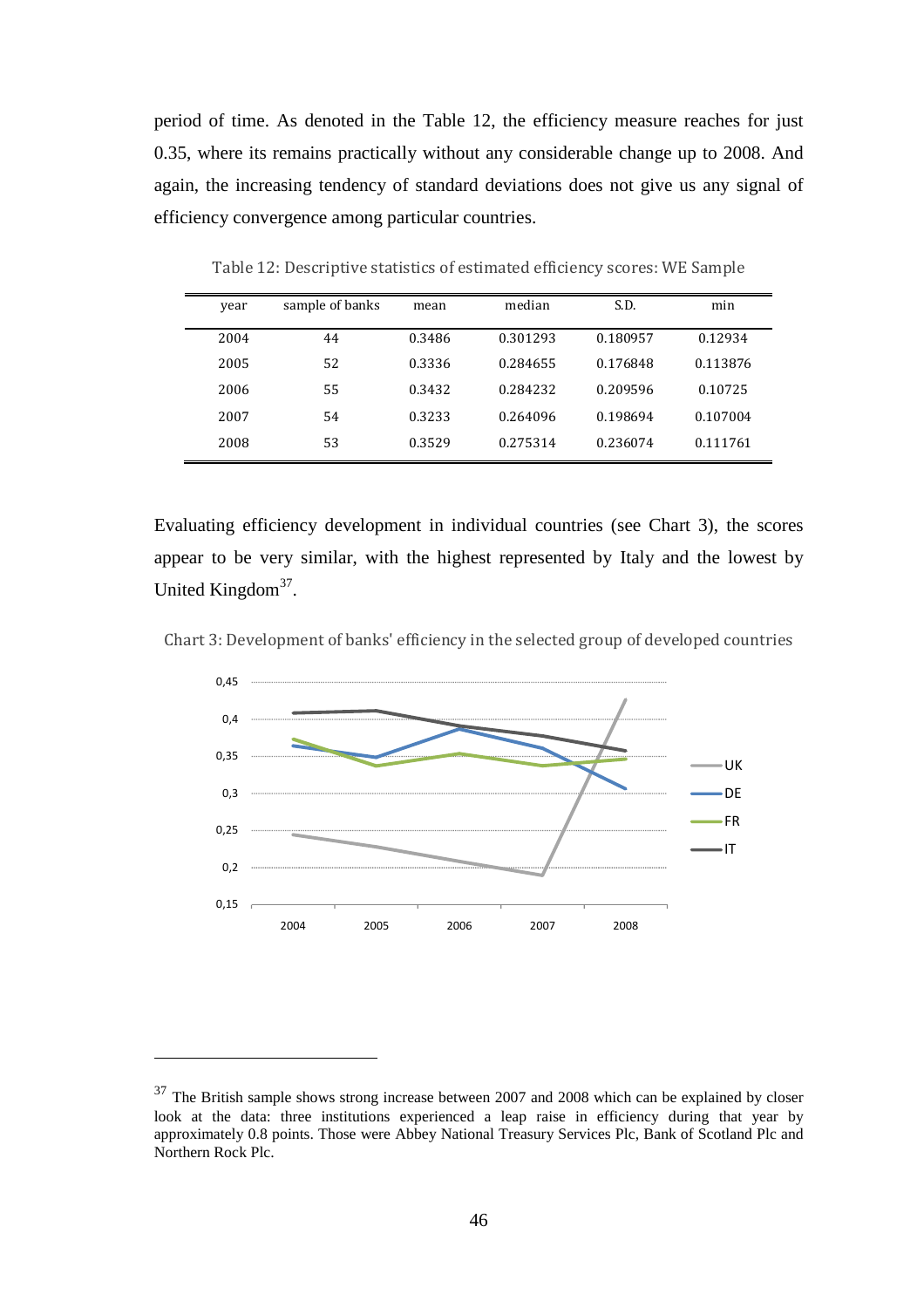period of time. As denoted in the Table 12, the efficiency measure reaches for just 0.35, where its remains practically without any considerable change up to 2008. And again, the increasing tendency of standard deviations does not give us any signal of efficiency convergence among particular countries.

Table 12: Descriptive statistics of estimated efficiency scores: WE Sample

| year | sample of banks | mean | median | S.D. | min |
|---|---|---|---|---|---|
| 2004 | 44 | 0.3486 | 0.301293 | 0.180957 | 0.12934 |
| 2005 | 52 | 0.3336 | 0.284655 | 0.176848 | 0.113876 |
| 2006 | 55 | 0.3432 | 0.284232 | 0.209596 | 0.10725 |
| 2007 | 54 | 0.3233 | 0.264096 | 0.198694 | 0.107004 |
| 2008 | 53 | 0.3529 | 0.275314 | 0.236074 | 0.111761 |

Evaluating efficiency development in individual countries (see Chart 3), the scores appear to be very similar, with the highest represented by Italy and the lowest by United Kingdom[37].

Chart 3: Development of banks' efficiency in the selected group of developed countries

[37] The British sample shows strong increase between 2007 and 2008 which can be explained by closer look at the data: three institutions experienced a leap raise in efficiency during that year by approximately 0.8 points. Those were Abbey National Treasury Services Plc, Bank of Scotland Plc and Northern Rock Plc.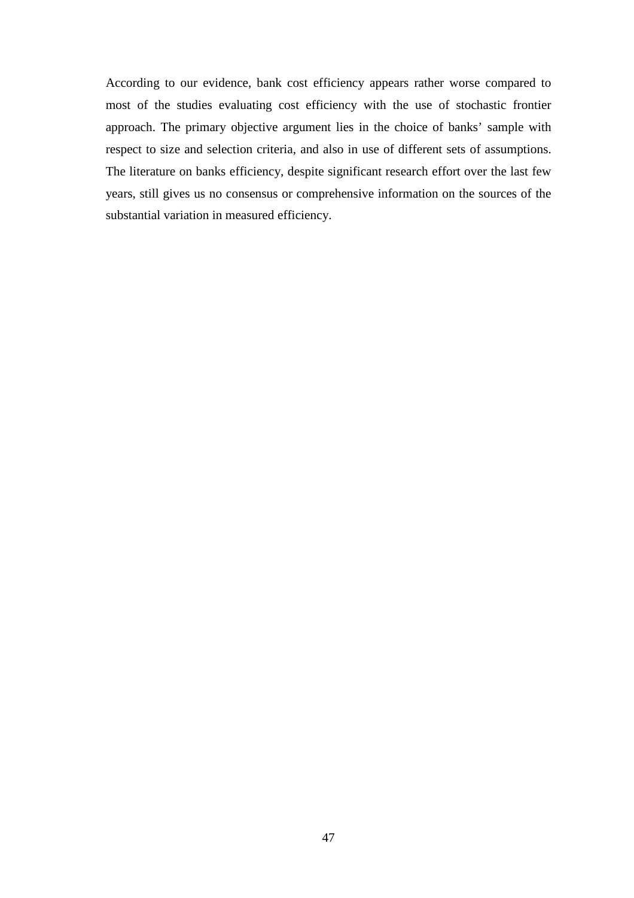According to our evidence, bank cost efficiency appears rather worse compared to most of the studies evaluating cost efficiency with the use of stochastic frontier approach. The primary objective argument lies in the choice of banks' sample with respect to size and selection criteria, and also in use of different sets of assumptions. The literature on banks efficiency, despite significant research effort over the last few years, still gives us no consensus or comprehensive information on the sources of the substantial variation in measured efficiency.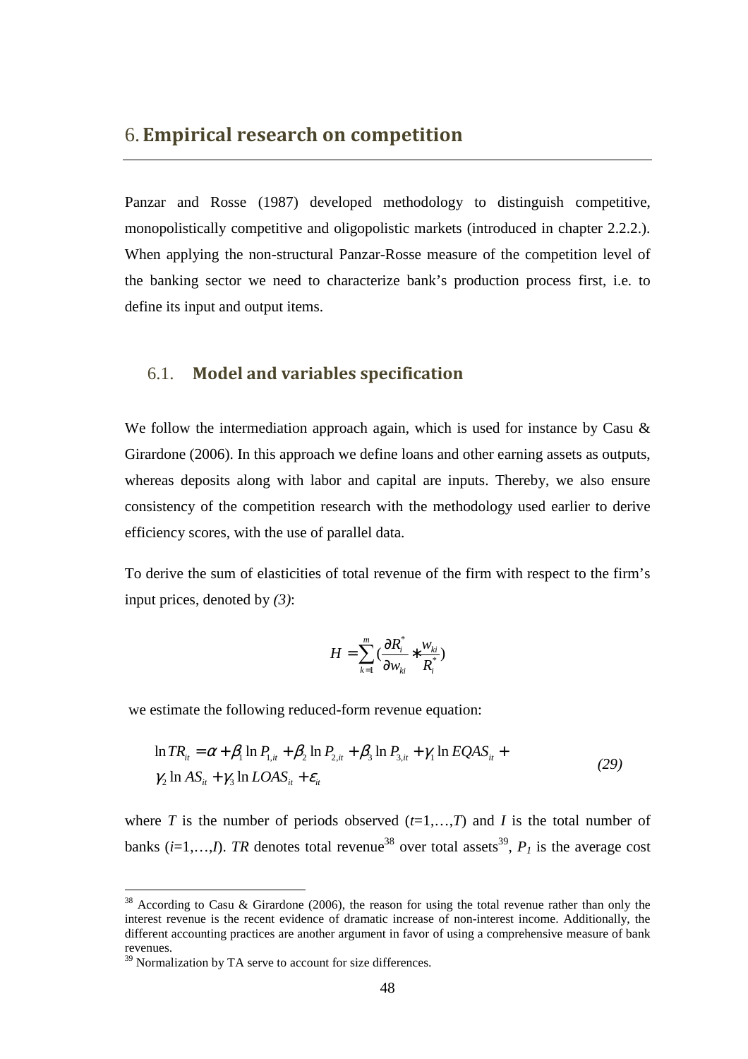# 6. Empirical research on competition

Panzar and Rosse (1987) developed methodology to distinguish competitive, monopolistically competitive and oligopolistic markets (introduced in chapter 2.2.2.). When applying the non-structural Panzar-Rosse measure of the competition level of the banking sector we need to characterize bank's production process first, i.e. to define its input and output items.

## 6.1. Model and variables specification

We follow the intermediation approach again, which is used for instance by Casu & Girardone (2006). In this approach we define loans and other earning assets as outputs, whereas deposits along with labor and capital are inputs. Thereby, we also ensure consistency of the competition research with the methodology used earlier to derive efficiency scores, with the use of parallel data.

To derive the sum of elasticities of total revenue of the firm with respect to the firm's input prices, denoted by *(3)*:

$$H = \sum_{k=1}^{m} \left( \frac{\partial R_i^*}{\partial w_{ki}} * \frac{w_{ki}}{R_i^*} \right)$$

we estimate the following reduced-form revenue equation:

$$\ln TR_{it} = \alpha + \beta_1 \ln P_{1,it} + \beta_2 \ln P_{2,it} + \beta_3 \ln P_{3,it} + \gamma_1 \ln EQAS_{it} + \gamma_2 \ln AS_{it} + \gamma_3 \ln LOAS_{it} + \varepsilon_{it} \quad (29)$$

where $T$ is the number of periods observed ($t$=1,…,$T$) and $I$ is the total number of banks ($i$=1,…,$I$). $TR$ denotes total revenue[38] over total assets[39], $P_1$ is the average cost

[38] According to Casu & Girardone (2006), the reason for using the total revenue rather than only the interest revenue is the recent evidence of dramatic increase of non-interest income. Additionally, the different accounting practices are another argument in favor of using a comprehensive measure of bank revenues.

[39] Normalization by TA serve to account for size differences.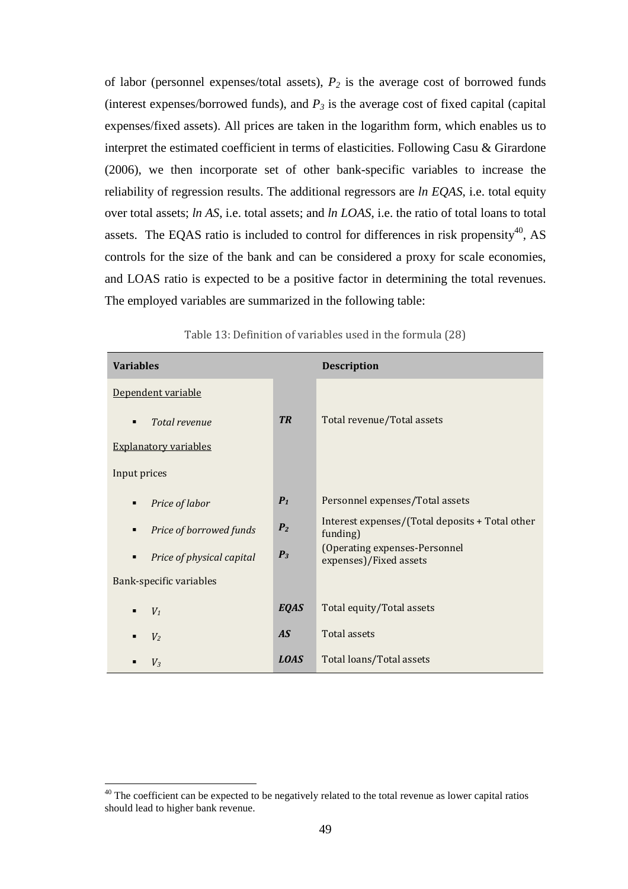of labor (personnel expenses/total assets), $P_2$ is the average cost of borrowed funds (interest expenses/borrowed funds), and $P_3$ is the average cost of fixed capital (capital expenses/fixed assets). All prices are taken in the logarithm form, which enables us to interpret the estimated coefficient in terms of elasticities. Following Casu & Girardone (2006), we then incorporate set of other bank-specific variables to increase the reliability of regression results. The additional regressors are *ln EQAS*, i.e. total equity over total assets; *ln AS*, i.e. total assets; and *ln LOAS*, i.e. the ratio of total loans to total assets. The EQAS ratio is included to control for differences in risk propensity[40], AS controls for the size of the bank and can be considered a proxy for scale economies, and LOAS ratio is expected to be a positive factor in determining the total revenues. The employed variables are summarized in the following table:

Table 13: Definition of variables used in the formula (28)

| Variables | | Description |
|---|---|---|
| Dependent variable | | |
| ▪ *Total revenue* | ***TR*** | Total revenue/Total assets |
| Explanatory variables | | |
| Input prices | | |
| ▪ *Price of labor* | $P_1$ | Personnel expenses/Total assets |
| ▪ *Price of borrowed funds* | $P_2$ | Interest expenses/(Total deposits + Total other funding) |
| ▪ *Price of physical capital* | $P_3$ | (Operating expenses-Personnel expenses)/Fixed assets |
| Bank-specific variables | | |
| ▪ $V_1$ | ***EQAS*** | Total equity/Total assets |
| ▪ $V_2$ | ***AS*** | Total assets |
| ▪ $V_3$ | ***LOAS*** | Total loans/Total assets |

[40] The coefficient can be expected to be negatively related to the total revenue as lower capital ratios should lead to higher bank revenue.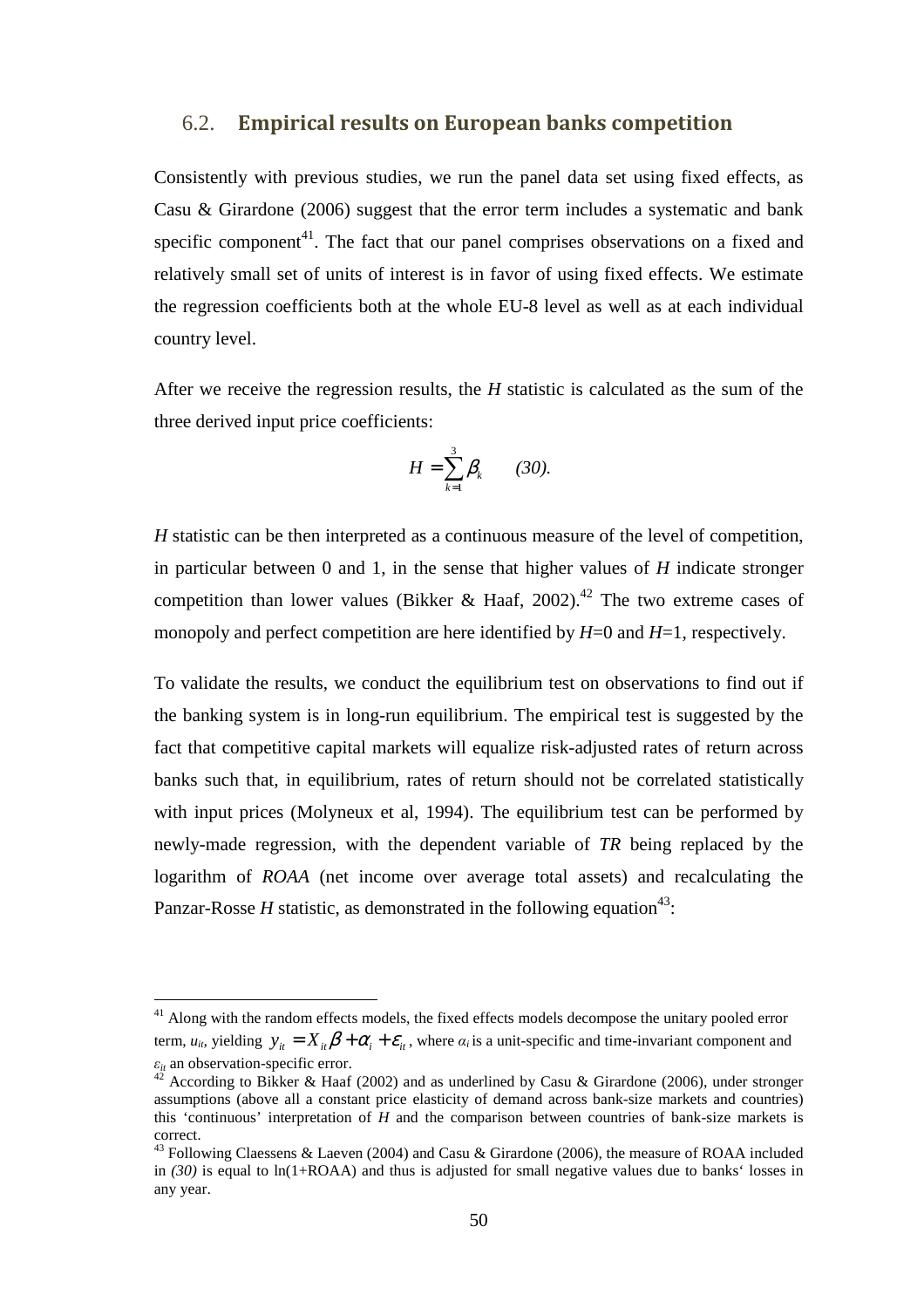## 6.2. Empirical results on European banks competition

Consistently with previous studies, we run the panel data set using fixed effects, as Casu & Girardone (2006) suggest that the error term includes a systematic and bank specific component[41]. The fact that our panel comprises observations on a fixed and relatively small set of units of interest is in favor of using fixed effects. We estimate the regression coefficients both at the whole EU-8 level as well as at each individual country level.

After we receive the regression results, the *H* statistic is calculated as the sum of the three derived input price coefficients:

$$H = \sum_{k=1}^{3} \beta_k \qquad (30).$$

*H* statistic can be then interpreted as a continuous measure of the level of competition, in particular between 0 and 1, in the sense that higher values of *H* indicate stronger competition than lower values (Bikker & Haaf, 2002).[42] The two extreme cases of monopoly and perfect competition are here identified by $H$=0 and $H$=1, respectively.

To validate the results, we conduct the equilibrium test on observations to find out if the banking system is in long-run equilibrium. The empirical test is suggested by the fact that competitive capital markets will equalize risk-adjusted rates of return across banks such that, in equilibrium, rates of return should not be correlated statistically with input prices (Molyneux et al, 1994). The equilibrium test can be performed by newly-made regression, with the dependent variable of *TR* being replaced by the logarithm of *ROAA* (net income over average total assets) and recalculating the Panzar-Rosse *H* statistic, as demonstrated in the following equation[43]:

---

[41] Along with the random effects models, the fixed effects models decompose the unitary pooled error term, $u_{it}$, yielding $y_{it} = X_{it}\beta + \alpha_i + \varepsilon_{it}$, where $\alpha_i$ is a unit-specific and time-invariant component and $\varepsilon_{it}$ an observation-specific error.

[42] According to Bikker & Haaf (2002) and as underlined by Casu & Girardone (2006), under stronger assumptions (above all a constant price elasticity of demand across bank-size markets and countries) this 'continuous' interpretation of *H* and the comparison between countries of bank-size markets is correct.

[43] Following Claessens & Laeven (2004) and Casu & Girardone (2006), the measure of ROAA included in *(30)* is equal to ln(1+ROAA) and thus is adjusted for small negative values due to banks' losses in any year.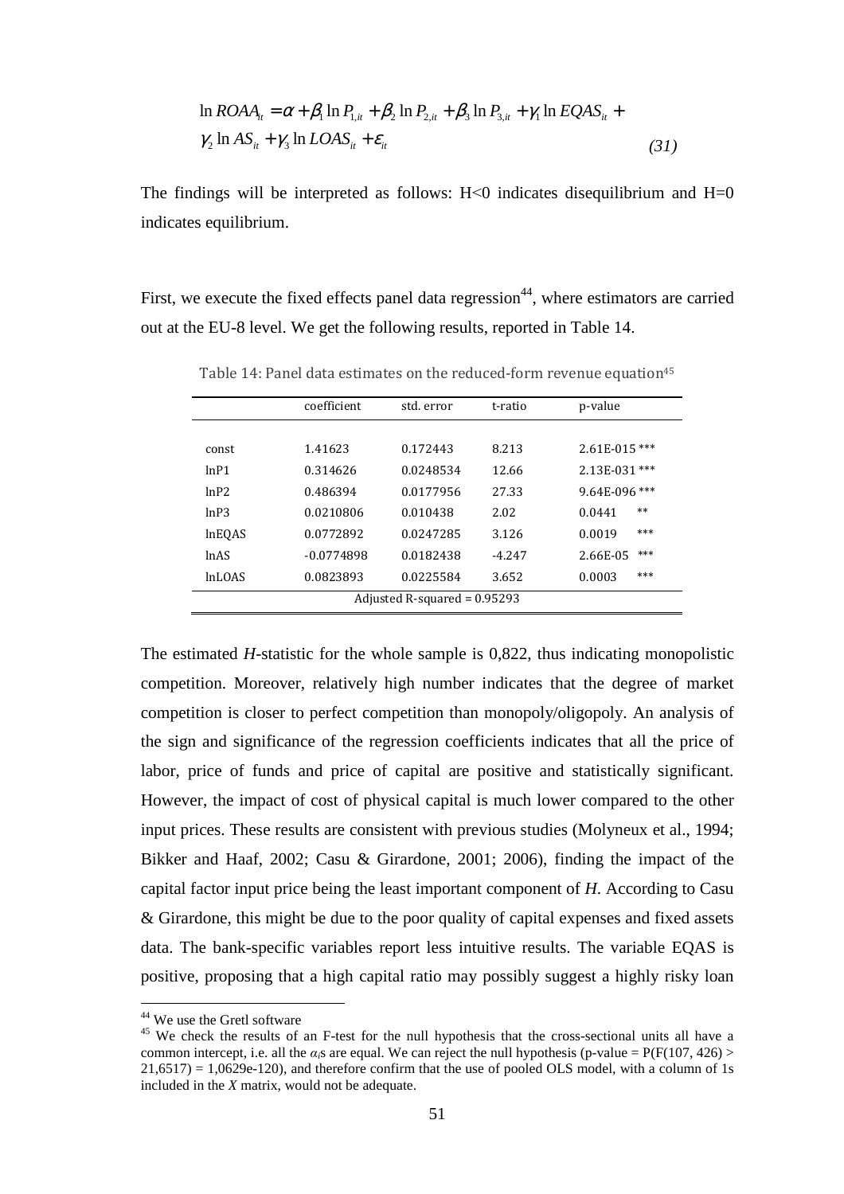$$\ln ROAA_{it} = \alpha + \beta_1 \ln P_{1,it} + \beta_2 \ln P_{2,it} + \beta_3 \ln P_{3,it} + \gamma_1 \ln EQAS_{it} + \gamma_2 \ln AS_{it} + \gamma_3 \ln LOAS_{it} + \varepsilon_{it} \tag{31}$$

The findings will be interpreted as follows: $H<0$ indicates disequilibrium and $H=0$ indicates equilibrium.

First, we execute the fixed effects panel data regression[44], where estimators are carried out at the EU-8 level. We get the following results, reported in Table 14.

Table 14: Panel data estimates on the reduced-form revenue equation[45]

| | coefficient | std. error | t-ratio | p-value |
|---|---|---|---|---|
| const | 1.41623 | 0.172443 | 8.213 | 2.61E-015 *** |
| lnP1 | 0.314626 | 0.0248534 | 12.66 | 2.13E-031 *** |
| lnP2 | 0.486394 | 0.0177956 | 27.33 | 9.64E-096 *** |
| lnP3 | 0.0210806 | 0.010438 | 2.02 | 0.0441 ** |
| lnEQAS | 0.0772892 | 0.0247285 | 3.126 | 0.0019 *** |
| lnAS | -0.0774898 | 0.0182438 | -4.247 | 2.66E-05 *** |
| lnLOAS | 0.0823893 | 0.0225584 | 3.652 | 0.0003 *** |
| Adjusted R-squared = 0.95293 | | | | |

The estimated *H*-statistic for the whole sample is 0,822, thus indicating monopolistic competition. Moreover, relatively high number indicates that the degree of market competition is closer to perfect competition than monopoly/oligopoly. An analysis of the sign and significance of the regression coefficients indicates that all the price of labor, price of funds and price of capital are positive and statistically significant. However, the impact of cost of physical capital is much lower compared to the other input prices. These results are consistent with previous studies (Molyneux et al., 1994; Bikker and Haaf, 2002; Casu & Girardone, 2001; 2006), finding the impact of the capital factor input price being the least important component of *H*. According to Casu & Girardone, this might be due to the poor quality of capital expenses and fixed assets data. The bank-specific variables report less intuitive results. The variable EQAS is positive, proposing that a high capital ratio may possibly suggest a highly risky loan

[44] We use the Gretl software

[45] We check the results of an F-test for the null hypothesis that the cross-sectional units all have a common intercept, i.e. all the $\alpha_i$s are equal. We can reject the null hypothesis (p-value = $P(F(107, 426) > 21{,}6517) = 1{,}0629e\text{-}120$), and therefore confirm that the use of pooled OLS model, with a column of 1s included in the *X* matrix, would not be adequate.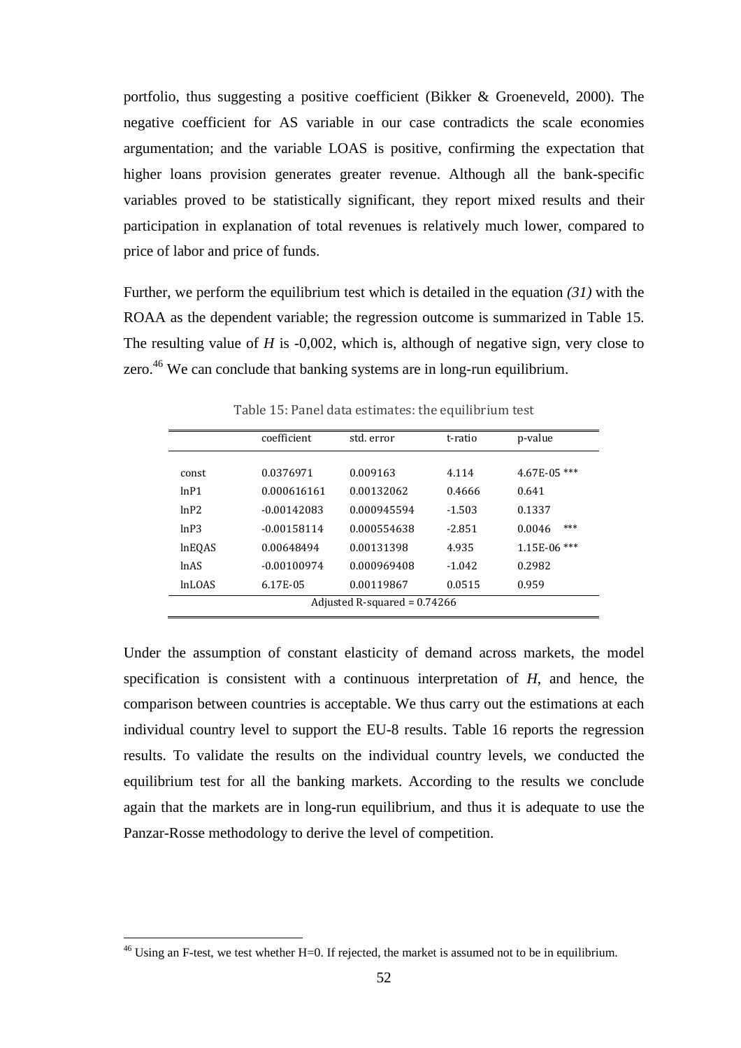portfolio, thus suggesting a positive coefficient (Bikker & Groeneveld, 2000). The negative coefficient for AS variable in our case contradicts the scale economies argumentation; and the variable LOAS is positive, confirming the expectation that higher loans provision generates greater revenue. Although all the bank-specific variables proved to be statistically significant, they report mixed results and their participation in explanation of total revenues is relatively much lower, compared to price of labor and price of funds.

Further, we perform the equilibrium test which is detailed in the equation *(31)* with the ROAA as the dependent variable; the regression outcome is summarized in Table 15. The resulting value of *H* is -0,002, which is, although of negative sign, very close to zero.[46] We can conclude that banking systems are in long-run equilibrium.

Table 15: Panel data estimates: the equilibrium test

| | coefficient | std. error | t-ratio | p-value |
|---|---|---|---|---|
| const | 0.0376971 | 0.009163 | 4.114 | 4.67E-05 *** |
| lnP1 | 0.000616161 | 0.00132062 | 0.4666 | 0.641 |
| lnP2 | -0.00142083 | 0.000945594 | -1.503 | 0.1337 |
| lnP3 | -0.00158114 | 0.000554638 | -2.851 | 0.0046 *** |
| lnEQAS | 0.00648494 | 0.00131398 | 4.935 | 1.15E-06 *** |
| lnAS | -0.00100974 | 0.000969408 | -1.042 | 0.2982 |
| lnLOAS | 6.17E-05 | 0.00119867 | 0.0515 | 0.959 |
| Adjusted R-squared = 0.74266 | | | | |

Under the assumption of constant elasticity of demand across markets, the model specification is consistent with a continuous interpretation of *H*, and hence, the comparison between countries is acceptable. We thus carry out the estimations at each individual country level to support the EU-8 results. Table 16 reports the regression results. To validate the results on the individual country levels, we conducted the equilibrium test for all the banking markets. According to the results we conclude again that the markets are in long-run equilibrium, and thus it is adequate to use the Panzar-Rosse methodology to derive the level of competition.

[46] Using an F-test, we test whether H=0. If rejected, the market is assumed not to be in equilibrium.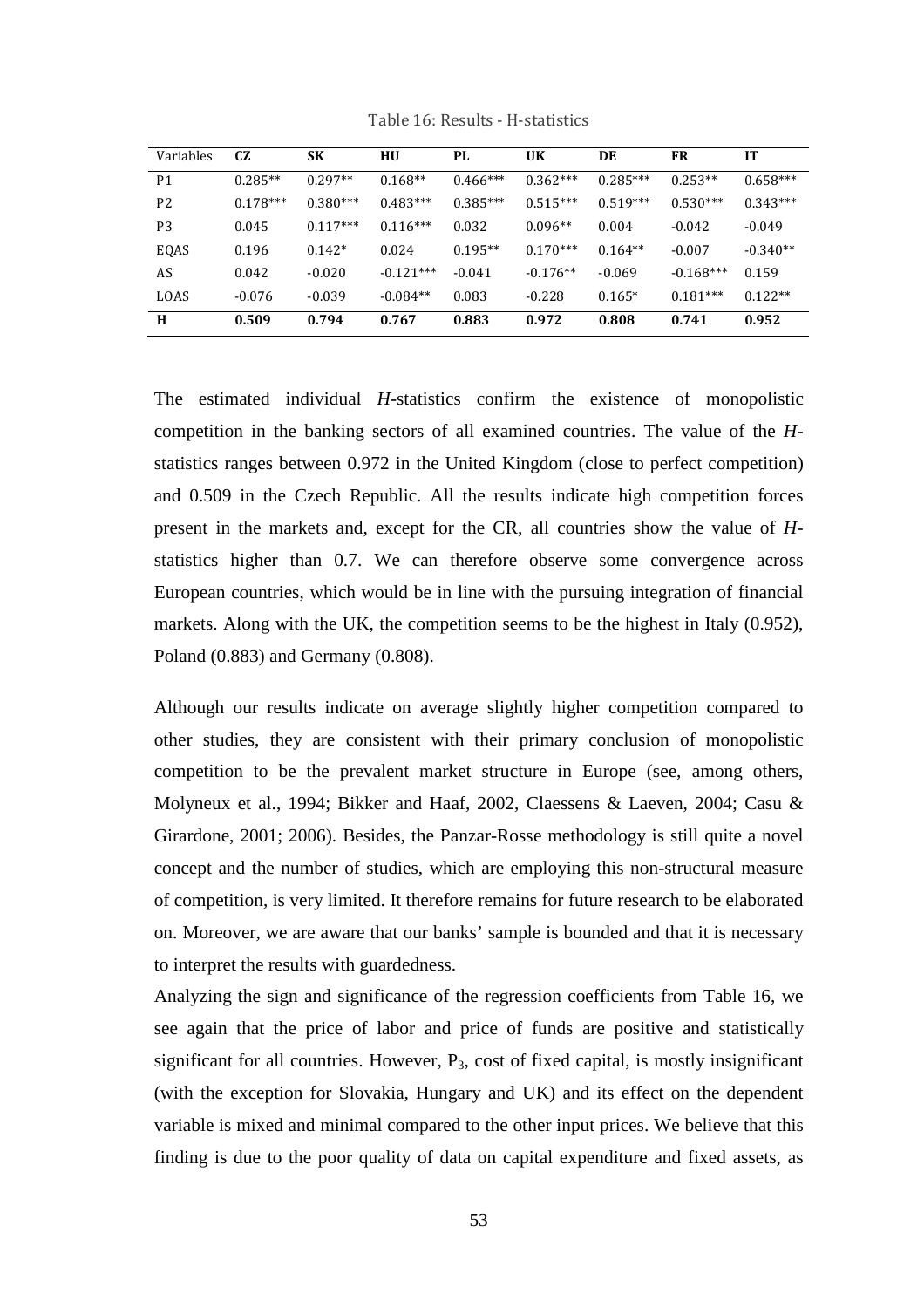Table 16: Results - H-statistics

| Variables | CZ | SK | HU | PL | UK | DE | FR | IT |
|---|---|---|---|---|---|---|---|---|
| P1 | 0.285** | 0.297** | 0.168** | 0.466*** | 0.362*** | 0.285*** | 0.253** | 0.658*** |
| P2 | 0.178*** | 0.380*** | 0.483*** | 0.385*** | 0.515*** | 0.519*** | 0.530*** | 0.343*** |
| P3 | 0.045 | 0.117*** | 0.116*** | 0.032 | 0.096** | 0.004 | -0.042 | -0.049 |
| EQAS | 0.196 | 0.142* | 0.024 | 0.195** | 0.170*** | 0.164** | -0.007 | -0.340** |
| AS | 0.042 | -0.020 | -0.121*** | -0.041 | -0.176** | -0.069 | -0.168*** | 0.159 |
| LOAS | -0.076 | -0.039 | -0.084** | 0.083 | -0.228 | 0.165* | 0.181*** | 0.122** |
| **H** | **0.509** | **0.794** | **0.767** | **0.883** | **0.972** | **0.808** | **0.741** | **0.952** |

The estimated individual *H*-statistics confirm the existence of monopolistic competition in the banking sectors of all examined countries. The value of the *H*-statistics ranges between 0.972 in the United Kingdom (close to perfect competition) and 0.509 in the Czech Republic. All the results indicate high competition forces present in the markets and, except for the CR, all countries show the value of *H*-statistics higher than 0.7. We can therefore observe some convergence across European countries, which would be in line with the pursuing integration of financial markets. Along with the UK, the competition seems to be the highest in Italy (0.952), Poland (0.883) and Germany (0.808).

Although our results indicate on average slightly higher competition compared to other studies, they are consistent with their primary conclusion of monopolistic competition to be the prevalent market structure in Europe (see, among others, Molyneux et al., 1994; Bikker and Haaf, 2002, Claessens & Laeven, 2004; Casu & Girardone, 2001; 2006). Besides, the Panzar-Rosse methodology is still quite a novel concept and the number of studies, which are employing this non-structural measure of competition, is very limited. It therefore remains for future research to be elaborated on. Moreover, we are aware that our banks' sample is bounded and that it is necessary to interpret the results with guardedness.

Analyzing the sign and significance of the regression coefficients from Table 16, we see again that the price of labor and price of funds are positive and statistically significant for all countries. However, $P_3$, cost of fixed capital, is mostly insignificant (with the exception for Slovakia, Hungary and UK) and its effect on the dependent variable is mixed and minimal compared to the other input prices. We believe that this finding is due to the poor quality of data on capital expenditure and fixed assets, as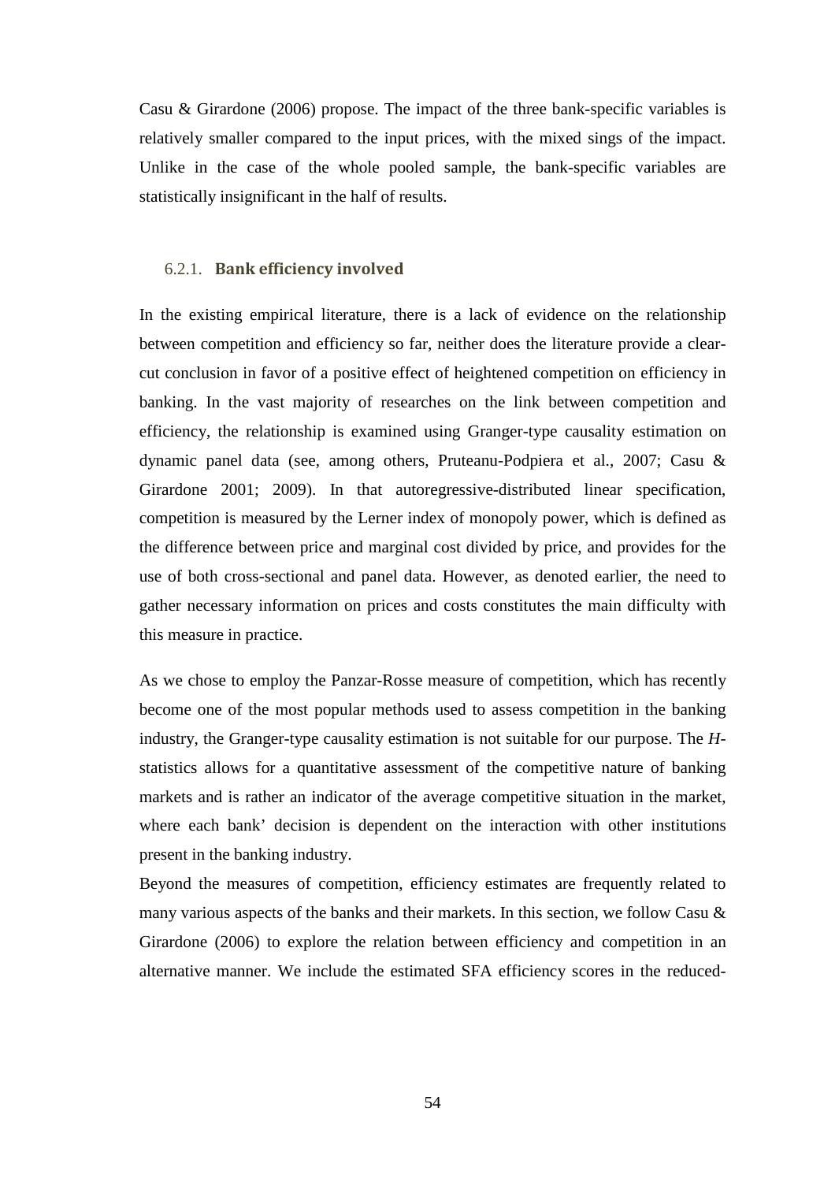Casu & Girardone (2006) propose. The impact of the three bank-specific variables is relatively smaller compared to the input prices, with the mixed sings of the impact. Unlike in the case of the whole pooled sample, the bank-specific variables are statistically insignificant in the half of results.

### 6.2.1. Bank efficiency involved

In the existing empirical literature, there is a lack of evidence on the relationship between competition and efficiency so far, neither does the literature provide a clear-cut conclusion in favor of a positive effect of heightened competition on efficiency in banking. In the vast majority of researches on the link between competition and efficiency, the relationship is examined using Granger-type causality estimation on dynamic panel data (see, among others, Pruteanu-Podpiera et al., 2007; Casu & Girardone 2001; 2009). In that autoregressive-distributed linear specification, competition is measured by the Lerner index of monopoly power, which is defined as the difference between price and marginal cost divided by price, and provides for the use of both cross-sectional and panel data. However, as denoted earlier, the need to gather necessary information on prices and costs constitutes the main difficulty with this measure in practice.

As we chose to employ the Panzar-Rosse measure of competition, which has recently become one of the most popular methods used to assess competition in the banking industry, the Granger-type causality estimation is not suitable for our purpose. The *H*-statistics allows for a quantitative assessment of the competitive nature of banking markets and is rather an indicator of the average competitive situation in the market, where each bank' decision is dependent on the interaction with other institutions present in the banking industry.

Beyond the measures of competition, efficiency estimates are frequently related to many various aspects of the banks and their markets. In this section, we follow Casu & Girardone (2006) to explore the relation between efficiency and competition in an alternative manner. We include the estimated SFA efficiency scores in the reduced-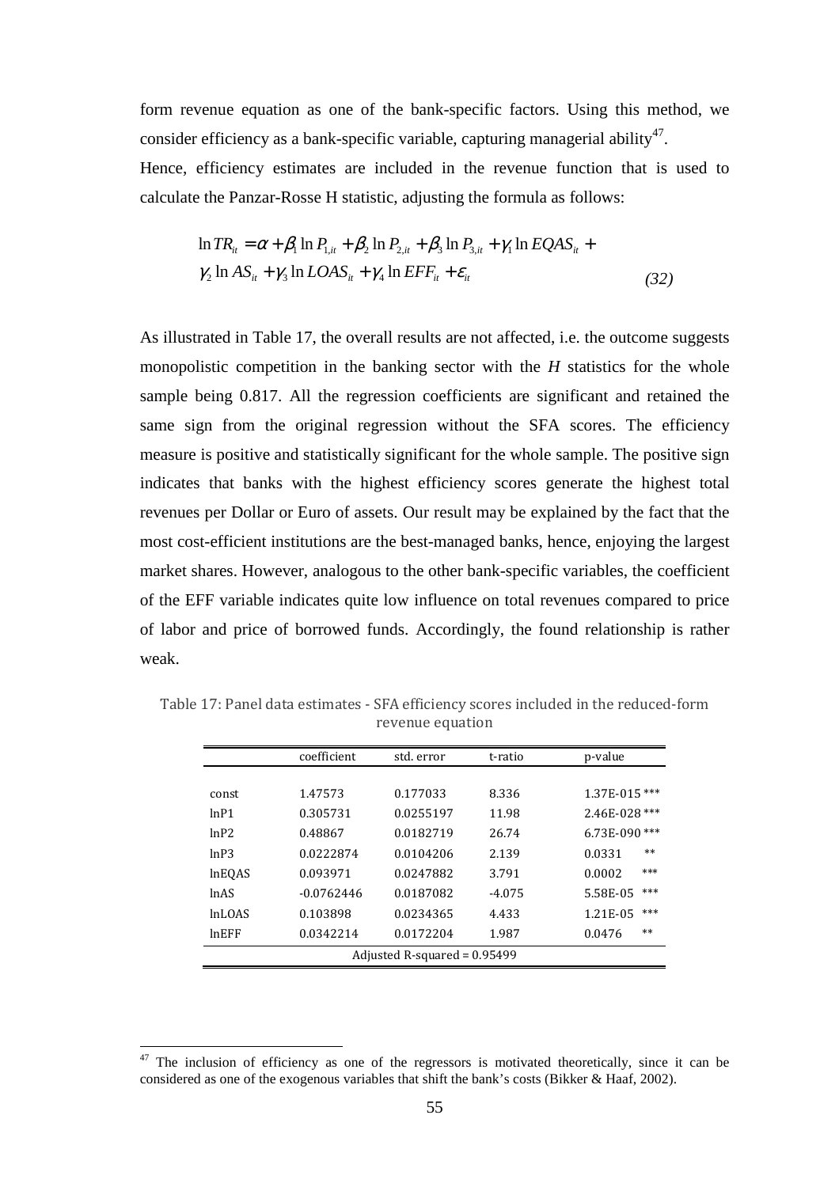form revenue equation as one of the bank-specific factors. Using this method, we consider efficiency as a bank-specific variable, capturing managerial ability[47].

Hence, efficiency estimates are included in the revenue function that is used to calculate the Panzar-Rosse H statistic, adjusting the formula as follows:

$$\ln TR_{it} = \alpha + \beta_1 \ln P_{1,it} + \beta_2 \ln P_{2,it} + \beta_3 \ln P_{3,it} + \gamma_1 \ln EQAS_{it} + \gamma_2 \ln AS_{it} + \gamma_3 \ln LOAS_{it} + \gamma_4 \ln EFF_{it} + \varepsilon_{it} \quad (32)$$

As illustrated in Table 17, the overall results are not affected, i.e. the outcome suggests monopolistic competition in the banking sector with the *H* statistics for the whole sample being 0.817. All the regression coefficients are significant and retained the same sign from the original regression without the SFA scores. The efficiency measure is positive and statistically significant for the whole sample. The positive sign indicates that banks with the highest efficiency scores generate the highest total revenues per Dollar or Euro of assets. Our result may be explained by the fact that the most cost-efficient institutions are the best-managed banks, hence, enjoying the largest market shares. However, analogous to the other bank-specific variables, the coefficient of the EFF variable indicates quite low influence on total revenues compared to price of labor and price of borrowed funds. Accordingly, the found relationship is rather weak.

Table 17: Panel data estimates - SFA efficiency scores included in the reduced-form revenue equation

| | coefficient | std. error | t-ratio | p-value |
|---|---|---|---|---|
| const | 1.47573 | 0.177033 | 8.336 | 1.37E-015 *** |
| lnP1 | 0.305731 | 0.0255197 | 11.98 | 2.46E-028 *** |
| lnP2 | 0.48867 | 0.0182719 | 26.74 | 6.73E-090 *** |
| lnP3 | 0.0222874 | 0.0104206 | 2.139 | 0.0331 ** |
| lnEQAS | 0.093971 | 0.0247882 | 3.791 | 0.0002 *** |
| lnAS | -0.0762446 | 0.0187082 | -4.075 | 5.58E-05 *** |
| lnLOAS | 0.103898 | 0.0234365 | 4.433 | 1.21E-05 *** |
| lnEFF | 0.0342214 | 0.0172204 | 1.987 | 0.0476 ** |
| Adjusted R-squared = 0.95499 | | | | |

[47] The inclusion of efficiency as one of the regressors is motivated theoretically, since it can be considered as one of the exogenous variables that shift the bank's costs (Bikker & Haaf, 2002).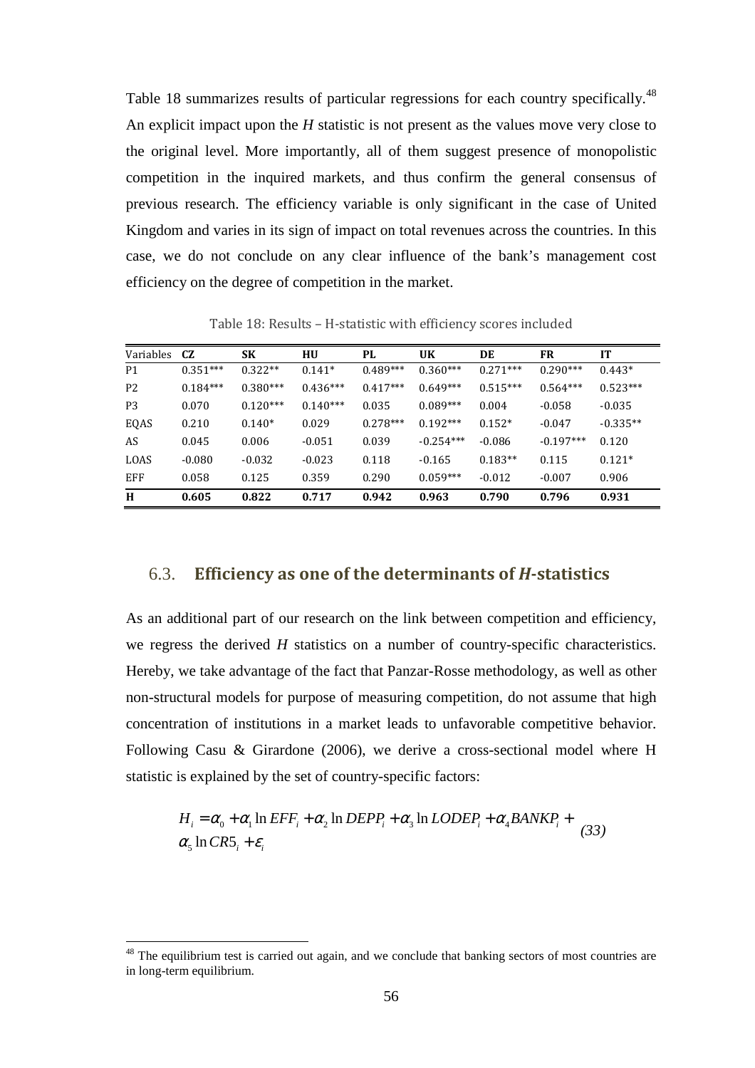Table 18 summarizes results of particular regressions for each country specifically.[48] An explicit impact upon the *H* statistic is not present as the values move very close to the original level. More importantly, all of them suggest presence of monopolistic competition in the inquired markets, and thus confirm the general consensus of previous research. The efficiency variable is only significant in the case of United Kingdom and varies in its sign of impact on total revenues across the countries. In this case, we do not conclude on any clear influence of the bank's management cost efficiency on the degree of competition in the market.

Table 18: Results – H-statistic with efficiency scores included

| Variables | CZ | SK | HU | PL | UK | DE | FR | IT |
|---|---|---|---|---|---|---|---|---|
| P1 | 0.351*** | 0.322** | 0.141* | 0.489*** | 0.360*** | 0.271*** | 0.290*** | 0.443* |
| P2 | 0.184*** | 0.380*** | 0.436*** | 0.417*** | 0.649*** | 0.515*** | 0.564*** | 0.523*** |
| P3 | 0.070 | 0.120*** | 0.140*** | 0.035 | 0.089*** | 0.004 | -0.058 | -0.035 |
| EQAS | 0.210 | 0.140* | 0.029 | 0.278*** | 0.192*** | 0.152* | -0.047 | -0.335** |
| AS | 0.045 | 0.006 | -0.051 | 0.039 | -0.254*** | -0.086 | -0.197*** | 0.120 |
| LOAS | -0.080 | -0.032 | -0.023 | 0.118 | -0.165 | 0.183** | 0.115 | 0.121* |
| EFF | 0.058 | 0.125 | 0.359 | 0.290 | 0.059*** | -0.012 | -0.007 | 0.906 |
| **H** | **0.605** | **0.822** | **0.717** | **0.942** | **0.963** | **0.790** | **0.796** | **0.931** |

## 6.3. Efficiency as one of the determinants of *H*-statistics

As an additional part of our research on the link between competition and efficiency, we regress the derived *H* statistics on a number of country-specific characteristics. Hereby, we take advantage of the fact that Panzar-Rosse methodology, as well as other non-structural models for purpose of measuring competition, do not assume that high concentration of institutions in a market leads to unfavorable competitive behavior. Following Casu & Girardone (2006), we derive a cross-sectional model where H statistic is explained by the set of country-specific factors:

$$H_i = \alpha_0 + \alpha_1 \ln EFF_i + \alpha_2 \ln DEPP_i + \alpha_3 \ln LODEP_i + \alpha_4 BANKP_i + \alpha_5 \ln CR5_i + \varepsilon_i \qquad (33)$$

[48] The equilibrium test is carried out again, and we conclude that banking sectors of most countries are in long-term equilibrium.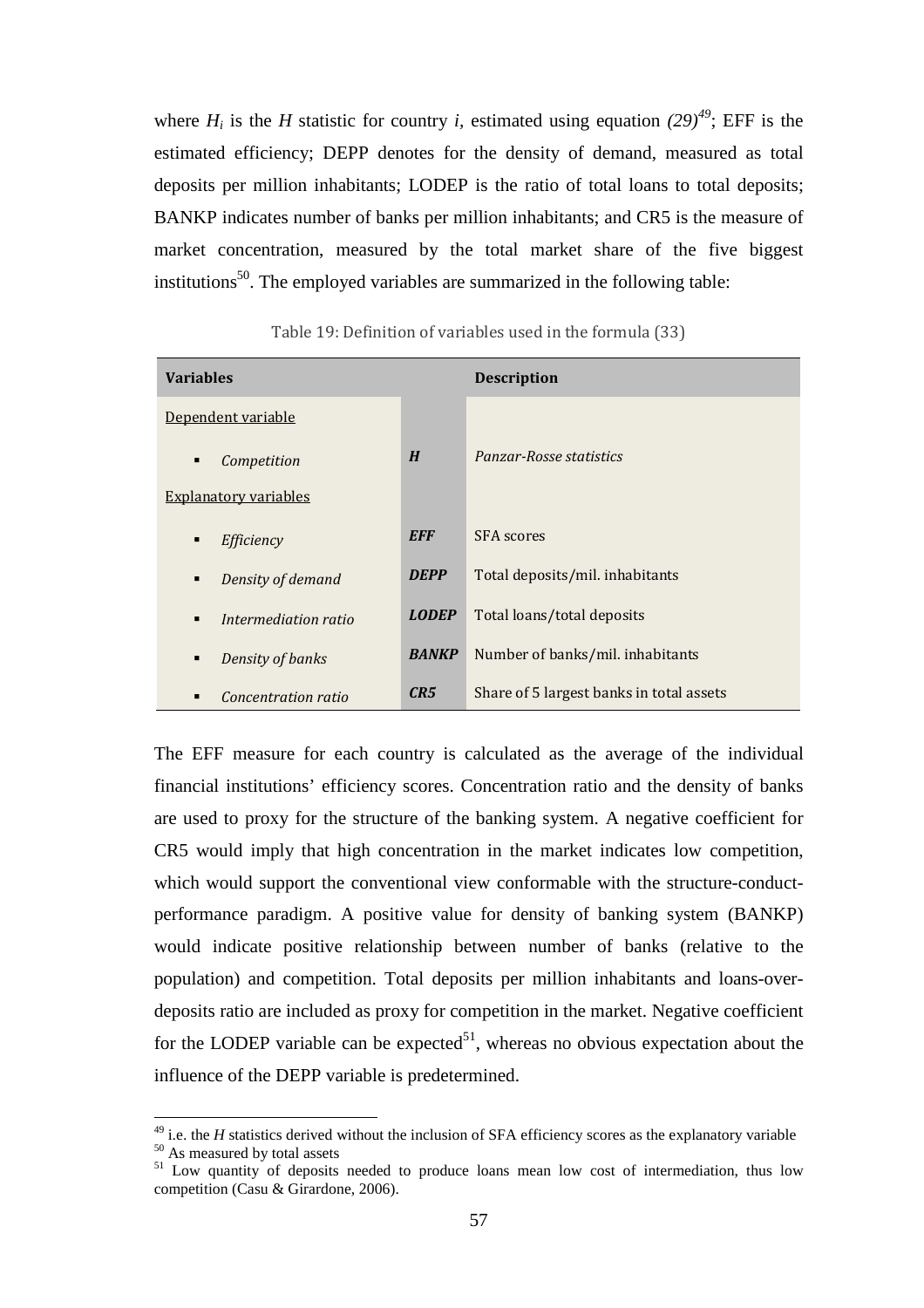where $H_i$ is the $H$ statistic for country $i$, estimated using equation *(29)*[49]; EFF is the estimated efficiency; DEPP denotes for the density of demand, measured as total deposits per million inhabitants; LODEP is the ratio of total loans to total deposits; BANKP indicates number of banks per million inhabitants; and CR5 is the measure of market concentration, measured by the total market share of the five biggest institutions[50]. The employed variables are summarized in the following table:

Table 19: Definition of variables used in the formula (33)

| **Variables** | | **Description** |
|---|---|---|
| Dependent variable | | |
| ▪ *Competition* | ***H*** | *Panzar-Rosse statistics* |
| Explanatory variables | | |
| ▪ *Efficiency* | ***EFF*** | SFA scores |
| ▪ *Density of demand* | ***DEPP*** | Total deposits/mil. inhabitants |
| ▪ *Intermediation ratio* | ***LODEP*** | Total loans/total deposits |
| ▪ *Density of banks* | ***BANKP*** | Number of banks/mil. inhabitants |
| ▪ *Concentration ratio* | ***CR5*** | Share of 5 largest banks in total assets |

The EFF measure for each country is calculated as the average of the individual financial institutions' efficiency scores. Concentration ratio and the density of banks are used to proxy for the structure of the banking system. A negative coefficient for CR5 would imply that high concentration in the market indicates low competition, which would support the conventional view conformable with the structure-conduct-performance paradigm. A positive value for density of banking system (BANKP) would indicate positive relationship between number of banks (relative to the population) and competition. Total deposits per million inhabitants and loans-over-deposits ratio are included as proxy for competition in the market. Negative coefficient for the LODEP variable can be expected[51], whereas no obvious expectation about the influence of the DEPP variable is predetermined.

[49] i.e. the $H$ statistics derived without the inclusion of SFA efficiency scores as the explanatory variable

[50] As measured by total assets

[51] Low quantity of deposits needed to produce loans mean low cost of intermediation, thus low competition (Casu & Girardone, 2006).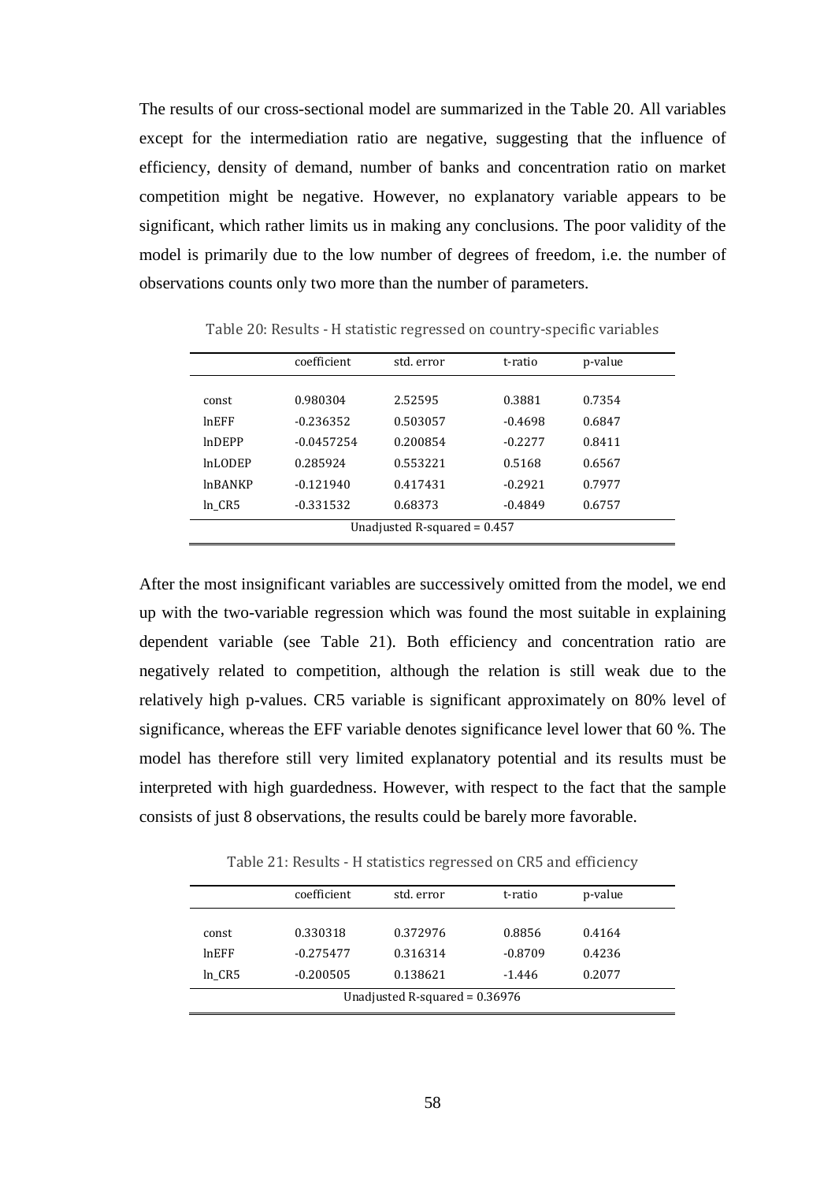The results of our cross-sectional model are summarized in the Table 20. All variables except for the intermediation ratio are negative, suggesting that the influence of efficiency, density of demand, number of banks and concentration ratio on market competition might be negative. However, no explanatory variable appears to be significant, which rather limits us in making any conclusions. The poor validity of the model is primarily due to the low number of degrees of freedom, i.e. the number of observations counts only two more than the number of parameters.

Table 20: Results - H statistic regressed on country-specific variables

| | coefficient | std. error | t-ratio | p-value |
|---|---|---|---|---|
| const | 0.980304 | 2.52595 | 0.3881 | 0.7354 |
| lnEFF | -0.236352 | 0.503057 | -0.4698 | 0.6847 |
| lnDEPP | -0.0457254 | 0.200854 | -0.2277 | 0.8411 |
| lnLODEP | 0.285924 | 0.553221 | 0.5168 | 0.6567 |
| lnBANKP | -0.121940 | 0.417431 | -0.2921 | 0.7977 |
| ln_CR5 | -0.331532 | 0.68373 | -0.4849 | 0.6757 |
| Unadjusted R-squared = 0.457 | | | | |

After the most insignificant variables are successively omitted from the model, we end up with the two-variable regression which was found the most suitable in explaining dependent variable (see Table 21). Both efficiency and concentration ratio are negatively related to competition, although the relation is still weak due to the relatively high p-values. CR5 variable is significant approximately on 80% level of significance, whereas the EFF variable denotes significance level lower that 60 %. The model has therefore still very limited explanatory potential and its results must be interpreted with high guardedness. However, with respect to the fact that the sample consists of just 8 observations, the results could be barely more favorable.

Table 21: Results - H statistics regressed on CR5 and efficiency

| | coefficient | std. error | t-ratio | p-value |
|---|---|---|---|---|
| const | 0.330318 | 0.372976 | 0.8856 | 0.4164 |
| lnEFF | -0.275477 | 0.316314 | -0.8709 | 0.4236 |
| ln_CR5 | -0.200505 | 0.138621 | -1.446 | 0.2077 |
| Unadjusted R-squared = 0.36976 | | | | |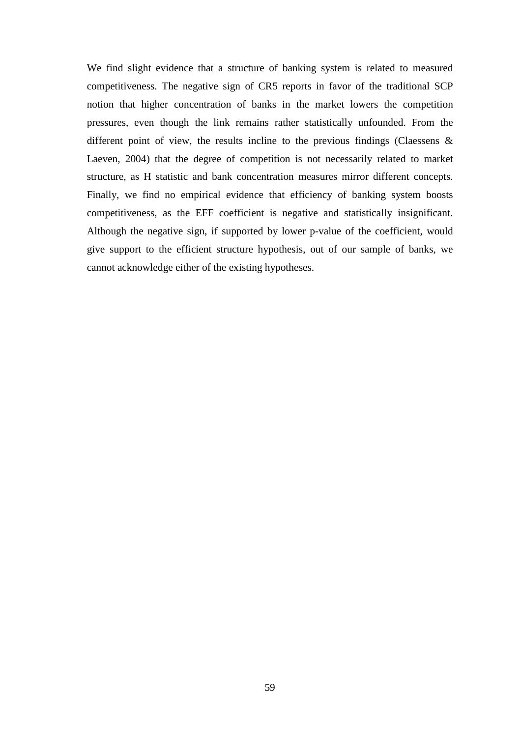We find slight evidence that a structure of banking system is related to measured competitiveness. The negative sign of CR5 reports in favor of the traditional SCP notion that higher concentration of banks in the market lowers the competition pressures, even though the link remains rather statistically unfounded. From the different point of view, the results incline to the previous findings (Claessens & Laeven, 2004) that the degree of competition is not necessarily related to market structure, as H statistic and bank concentration measures mirror different concepts. Finally, we find no empirical evidence that efficiency of banking system boosts competitiveness, as the EFF coefficient is negative and statistically insignificant. Although the negative sign, if supported by lower p-value of the coefficient, would give support to the efficient structure hypothesis, out of our sample of banks, we cannot acknowledge either of the existing hypotheses.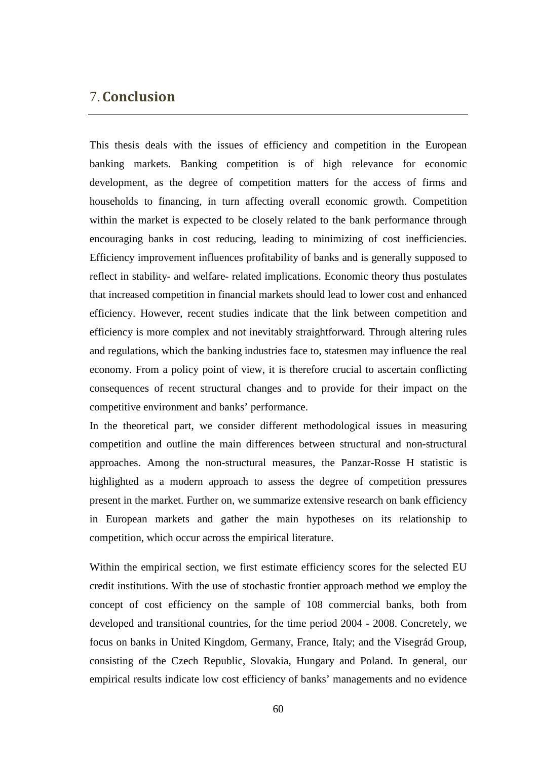# 7. Conclusion

This thesis deals with the issues of efficiency and competition in the European banking markets. Banking competition is of high relevance for economic development, as the degree of competition matters for the access of firms and households to financing, in turn affecting overall economic growth. Competition within the market is expected to be closely related to the bank performance through encouraging banks in cost reducing, leading to minimizing of cost inefficiencies. Efficiency improvement influences profitability of banks and is generally supposed to reflect in stability- and welfare- related implications. Economic theory thus postulates that increased competition in financial markets should lead to lower cost and enhanced efficiency. However, recent studies indicate that the link between competition and efficiency is more complex and not inevitably straightforward. Through altering rules and regulations, which the banking industries face to, statesmen may influence the real economy. From a policy point of view, it is therefore crucial to ascertain conflicting consequences of recent structural changes and to provide for their impact on the competitive environment and banks' performance.

In the theoretical part, we consider different methodological issues in measuring competition and outline the main differences between structural and non-structural approaches. Among the non-structural measures, the Panzar-Rosse H statistic is highlighted as a modern approach to assess the degree of competition pressures present in the market. Further on, we summarize extensive research on bank efficiency in European markets and gather the main hypotheses on its relationship to competition, which occur across the empirical literature.

Within the empirical section, we first estimate efficiency scores for the selected EU credit institutions. With the use of stochastic frontier approach method we employ the concept of cost efficiency on the sample of 108 commercial banks, both from developed and transitional countries, for the time period 2004 - 2008. Concretely, we focus on banks in United Kingdom, Germany, France, Italy; and the Visegrád Group, consisting of the Czech Republic, Slovakia, Hungary and Poland. In general, our empirical results indicate low cost efficiency of banks' managements and no evidence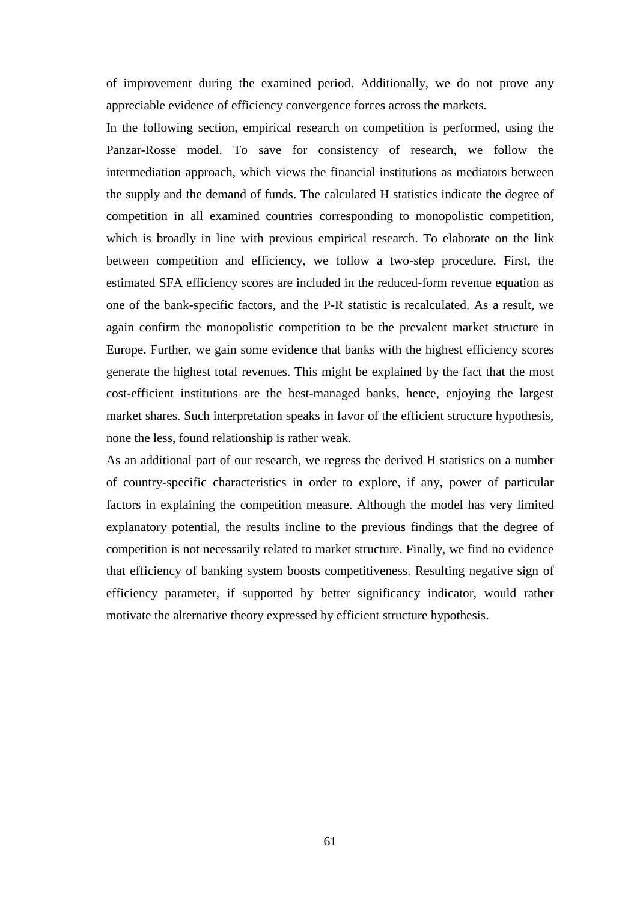of improvement during the examined period. Additionally, we do not prove any appreciable evidence of efficiency convergence forces across the markets.

In the following section, empirical research on competition is performed, using the Panzar-Rosse model. To save for consistency of research, we follow the intermediation approach, which views the financial institutions as mediators between the supply and the demand of funds. The calculated H statistics indicate the degree of competition in all examined countries corresponding to monopolistic competition, which is broadly in line with previous empirical research. To elaborate on the link between competition and efficiency, we follow a two-step procedure. First, the estimated SFA efficiency scores are included in the reduced-form revenue equation as one of the bank-specific factors, and the P-R statistic is recalculated. As a result, we again confirm the monopolistic competition to be the prevalent market structure in Europe. Further, we gain some evidence that banks with the highest efficiency scores generate the highest total revenues. This might be explained by the fact that the most cost-efficient institutions are the best-managed banks, hence, enjoying the largest market shares. Such interpretation speaks in favor of the efficient structure hypothesis, none the less, found relationship is rather weak.

As an additional part of our research, we regress the derived H statistics on a number of country-specific characteristics in order to explore, if any, power of particular factors in explaining the competition measure. Although the model has very limited explanatory potential, the results incline to the previous findings that the degree of competition is not necessarily related to market structure. Finally, we find no evidence that efficiency of banking system boosts competitiveness. Resulting negative sign of efficiency parameter, if supported by better significancy indicator, would rather motivate the alternative theory expressed by efficient structure hypothesis.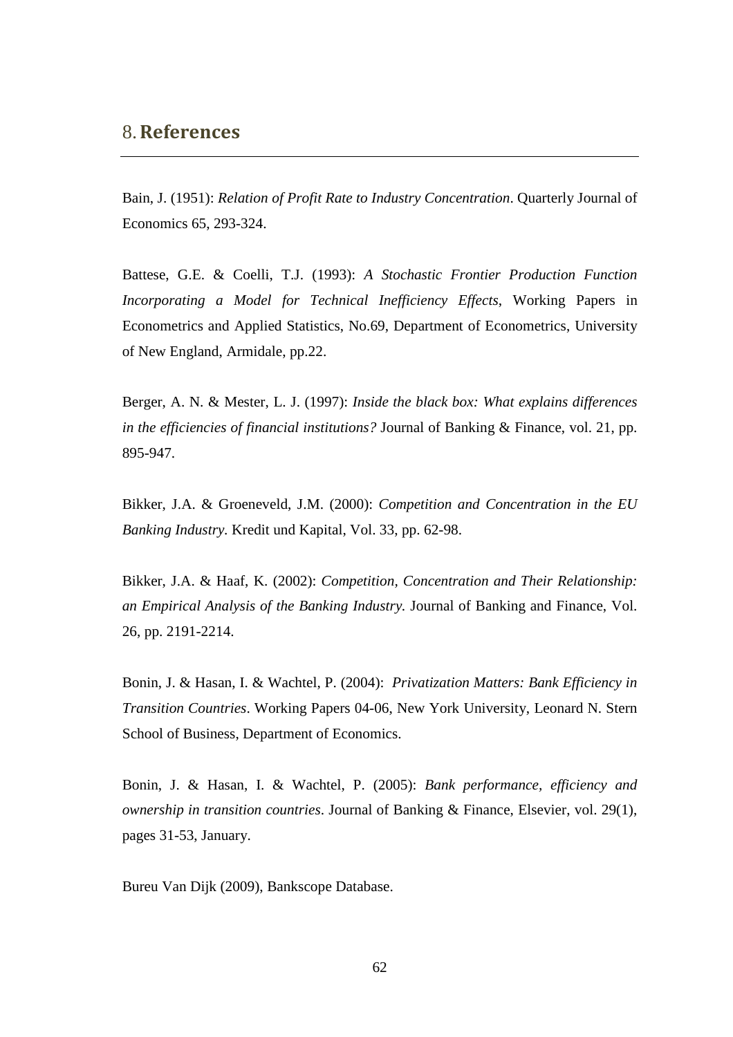# 8. References

Bain, J. (1951): *Relation of Profit Rate to Industry Concentration*. Quarterly Journal of Economics 65, 293-324.

Battese, G.E. & Coelli, T.J. (1993): *A Stochastic Frontier Production Function Incorporating a Model for Technical Inefficiency Effects*, Working Papers in Econometrics and Applied Statistics, No.69, Department of Econometrics, University of New England, Armidale, pp.22.

Berger, A. N. & Mester, L. J. (1997): *Inside the black box: What explains differences in the efficiencies of financial institutions?* Journal of Banking & Finance, vol. 21, pp. 895-947.

Bikker, J.A. & Groeneveld, J.M. (2000): *Competition and Concentration in the EU Banking Industry*. Kredit und Kapital, Vol. 33, pp. 62-98.

Bikker, J.A. & Haaf, K. (2002): *Competition, Concentration and Their Relationship: an Empirical Analysis of the Banking Industry.* Journal of Banking and Finance, Vol. 26, pp. 2191-2214.

Bonin, J. & Hasan, I. & Wachtel, P. (2004): *Privatization Matters: Bank Efficiency in Transition Countries*. Working Papers 04-06, New York University, Leonard N. Stern School of Business, Department of Economics.

Bonin, J. & Hasan, I. & Wachtel, P. (2005): *Bank performance, efficiency and ownership in transition countries*. Journal of Banking & Finance, Elsevier, vol. 29(1), pages 31-53, January.

Bureu Van Dijk (2009), Bankscope Database.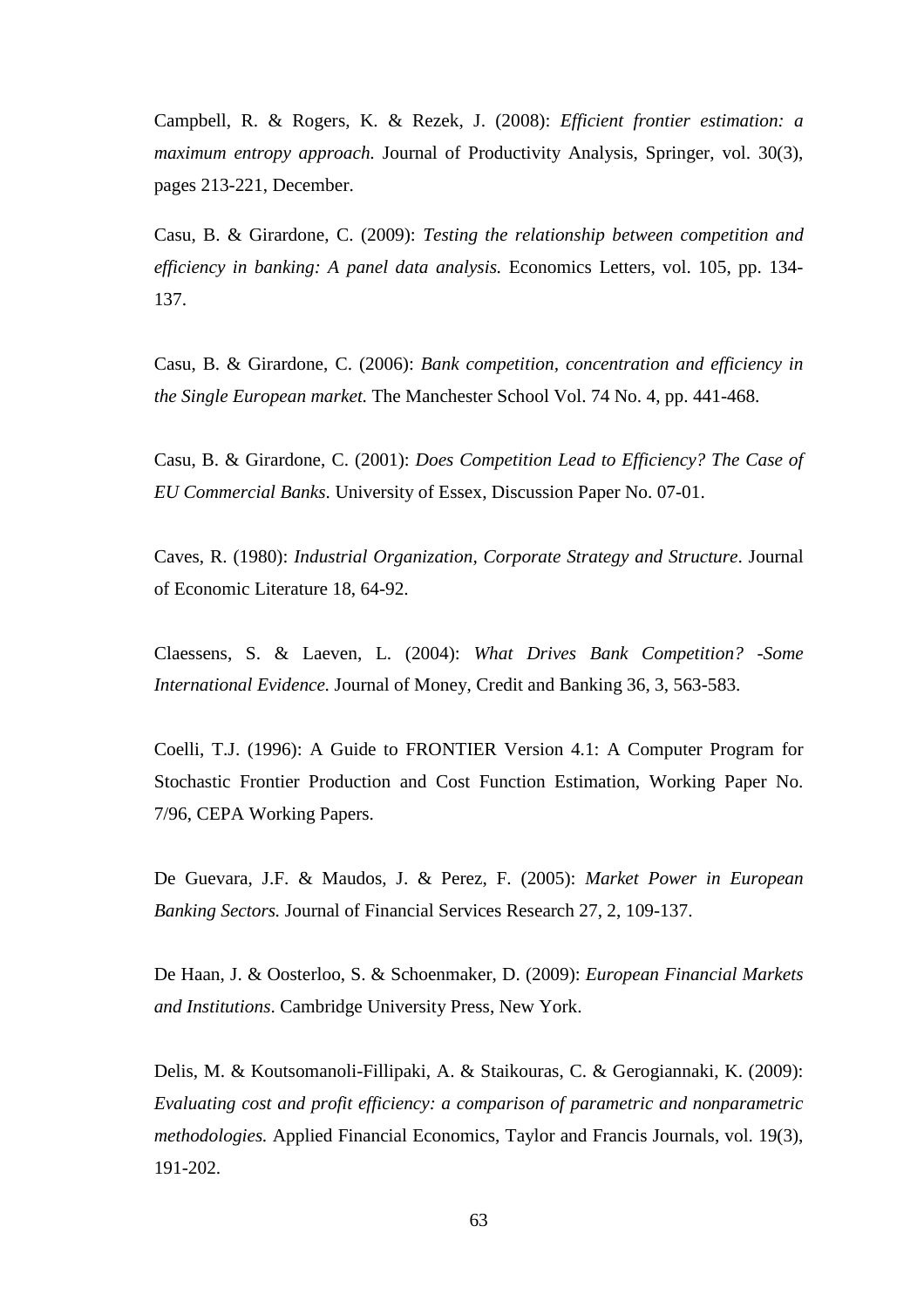Campbell, R. & Rogers, K. & Rezek, J. (2008): *Efficient frontier estimation: a maximum entropy approach.* Journal of Productivity Analysis, Springer, vol. 30(3), pages 213-221, December.

Casu, B. & Girardone, C. (2009): *Testing the relationship between competition and efficiency in banking: A panel data analysis.* Economics Letters, vol. 105, pp. 134-137.

Casu, B. & Girardone, C. (2006): *Bank competition, concentration and efficiency in the Single European market.* The Manchester School Vol. 74 No. 4, pp. 441-468.

Casu, B. & Girardone, C. (2001): *Does Competition Lead to Efficiency? The Case of EU Commercial Banks*. University of Essex, Discussion Paper No. 07-01.

Caves, R. (1980): *Industrial Organization, Corporate Strategy and Structure*. Journal of Economic Literature 18, 64-92.

Claessens, S. & Laeven, L. (2004): *What Drives Bank Competition? -Some International Evidence.* Journal of Money, Credit and Banking 36, 3, 563-583.

Coelli, T.J. (1996): A Guide to FRONTIER Version 4.1: A Computer Program for Stochastic Frontier Production and Cost Function Estimation, Working Paper No. 7/96, CEPA Working Papers.

De Guevara, J.F. & Maudos, J. & Perez, F. (2005): *Market Power in European Banking Sectors.* Journal of Financial Services Research 27, 2, 109-137.

De Haan, J. & Oosterloo, S. & Schoenmaker, D. (2009): *European Financial Markets and Institutions*. Cambridge University Press, New York.

Delis, M. & Koutsomanoli-Fillipaki, A. & Staikouras, C. & Gerogiannaki, K. (2009): *Evaluating cost and profit efficiency: a comparison of parametric and nonparametric methodologies.* Applied Financial Economics, Taylor and Francis Journals, vol. 19(3), 191-202.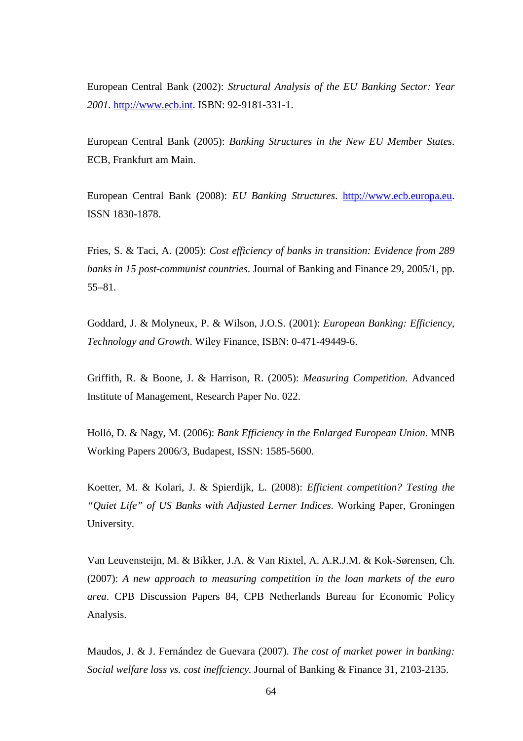European Central Bank (2002): *Structural Analysis of the EU Banking Sector: Year 2001*. http://www.ecb.int. ISBN: 92-9181-331-1.

European Central Bank (2005): *Banking Structures in the New EU Member States*. ECB, Frankfurt am Main.

European Central Bank (2008): *EU Banking Structures*. http://www.ecb.europa.eu. ISSN 1830-1878.

Fries, S. & Taci, A. (2005): *Cost efficiency of banks in transition: Evidence from 289 banks in 15 post-communist countries*. Journal of Banking and Finance 29, 2005/1, pp. 55–81.

Goddard, J. & Molyneux, P. & Wilson, J.O.S. (2001): *European Banking: Efficiency, Technology and Growth*. Wiley Finance, ISBN: 0-471-49449-6.

Griffith, R. & Boone, J. & Harrison, R. (2005): *Measuring Competition*. Advanced Institute of Management, Research Paper No. 022.

Holló, D. & Nagy, M. (2006): *Bank Efficiency in the Enlarged European Union*. MNB Working Papers 2006/3, Budapest, ISSN: 1585-5600.

Koetter, M. & Kolari, J. & Spierdijk, L. (2008): *Efficient competition? Testing the "Quiet Life" of US Banks with Adjusted Lerner Indices.* Working Paper, Groningen University.

Van Leuvensteijn, M. & Bikker, J.A. & Van Rixtel, A. A.R.J.M. & Kok-Sørensen, Ch. (2007): *A new approach to measuring competition in the loan markets of the euro area*. CPB Discussion Papers 84, CPB Netherlands Bureau for Economic Policy Analysis.

Maudos, J. & J. Fernández de Guevara (2007). *The cost of market power in banking: Social welfare loss vs. cost ineffciency.* Journal of Banking & Finance 31, 2103-2135.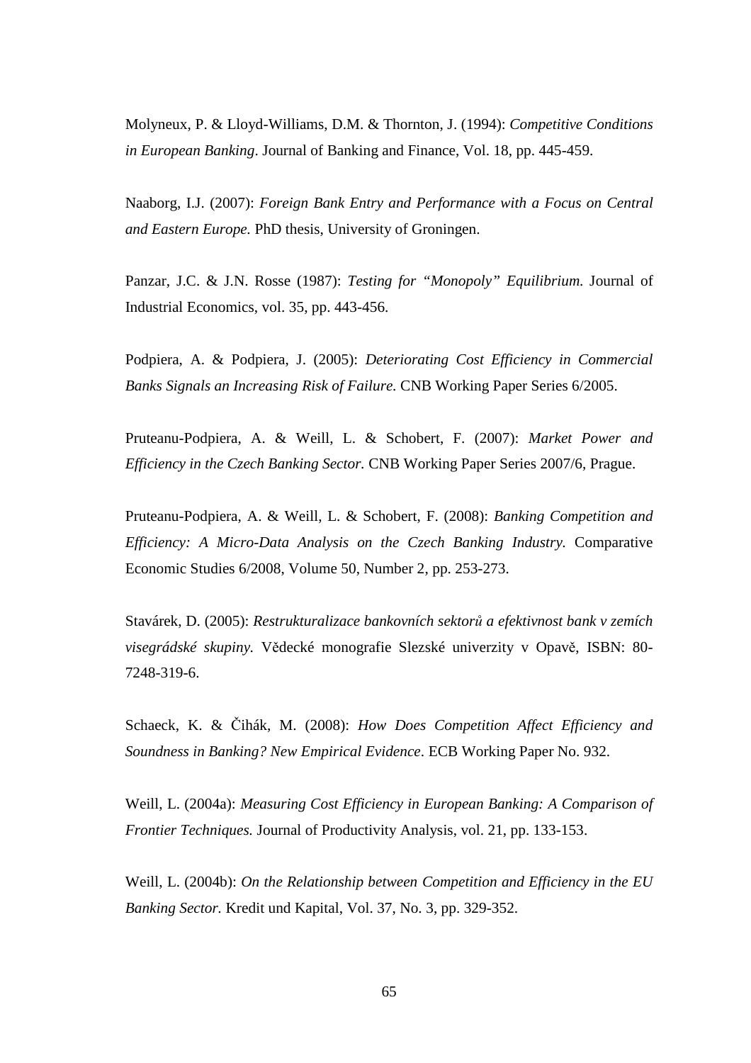Molyneux, P. & Lloyd-Williams, D.M. & Thornton, J. (1994): *Competitive Conditions in European Banking*. Journal of Banking and Finance, Vol. 18, pp. 445-459.

Naaborg, I.J. (2007): *Foreign Bank Entry and Performance with a Focus on Central and Eastern Europe.* PhD thesis, University of Groningen.

Panzar, J.C. & J.N. Rosse (1987): *Testing for "Monopoly" Equilibrium.* Journal of Industrial Economics, vol. 35, pp. 443-456.

Podpiera, A. & Podpiera, J. (2005): *Deteriorating Cost Efficiency in Commercial Banks Signals an Increasing Risk of Failure.* CNB Working Paper Series 6/2005.

Pruteanu-Podpiera, A. & Weill, L. & Schobert, F. (2007): *Market Power and Efficiency in the Czech Banking Sector.* CNB Working Paper Series 2007/6, Prague.

Pruteanu-Podpiera, A. & Weill, L. & Schobert, F. (2008): *Banking Competition and Efficiency: A Micro-Data Analysis on the Czech Banking Industry.* Comparative Economic Studies 6/2008, Volume 50, Number 2, pp. 253-273.

Stavárek, D. (2005): *Restrukturalizace bankovních sektorů a efektivnost bank v zemích visegrádské skupiny.* Vědecké monografie Slezské univerzity v Opavě, ISBN: 80-7248-319-6.

Schaeck, K. & Čihák, M. (2008): *How Does Competition Affect Efficiency and Soundness in Banking? New Empirical Evidence*. ECB Working Paper No. 932.

Weill, L. (2004a): *Measuring Cost Efficiency in European Banking: A Comparison of Frontier Techniques.* Journal of Productivity Analysis, vol. 21, pp. 133-153.

Weill, L. (2004b): *On the Relationship between Competition and Efficiency in the EU Banking Sector.* Kredit und Kapital, Vol. 37, No. 3, pp. 329-352.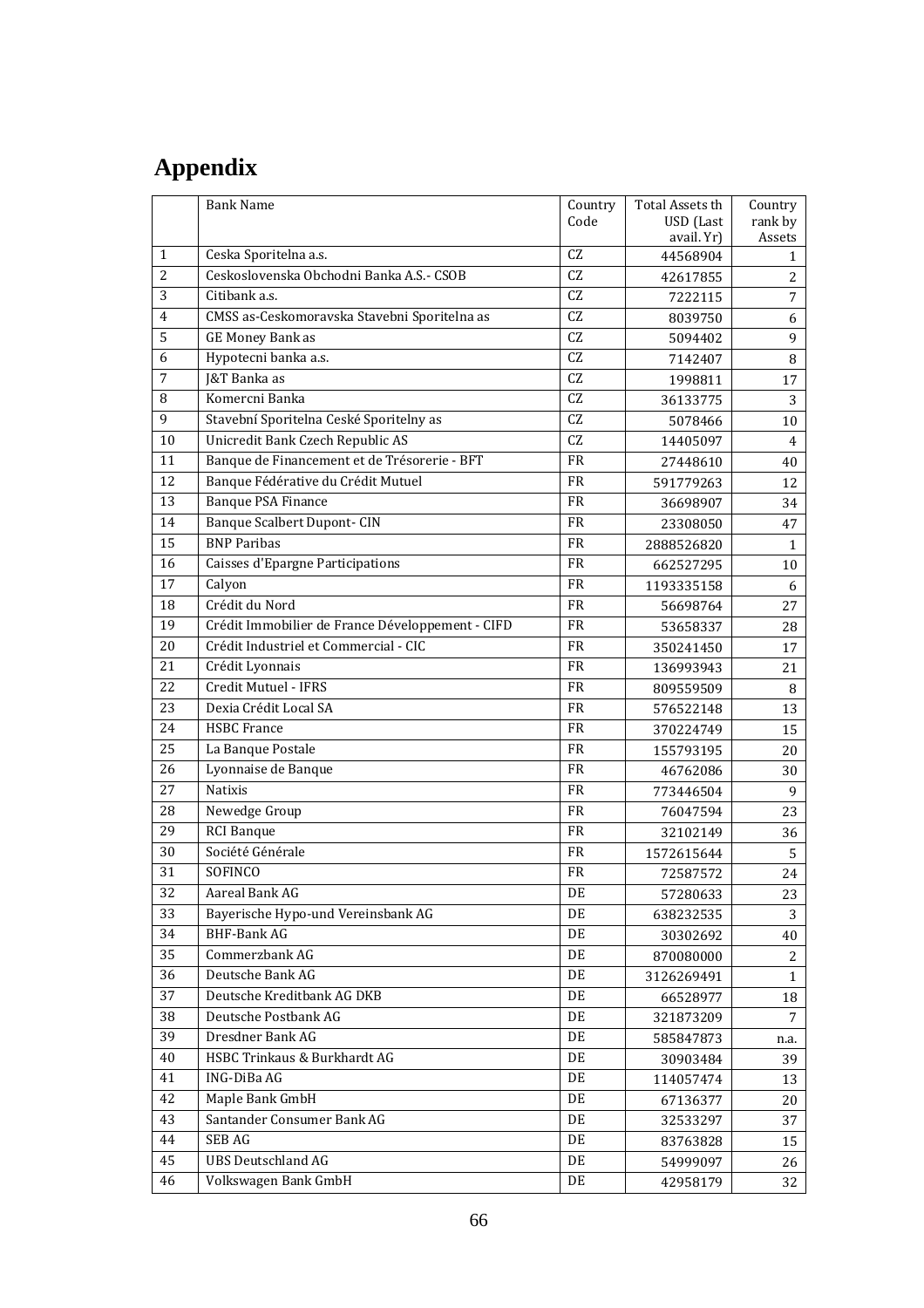# Appendix

|  | Bank Name | Country Code | Total Assets th USD (Last avail. Yr) | Country rank by Assets |
|---|---|---|---|---|
| 1 | Ceska Sporitelna a.s. | CZ | 44568904 | 1 |
| 2 | Ceskoslovenska Obchodni Banka A.S.- CSOB | CZ | 42617855 | 2 |
| 3 | Citibank a.s. | CZ | 7222115 | 7 |
| 4 | CMSS as-Ceskomoravska Stavebni Sporitelna as | CZ | 8039750 | 6 |
| 5 | GE Money Bank as | CZ | 5094402 | 9 |
| 6 | Hypotecni banka a.s. | CZ | 7142407 | 8 |
| 7 | J&T Banka as | CZ | 1998811 | 17 |
| 8 | Komercni Banka | CZ | 36133775 | 3 |
| 9 | Stavební Sporitelna Ceské Sporitelny as | CZ | 5078466 | 10 |
| 10 | Unicredit Bank Czech Republic AS | CZ | 14405097 | 4 |
| 11 | Banque de Financement et de Trésorerie - BFT | FR | 27448610 | 40 |
| 12 | Banque Fédérative du Crédit Mutuel | FR | 591779263 | 12 |
| 13 | Banque PSA Finance | FR | 36698907 | 34 |
| 14 | Banque Scalbert Dupont- CIN | FR | 23308050 | 47 |
| 15 | BNP Paribas | FR | 2888526820 | 1 |
| 16 | Caisses d'Epargne Participations | FR | 662527295 | 10 |
| 17 | Calyon | FR | 1193335158 | 6 |
| 18 | Crédit du Nord | FR | 56698764 | 27 |
| 19 | Crédit Immobilier de France Développement - CIFD | FR | 53658337 | 28 |
| 20 | Crédit Industriel et Commercial - CIC | FR | 350241450 | 17 |
| 21 | Crédit Lyonnais | FR | 136993943 | 21 |
| 22 | Credit Mutuel - IFRS | FR | 809559509 | 8 |
| 23 | Dexia Crédit Local SA | FR | 576522148 | 13 |
| 24 | HSBC France | FR | 370224749 | 15 |
| 25 | La Banque Postale | FR | 155793195 | 20 |
| 26 | Lyonnaise de Banque | FR | 46762086 | 30 |
| 27 | Natixis | FR | 773446504 | 9 |
| 28 | Newedge Group | FR | 76047594 | 23 |
| 29 | RCI Banque | FR | 32102149 | 36 |
| 30 | Société Générale | FR | 1572615644 | 5 |
| 31 | SOFINCO | FR | 72587572 | 24 |
| 32 | Aareal Bank AG | DE | 57280633 | 23 |
| 33 | Bayerische Hypo-und Vereinsbank AG | DE | 638232535 | 3 |
| 34 | BHF-Bank AG | DE | 30302692 | 40 |
| 35 | Commerzbank AG | DE | 870080000 | 2 |
| 36 | Deutsche Bank AG | DE | 3126269491 | 1 |
| 37 | Deutsche Kreditbank AG DKB | DE | 66528977 | 18 |
| 38 | Deutsche Postbank AG | DE | 321873209 | 7 |
| 39 | Dresdner Bank AG | DE | 585847873 | n.a. |
| 40 | HSBC Trinkaus & Burkhardt AG | DE | 30903484 | 39 |
| 41 | ING-DiBa AG | DE | 114057474 | 13 |
| 42 | Maple Bank GmbH | DE | 67136377 | 20 |
| 43 | Santander Consumer Bank AG | DE | 32533297 | 37 |
| 44 | SEB AG | DE | 83763828 | 15 |
| 45 | UBS Deutschland AG | DE | 54999097 | 26 |
| 46 | Volkswagen Bank GmbH | DE | 42958179 | 32 |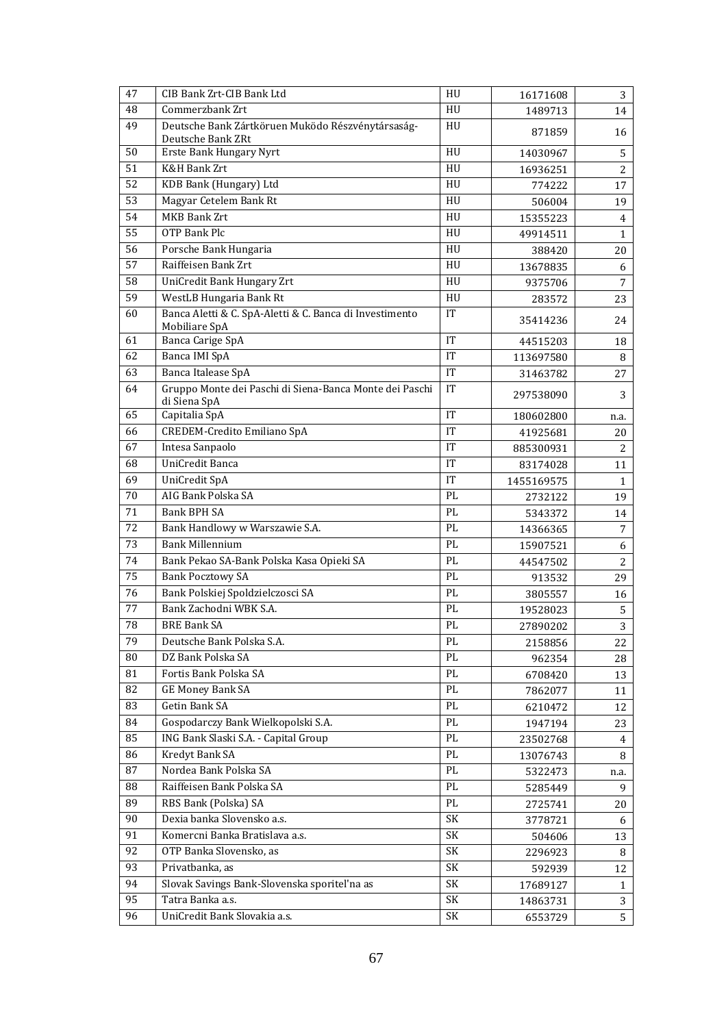| 47 | CIB Bank Zrt-CIB Bank Ltd | HU | 16171608 | 3 |
|---|---|---|---|---|
| 48 | Commerzbank Zrt | HU | 1489713 | 14 |
| 49 | Deutsche Bank Zártköruen Muködo Részvénytársaság-Deutsche Bank ZRt | HU | 871859 | 16 |
| 50 | Erste Bank Hungary Nyrt | HU | 14030967 | 5 |
| 51 | K&H Bank Zrt | HU | 16936251 | 2 |
| 52 | KDB Bank (Hungary) Ltd | HU | 774222 | 17 |
| 53 | Magyar Cetelem Bank Rt | HU | 506004 | 19 |
| 54 | MKB Bank Zrt | HU | 15355223 | 4 |
| 55 | OTP Bank Plc | HU | 49914511 | 1 |
| 56 | Porsche Bank Hungaria | HU | 388420 | 20 |
| 57 | Raiffeisen Bank Zrt | HU | 13678835 | 6 |
| 58 | UniCredit Bank Hungary Zrt | HU | 9375706 | 7 |
| 59 | WestLB Hungaria Bank Rt | HU | 283572 | 23 |
| 60 | Banca Aletti & C. SpA-Aletti & C. Banca di Investimento Mobiliare SpA | IT | 35414236 | 24 |
| 61 | Banca Carige SpA | IT | 44515203 | 18 |
| 62 | Banca IMI SpA | IT | 113697580 | 8 |
| 63 | Banca Italease SpA | IT | 31463782 | 27 |
| 64 | Gruppo Monte dei Paschi di Siena-Banca Monte dei Paschi di Siena SpA | IT | 297538090 | 3 |
| 65 | Capitalia SpA | IT | 180602800 | n.a. |
| 66 | CREDEM-Credito Emiliano SpA | IT | 41925681 | 20 |
| 67 | Intesa Sanpaolo | IT | 885300931 | 2 |
| 68 | UniCredit Banca | IT | 83174028 | 11 |
| 69 | UniCredit SpA | IT | 1455169575 | 1 |
| 70 | AIG Bank Polska SA | PL | 2732122 | 19 |
| 71 | Bank BPH SA | PL | 5343372 | 14 |
| 72 | Bank Handlowy w Warszawie S.A. | PL | 14366365 | 7 |
| 73 | Bank Millennium | PL | 15907521 | 6 |
| 74 | Bank Pekao SA-Bank Polska Kasa Opieki SA | PL | 44547502 | 2 |
| 75 | Bank Pocztowy SA | PL | 913532 | 29 |
| 76 | Bank Polskiej Spoldzielczosci SA | PL | 3805557 | 16 |
| 77 | Bank Zachodni WBK S.A. | PL | 19528023 | 5 |
| 78 | BRE Bank SA | PL | 27890202 | 3 |
| 79 | Deutsche Bank Polska S.A. | PL | 2158856 | 22 |
| 80 | DZ Bank Polska SA | PL | 962354 | 28 |
| 81 | Fortis Bank Polska SA | PL | 6708420 | 13 |
| 82 | GE Money Bank SA | PL | 7862077 | 11 |
| 83 | Getin Bank SA | PL | 6210472 | 12 |
| 84 | Gospodarczy Bank Wielkopolski S.A. | PL | 1947194 | 23 |
| 85 | ING Bank Slaski S.A. - Capital Group | PL | 23502768 | 4 |
| 86 | Kredyt Bank SA | PL | 13076743 | 8 |
| 87 | Nordea Bank Polska SA | PL | 5322473 | n.a. |
| 88 | Raiffeisen Bank Polska SA | PL | 5285449 | 9 |
| 89 | RBS Bank (Polska) SA | PL | 2725741 | 20 |
| 90 | Dexia banka Slovensko a.s. | SK | 3778721 | 6 |
| 91 | Komercni Banka Bratislava a.s. | SK | 504606 | 13 |
| 92 | OTP Banka Slovensko, as | SK | 2296923 | 8 |
| 93 | Privatbanka, as | SK | 592939 | 12 |
| 94 | Slovak Savings Bank-Slovenska sporitel'na as | SK | 17689127 | 1 |
| 95 | Tatra Banka a.s. | SK | 14863731 | 3 |
| 96 | UniCredit Bank Slovakia a.s. | SK | 6553729 | 5 |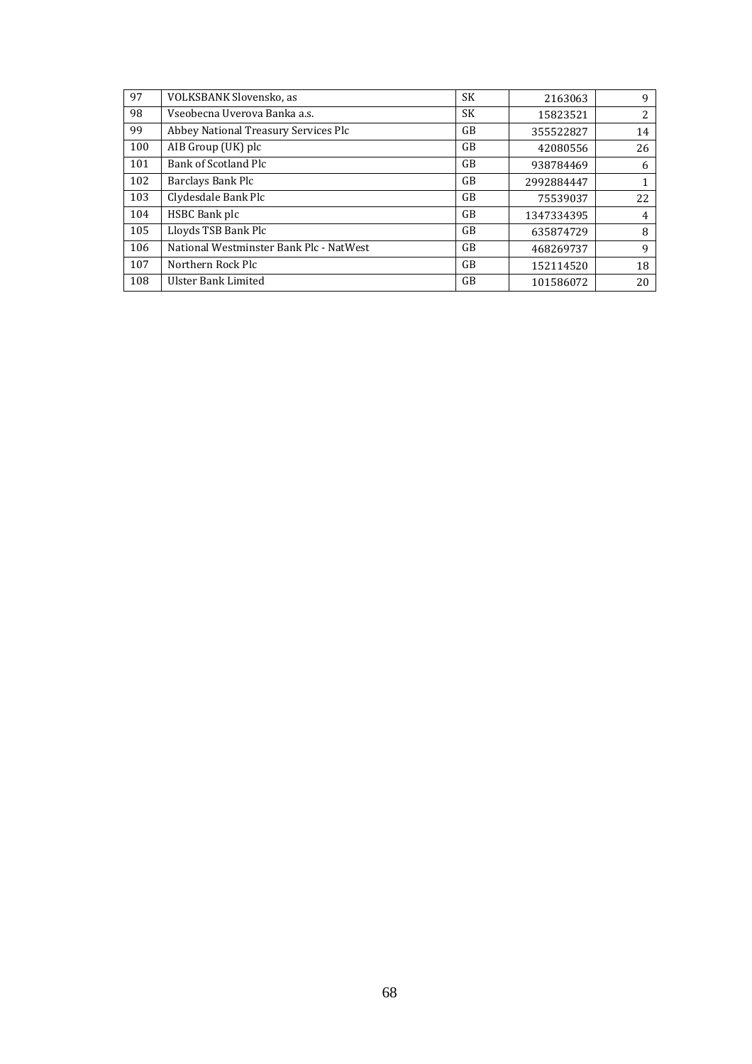| 97 | VOLKSBANK Slovensko, as | SK | 2163063 | 9 |
|---|---|---|---|---|
| 98 | Vseobecna Uverova Banka a.s. | SK | 15823521 | 2 |
| 99 | Abbey National Treasury Services Plc | GB | 355522827 | 14 |
| 100 | AIB Group (UK) plc | GB | 42080556 | 26 |
| 101 | Bank of Scotland Plc | GB | 938784469 | 6 |
| 102 | Barclays Bank Plc | GB | 2992884447 | 1 |
| 103 | Clydesdale Bank Plc | GB | 75539037 | 22 |
| 104 | HSBC Bank plc | GB | 1347334395 | 4 |
| 105 | Lloyds TSB Bank Plc | GB | 635874729 | 8 |
| 106 | National Westminster Bank Plc - NatWest | GB | 468269737 | 9 |
| 107 | Northern Rock Plc | GB | 152114520 | 18 |
| 108 | Ulster Bank Limited | GB | 101586072 | 20 |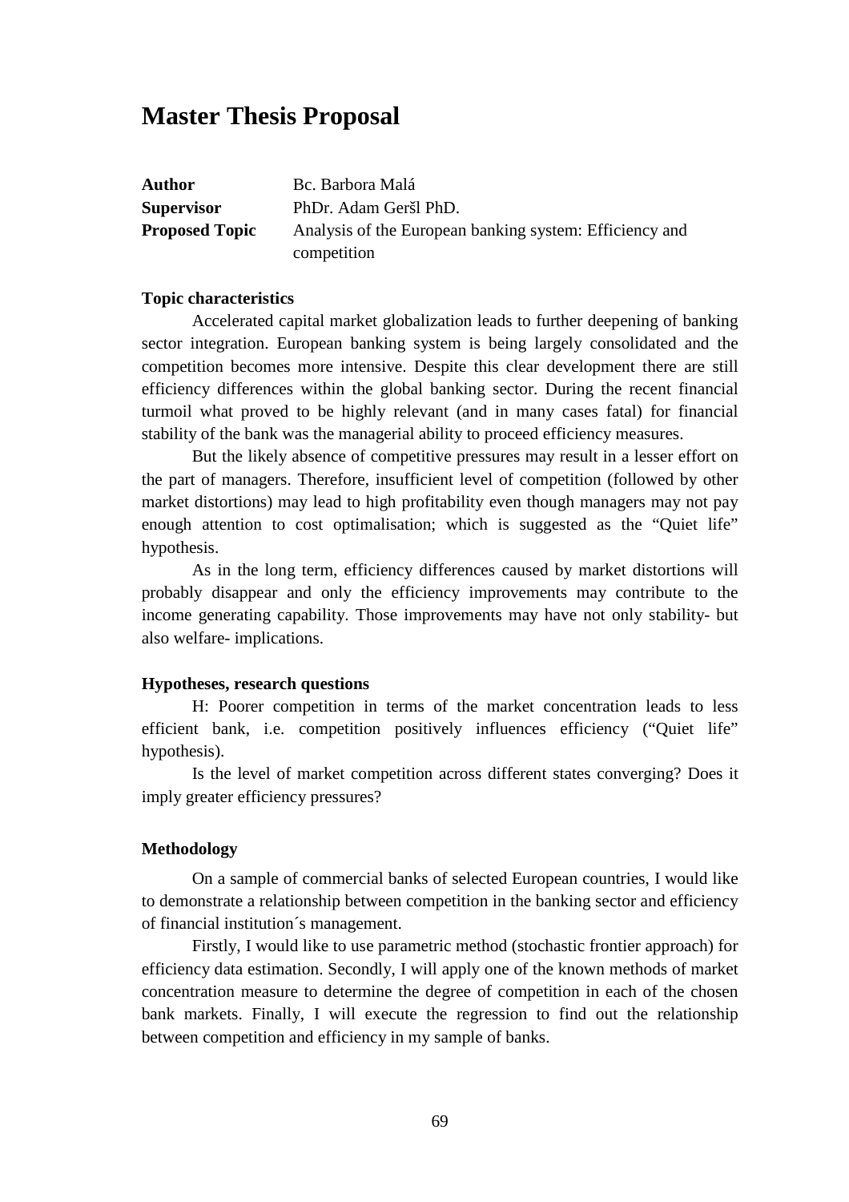# Master Thesis Proposal

| | |
|---|---|
| **Author** | Bc. Barbora Malá |
| **Supervisor** | PhDr. Adam Geršl PhD. |
| **Proposed Topic** | Analysis of the European banking system: Efficiency and competition |

### Topic characteristics

Accelerated capital market globalization leads to further deepening of banking sector integration. European banking system is being largely consolidated and the competition becomes more intensive. Despite this clear development there are still efficiency differences within the global banking sector. During the recent financial turmoil what proved to be highly relevant (and in many cases fatal) for financial stability of the bank was the managerial ability to proceed efficiency measures.

But the likely absence of competitive pressures may result in a lesser effort on the part of managers. Therefore, insufficient level of competition (followed by other market distortions) may lead to high profitability even though managers may not pay enough attention to cost optimalisation; which is suggested as the "Quiet life" hypothesis.

As in the long term, efficiency differences caused by market distortions will probably disappear and only the efficiency improvements may contribute to the income generating capability. Those improvements may have not only stability- but also welfare- implications.

### Hypotheses, research questions

H: Poorer competition in terms of the market concentration leads to less efficient bank, i.e. competition positively influences efficiency ("Quiet life" hypothesis).

Is the level of market competition across different states converging? Does it imply greater efficiency pressures?

### Methodology

On a sample of commercial banks of selected European countries, I would like to demonstrate a relationship between competition in the banking sector and efficiency of financial institution´s management.

Firstly, I would like to use parametric method (stochastic frontier approach) for efficiency data estimation. Secondly, I will apply one of the known methods of market concentration measure to determine the degree of competition in each of the chosen bank markets. Finally, I will execute the regression to find out the relationship between competition and efficiency in my sample of banks.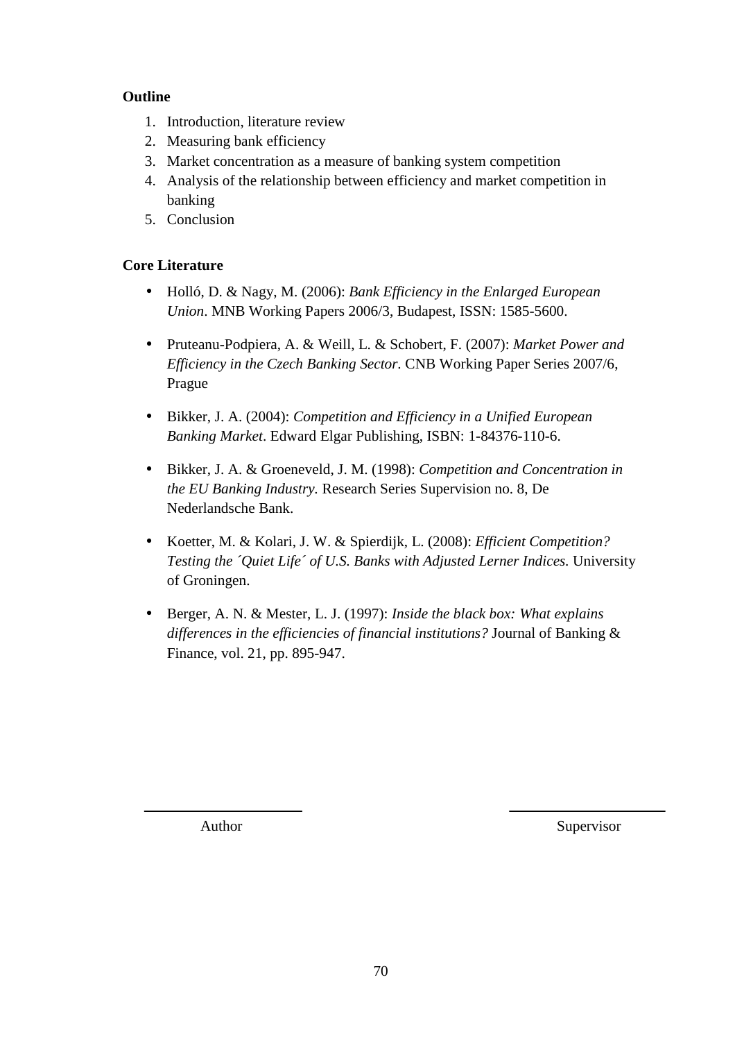**Outline**

1. Introduction, literature review
2. Measuring bank efficiency
3. Market concentration as a measure of banking system competition
4. Analysis of the relationship between efficiency and market competition in banking
5. Conclusion

**Core Literature**

- Holló, D. & Nagy, M. (2006): *Bank Efficiency in the Enlarged European Union*. MNB Working Papers 2006/3, Budapest, ISSN: 1585-5600.

- Pruteanu-Podpiera, A. & Weill, L. & Schobert, F. (2007): *Market Power and Efficiency in the Czech Banking Sector.* CNB Working Paper Series 2007/6, Prague

- Bikker, J. A. (2004): *Competition and Efficiency in a Unified European Banking Market*. Edward Elgar Publishing, ISBN: 1-84376-110-6.

- Bikker, J. A. & Groeneveld, J. M. (1998): *Competition and Concentration in the EU Banking Industry.* Research Series Supervision no. 8, De Nederlandsche Bank.

- Koetter, M. & Kolari, J. W. & Spierdijk, L. (2008): *Efficient Competition? Testing the ´Quiet Life´ of U.S. Banks with Adjusted Lerner Indices.* University of Groningen.

- Berger, A. N. & Mester, L. J. (1997): *Inside the black box: What explains differences in the efficiencies of financial institutions?* Journal of Banking & Finance, vol. 21, pp. 895-947.

Author

Supervisor